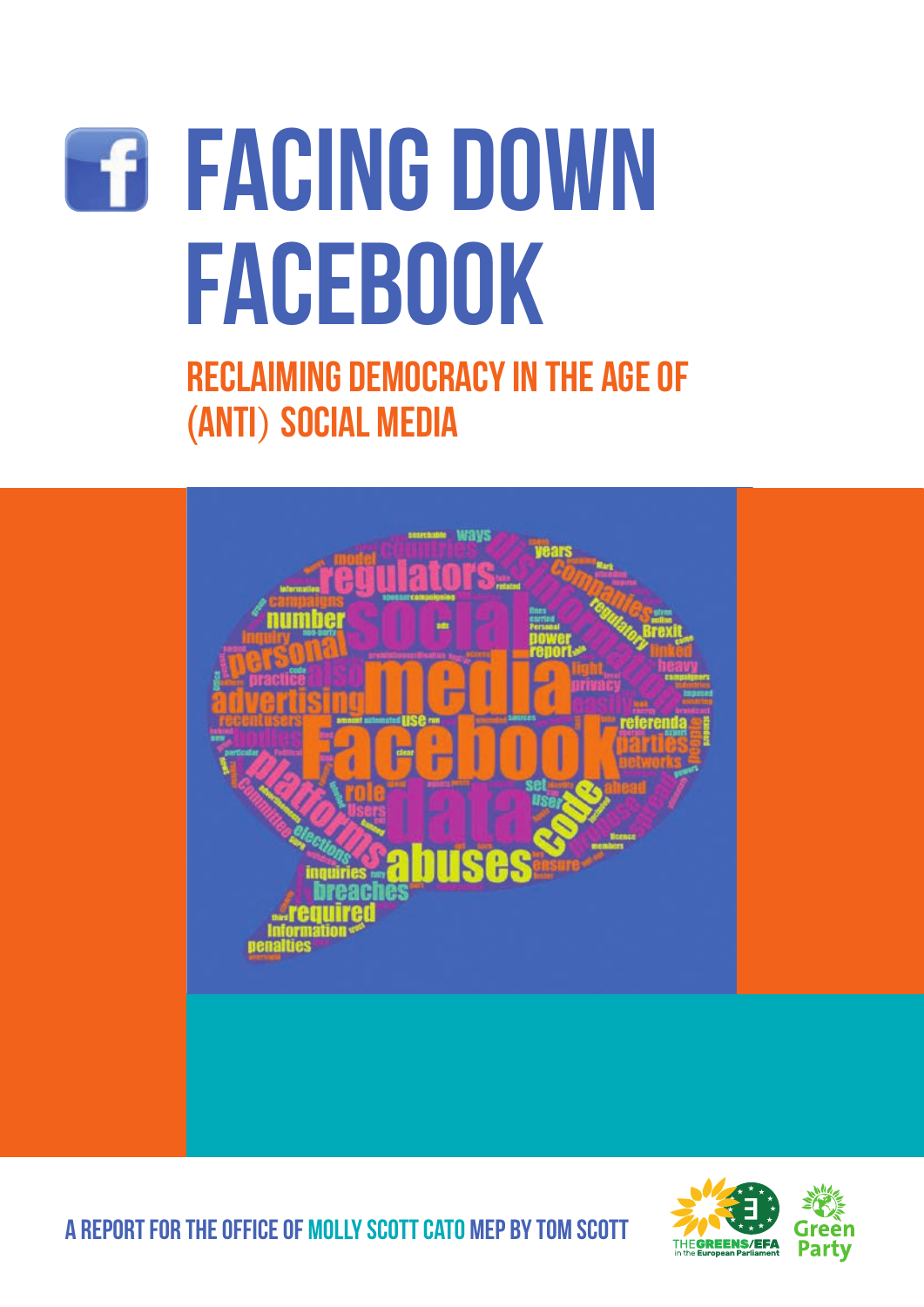# FACING DOWN FACEBOOK

## RECLAIMING DEMOCRACY IN THE AGE OF (ANTI) SOCIAL MEDIA

A REPORT FOR THE OFFICE OF MOLLY SCOTT CATO MEP BY TOM SCOTT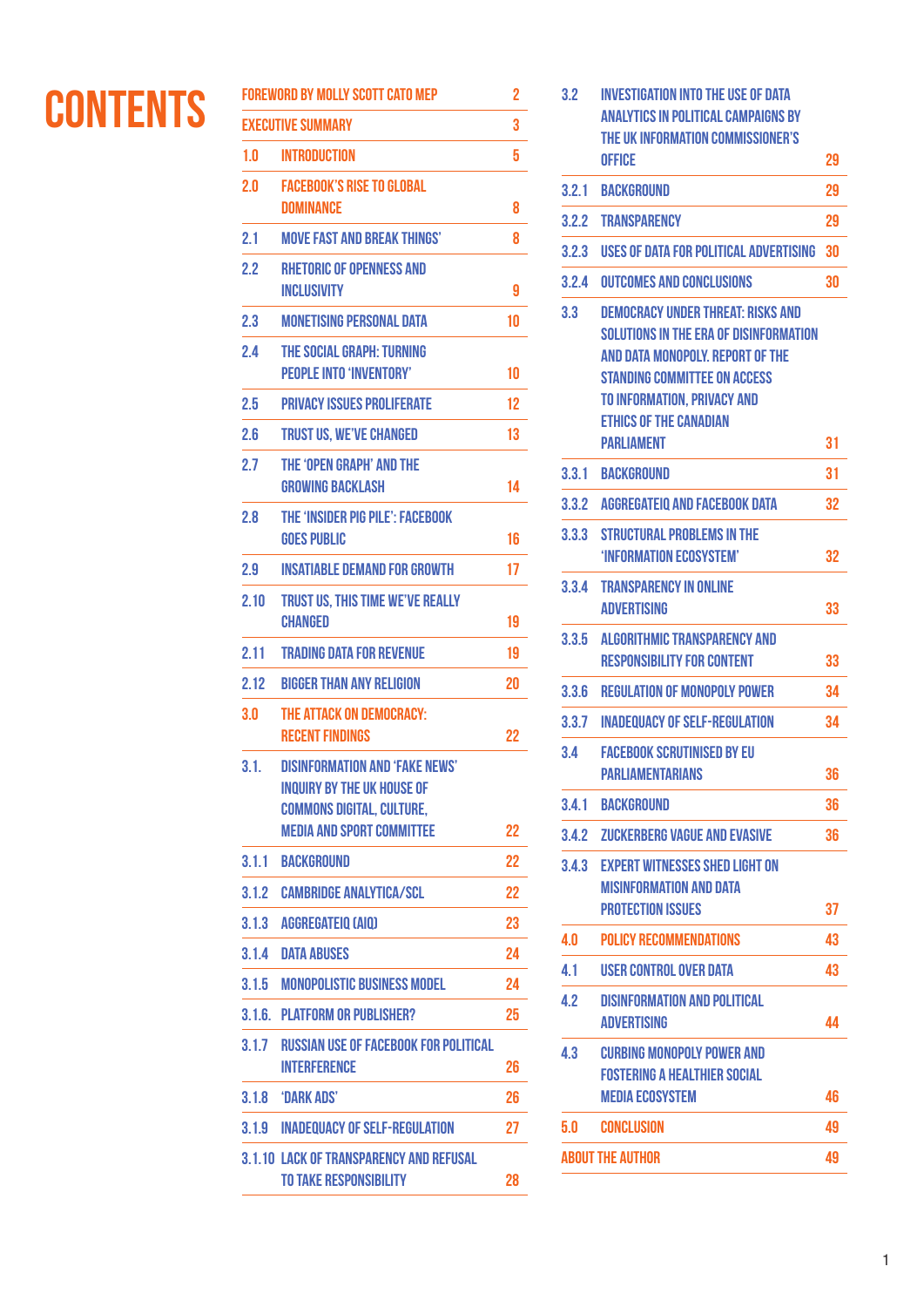# CONTENTS

| | | |
|---|---|---|
| FOREWORD BY MOLLY SCOTT CATO MEP | | 2 |
| EXECUTIVE SUMMARY | | 3 |
| 1.0 | INTRODUCTION | 5 |
| 2.0 | FACEBOOK'S RISE TO GLOBAL DOMINANCE | 8 |
| 2.1 | MOVE FAST AND BREAK THINGS' | 8 |
| 2.2 | RHETORIC OF OPENNESS AND INCLUSIVITY | 9 |
| 2.3 | MONETISING PERSONAL DATA | 10 |
| 2.4 | THE SOCIAL GRAPH: TURNING PEOPLE INTO 'INVENTORY' | 10 |
| 2.5 | PRIVACY ISSUES PROLIFERATE | 12 |
| 2.6 | TRUST US, WE'VE CHANGED | 13 |
| 2.7 | THE 'OPEN GRAPH' AND THE GROWING BACKLASH | 14 |
| 2.8 | THE 'INSIDER PIG PILE': FACEBOOK GOES PUBLIC | 16 |
| 2.9 | INSATIABLE DEMAND FOR GROWTH | 17 |
| 2.10 | TRUST US, THIS TIME WE'VE REALLY CHANGED | 19 |
| 2.11 | TRADING DATA FOR REVENUE | 19 |
| 2.12 | BIGGER THAN ANY RELIGION | 20 |
| 3.0 | THE ATTACK ON DEMOCRACY: RECENT FINDINGS | 22 |
| 3.1. | DISINFORMATION AND 'FAKE NEWS' INQUIRY BY THE UK HOUSE OF COMMONS DIGITAL, CULTURE, MEDIA AND SPORT COMMITTEE | 22 |
| 3.1.1 | BACKGROUND | 22 |
| 3.1.2 | CAMBRIDGE ANALYTICA/SCL | 22 |
| 3.1.3 | AGGREGATEIQ (AIQ) | 23 |
| 3.1.4 | DATA ABUSES | 24 |
| 3.1.5 | MONOPOLISTIC BUSINESS MODEL | 24 |
| 3.1.6. | PLATFORM OR PUBLISHER? | 25 |
| 3.1.7 | RUSSIAN USE OF FACEBOOK FOR POLITICAL INTERFERENCE | 26 |
| 3.1.8 | 'DARK ADS' | 26 |
| 3.1.9 | INADEQUACY OF SELF-REGULATION | 27 |
| 3.1.10 | LACK OF TRANSPARENCY AND REFUSAL TO TAKE RESPONSIBILITY | 28 |
| 3.2 | INVESTIGATION INTO THE USE OF DATA ANALYTICS IN POLITICAL CAMPAIGNS BY THE UK INFORMATION COMMISSIONER'S OFFICE | 29 |
| 3.2.1 | BACKGROUND | 29 |
| 3.2.2 | TRANSPARENCY | 29 |
| 3.2.3 | USES OF DATA FOR POLITICAL ADVERTISING | 30 |
| 3.2.4 | OUTCOMES AND CONCLUSIONS | 30 |
| 3.3 | DEMOCRACY UNDER THREAT: RISKS AND SOLUTIONS IN THE ERA OF DISINFORMATION AND DATA MONOPOLY. REPORT OF THE STANDING COMMITTEE ON ACCESS TO INFORMATION, PRIVACY AND ETHICS OF THE CANADIAN PARLIAMENT | 31 |
| 3.3.1 | BACKGROUND | 31 |
| 3.3.2 | AGGREGATEIQ AND FACEBOOK DATA | 32 |
| 3.3.3 | STRUCTURAL PROBLEMS IN THE 'INFORMATION ECOSYSTEM' | 32 |
| 3.3.4 | TRANSPARENCY IN ONLINE ADVERTISING | 33 |
| 3.3.5 | ALGORITHMIC TRANSPARENCY AND RESPONSIBILITY FOR CONTENT | 33 |
| 3.3.6 | REGULATION OF MONOPOLY POWER | 34 |
| 3.3.7 | INADEQUACY OF SELF-REGULATION | 34 |
| 3.4 | FACEBOOK SCRUTINISED BY EU PARLIAMENTARIANS | 36 |
| 3.4.1 | BACKGROUND | 36 |
| 3.4.2 | ZUCKERBERG VAGUE AND EVASIVE | 36 |
| 3.4.3 | EXPERT WITNESSES SHED LIGHT ON MISINFORMATION AND DATA PROTECTION ISSUES | 37 |
| 4.0 | POLICY RECOMMENDATIONS | 43 |
| 4.1 | USER CONTROL OVER DATA | 43 |
| 4.2 | DISINFORMATION AND POLITICAL ADVERTISING | 44 |
| 4.3 | CURBING MONOPOLY POWER AND FOSTERING A HEALTHIER SOCIAL MEDIA ECOSYSTEM | 46 |
| 5.0 | CONCLUSION | 49 |
| ABOUT THE AUTHOR | | 49 |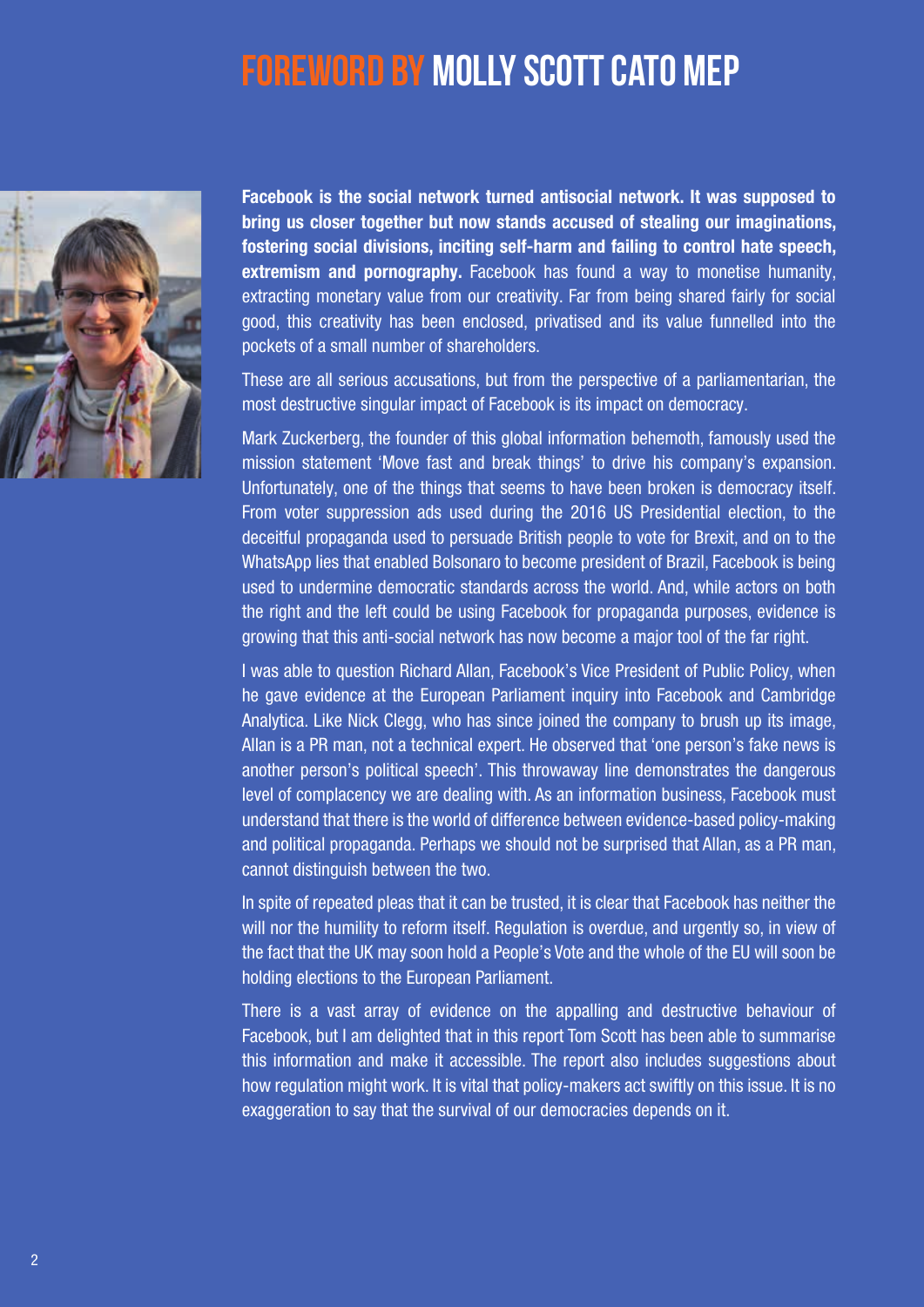# FOREWORD BY MOLLY SCOTT CATO MEP

**Facebook is the social network turned antisocial network. It was supposed to bring us closer together but now stands accused of stealing our imaginations, fostering social divisions, inciting self-harm and failing to control hate speech, extremism and pornography.** Facebook has found a way to monetise humanity, extracting monetary value from our creativity. Far from being shared fairly for social good, this creativity has been enclosed, privatised and its value funnelled into the pockets of a small number of shareholders.

These are all serious accusations, but from the perspective of a parliamentarian, the most destructive singular impact of Facebook is its impact on democracy.

Mark Zuckerberg, the founder of this global information behemoth, famously used the mission statement 'Move fast and break things' to drive his company's expansion. Unfortunately, one of the things that seems to have been broken is democracy itself. From voter suppression ads used during the 2016 US Presidential election, to the deceitful propaganda used to persuade British people to vote for Brexit, and on to the WhatsApp lies that enabled Bolsonaro to become president of Brazil, Facebook is being used to undermine democratic standards across the world. And, while actors on both the right and the left could be using Facebook for propaganda purposes, evidence is growing that this anti-social network has now become a major tool of the far right.

I was able to question Richard Allan, Facebook's Vice President of Public Policy, when he gave evidence at the European Parliament inquiry into Facebook and Cambridge Analytica. Like Nick Clegg, who has since joined the company to brush up its image, Allan is a PR man, not a technical expert. He observed that 'one person's fake news is another person's political speech'. This throwaway line demonstrates the dangerous level of complacency we are dealing with. As an information business, Facebook must understand that there is the world of difference between evidence-based policy-making and political propaganda. Perhaps we should not be surprised that Allan, as a PR man, cannot distinguish between the two.

In spite of repeated pleas that it can be trusted, it is clear that Facebook has neither the will nor the humility to reform itself. Regulation is overdue, and urgently so, in view of the fact that the UK may soon hold a People's Vote and the whole of the EU will soon be holding elections to the European Parliament.

There is a vast array of evidence on the appalling and destructive behaviour of Facebook, but I am delighted that in this report Tom Scott has been able to summarise this information and make it accessible. The report also includes suggestions about how regulation might work. It is vital that policy-makers act swiftly on this issue. It is no exaggeration to say that the survival of our democracies depends on it.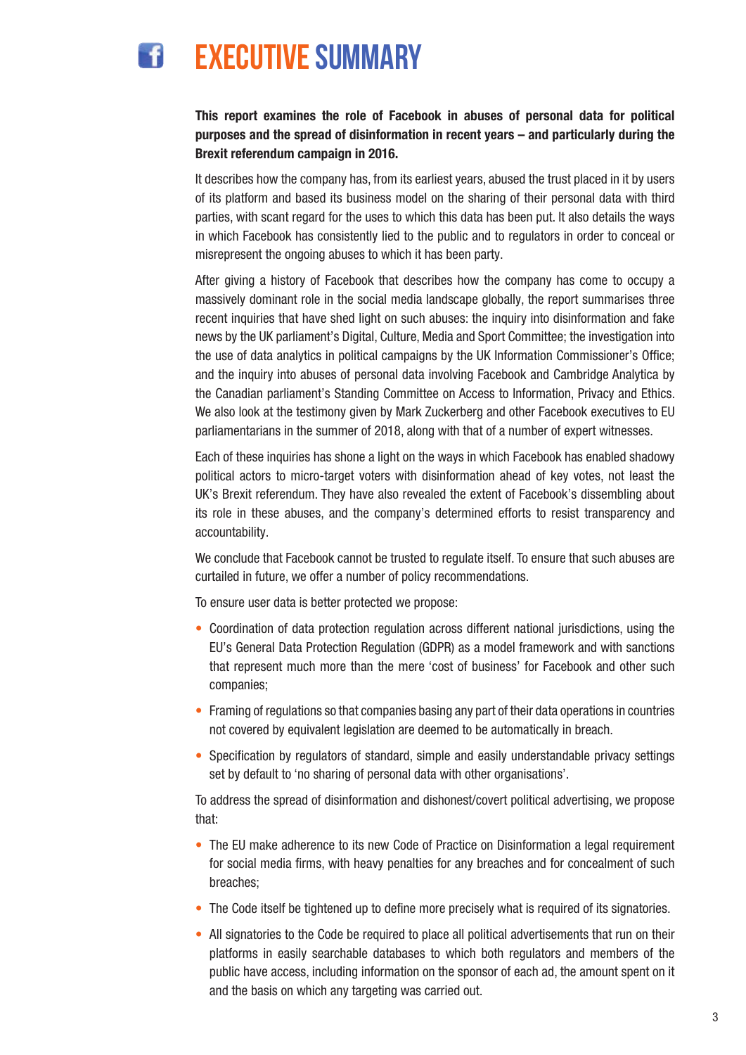# EXECUTIVE SUMMARY

**This report examines the role of Facebook in abuses of personal data for political purposes and the spread of disinformation in recent years – and particularly during the Brexit referendum campaign in 2016.**

It describes how the company has, from its earliest years, abused the trust placed in it by users of its platform and based its business model on the sharing of their personal data with third parties, with scant regard for the uses to which this data has been put. It also details the ways in which Facebook has consistently lied to the public and to regulators in order to conceal or misrepresent the ongoing abuses to which it has been party.

After giving a history of Facebook that describes how the company has come to occupy a massively dominant role in the social media landscape globally, the report summarises three recent inquiries that have shed light on such abuses: the inquiry into disinformation and fake news by the UK parliament's Digital, Culture, Media and Sport Committee; the investigation into the use of data analytics in political campaigns by the UK Information Commissioner's Office; and the inquiry into abuses of personal data involving Facebook and Cambridge Analytica by the Canadian parliament's Standing Committee on Access to Information, Privacy and Ethics. We also look at the testimony given by Mark Zuckerberg and other Facebook executives to EU parliamentarians in the summer of 2018, along with that of a number of expert witnesses.

Each of these inquiries has shone a light on the ways in which Facebook has enabled shadowy political actors to micro-target voters with disinformation ahead of key votes, not least the UK's Brexit referendum. They have also revealed the extent of Facebook's dissembling about its role in these abuses, and the company's determined efforts to resist transparency and accountability.

We conclude that Facebook cannot be trusted to regulate itself. To ensure that such abuses are curtailed in future, we offer a number of policy recommendations.

To ensure user data is better protected we propose:

- Coordination of data protection regulation across different national jurisdictions, using the EU's General Data Protection Regulation (GDPR) as a model framework and with sanctions that represent much more than the mere 'cost of business' for Facebook and other such companies;
- Framing of regulations so that companies basing any part of their data operations in countries not covered by equivalent legislation are deemed to be automatically in breach.
- Specification by regulators of standard, simple and easily understandable privacy settings set by default to 'no sharing of personal data with other organisations'.

To address the spread of disinformation and dishonest/covert political advertising, we propose that:

- The EU make adherence to its new Code of Practice on Disinformation a legal requirement for social media firms, with heavy penalties for any breaches and for concealment of such breaches;
- The Code itself be tightened up to define more precisely what is required of its signatories.
- All signatories to the Code be required to place all political advertisements that run on their platforms in easily searchable databases to which both regulators and members of the public have access, including information on the sponsor of each ad, the amount spent on it and the basis on which any targeting was carried out.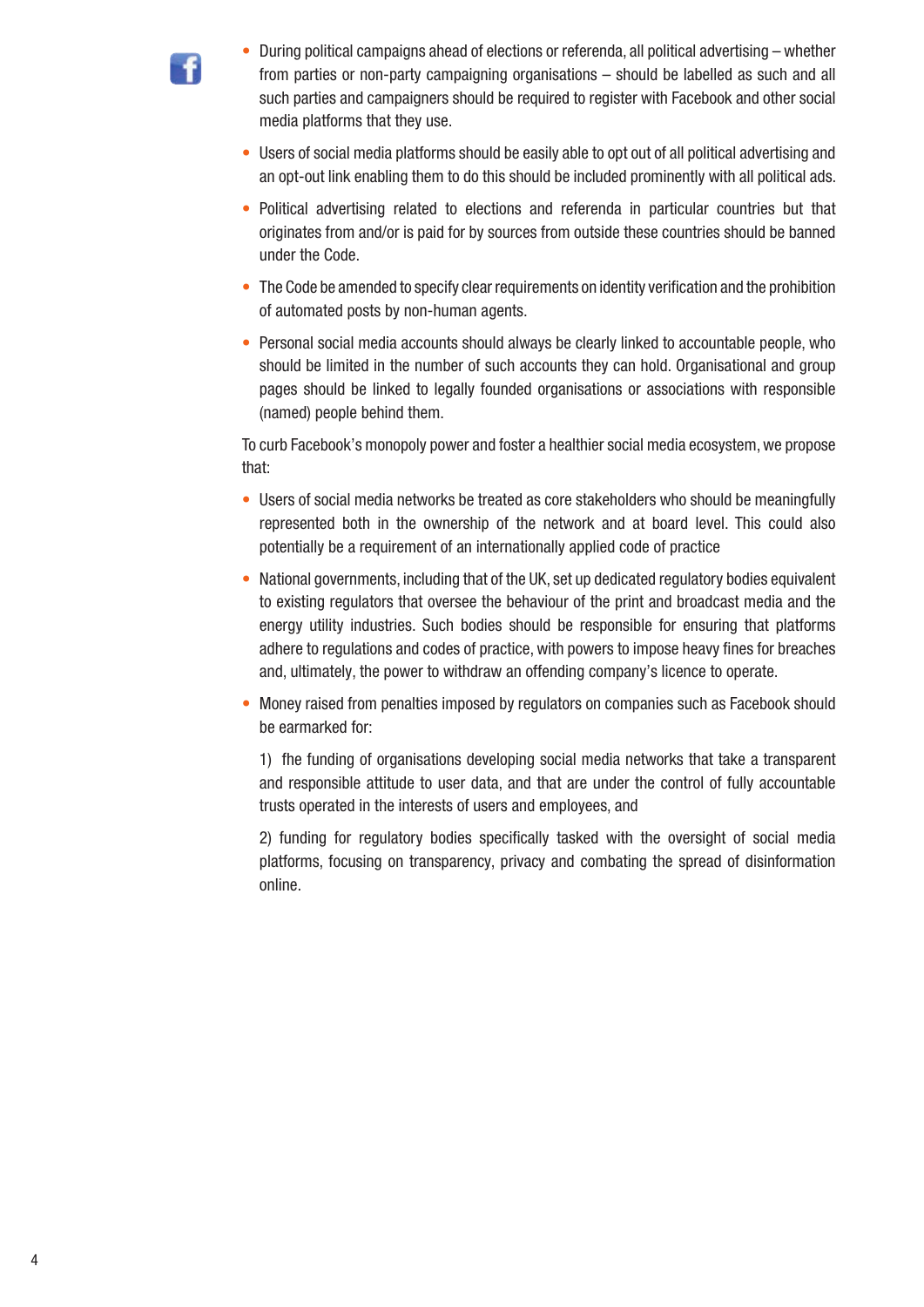- During political campaigns ahead of elections or referenda, all political advertising – whether from parties or non-party campaigning organisations – should be labelled as such and all such parties and campaigners should be required to register with Facebook and other social media platforms that they use.
- Users of social media platforms should be easily able to opt out of all political advertising and an opt-out link enabling them to do this should be included prominently with all political ads.
- Political advertising related to elections and referenda in particular countries but that originates from and/or is paid for by sources from outside these countries should be banned under the Code.
- The Code be amended to specify clear requirements on identity verification and the prohibition of automated posts by non-human agents.
- Personal social media accounts should always be clearly linked to accountable people, who should be limited in the number of such accounts they can hold. Organisational and group pages should be linked to legally founded organisations or associations with responsible (named) people behind them.

To curb Facebook's monopoly power and foster a healthier social media ecosystem, we propose that:

- Users of social media networks be treated as core stakeholders who should be meaningfully represented both in the ownership of the network and at board level. This could also potentially be a requirement of an internationally applied code of practice
- National governments, including that of the UK, set up dedicated regulatory bodies equivalent to existing regulators that oversee the behaviour of the print and broadcast media and the energy utility industries. Such bodies should be responsible for ensuring that platforms adhere to regulations and codes of practice, with powers to impose heavy fines for breaches and, ultimately, the power to withdraw an offending company's licence to operate.
- Money raised from penalties imposed by regulators on companies such as Facebook should be earmarked for:

  1) fhe funding of organisations developing social media networks that take a transparent and responsible attitude to user data, and that are under the control of fully accountable trusts operated in the interests of users and employees, and

  2) funding for regulatory bodies specifically tasked with the oversight of social media platforms, focusing on transparency, privacy and combating the spread of disinformation online.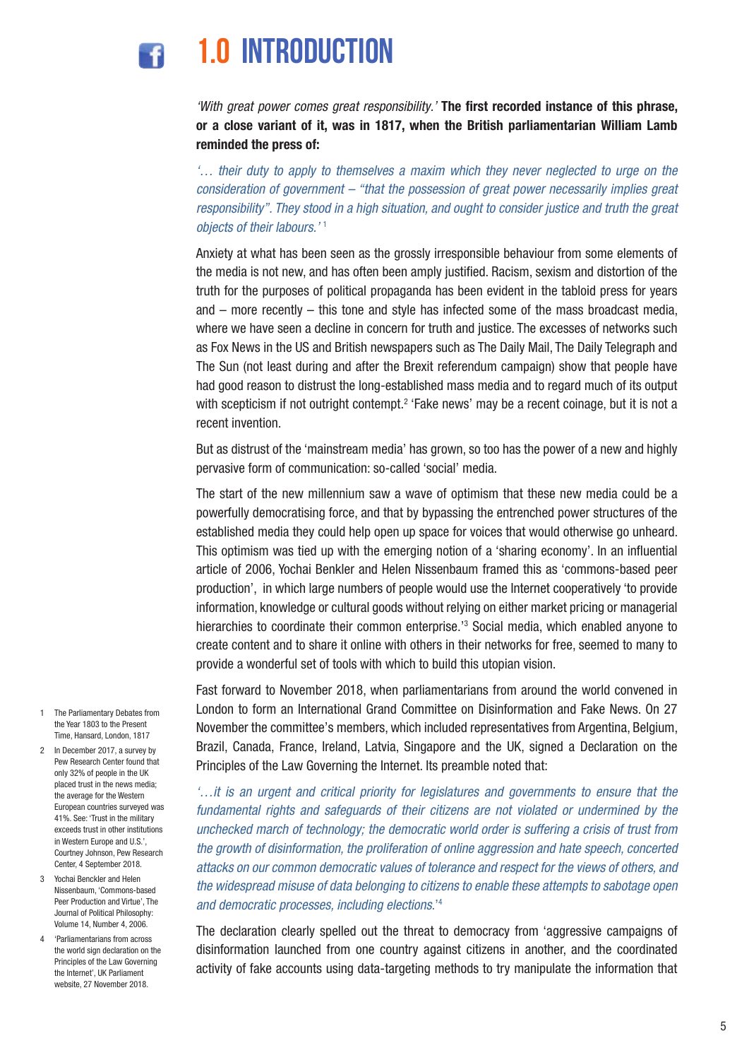# 1.0 INTRODUCTION

*'With great power comes great responsibility.'* **The first recorded instance of this phrase, or a close variant of it, was in 1817, when the British parliamentarian William Lamb reminded the press of:**

*'… their duty to apply to themselves a maxim which they never neglected to urge on the consideration of government – "that the possession of great power necessarily implies great responsibility". They stood in a high situation, and ought to consider justice and truth the great objects of their labours.'* [1]

Anxiety at what has been seen as the grossly irresponsible behaviour from some elements of the media is not new, and has often been amply justified. Racism, sexism and distortion of the truth for the purposes of political propaganda has been evident in the tabloid press for years and – more recently – this tone and style has infected some of the mass broadcast media, where we have seen a decline in concern for truth and justice. The excesses of networks such as Fox News in the US and British newspapers such as The Daily Mail, The Daily Telegraph and The Sun (not least during and after the Brexit referendum campaign) show that people have had good reason to distrust the long-established mass media and to regard much of its output with scepticism if not outright contempt.[2] 'Fake news' may be a recent coinage, but it is not a recent invention.

But as distrust of the 'mainstream media' has grown, so too has the power of a new and highly pervasive form of communication: so-called 'social' media.

The start of the new millennium saw a wave of optimism that these new media could be a powerfully democratising force, and that by bypassing the entrenched power structures of the established media they could help open up space for voices that would otherwise go unheard. This optimism was tied up with the emerging notion of a 'sharing economy'. In an influential article of 2006, Yochai Benkler and Helen Nissenbaum framed this as 'commons-based peer production', in which large numbers of people would use the Internet cooperatively 'to provide information, knowledge or cultural goods without relying on either market pricing or managerial hierarchies to coordinate their common enterprise.'[3] Social media, which enabled anyone to create content and to share it online with others in their networks for free, seemed to many to provide a wonderful set of tools with which to build this utopian vision.

Fast forward to November 2018, when parliamentarians from around the world convened in London to form an International Grand Committee on Disinformation and Fake News. On 27 November the committee's members, which included representatives from Argentina, Belgium, Brazil, Canada, France, Ireland, Latvia, Singapore and the UK, signed a Declaration on the Principles of the Law Governing the Internet. Its preamble noted that:

*'…it is an urgent and critical priority for legislatures and governments to ensure that the fundamental rights and safeguards of their citizens are not violated or undermined by the unchecked march of technology; the democratic world order is suffering a crisis of trust from the growth of disinformation, the proliferation of online aggression and hate speech, concerted attacks on our common democratic values of tolerance and respect for the views of others, and the widespread misuse of data belonging to citizens to enable these attempts to sabotage open and democratic processes, including elections.'*[4]

The declaration clearly spelled out the threat to democracy from 'aggressive campaigns of disinformation launched from one country against citizens in another, and the coordinated activity of fake accounts using data-targeting methods to try manipulate the information that

---

1 The Parliamentary Debates from the Year 1803 to the Present Time, Hansard, London, 1817

2 In December 2017, a survey by Pew Research Center found that only 32% of people in the UK placed trust in the news media; the average for the Western European countries surveyed was 41%. See: 'Trust in the military exceeds trust in other institutions in Western Europe and U.S.', Courtney Johnson, Pew Research Center, 4 September 2018.

3 Yochai Benckler and Helen Nissenbaum, 'Commons-based Peer Production and Virtue', The Journal of Political Philosophy: Volume 14, Number 4, 2006.

4 'Parliamentarians from across the world sign declaration on the Principles of the Law Governing the Internet', UK Parliament website, 27 November 2018.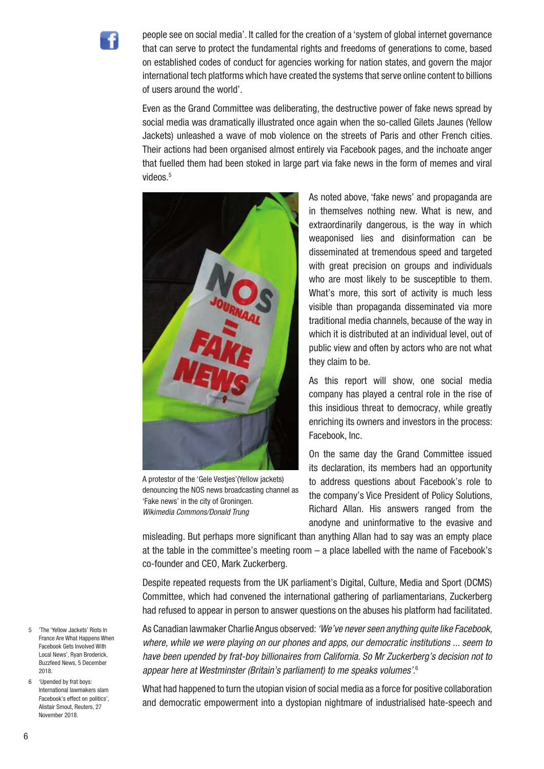people see on social media'. It called for the creation of a 'system of global internet governance that can serve to protect the fundamental rights and freedoms of generations to come, based on established codes of conduct for agencies working for nation states, and govern the major international tech platforms which have created the systems that serve online content to billions of users around the world'.

Even as the Grand Committee was deliberating, the destructive power of fake news spread by social media was dramatically illustrated once again when the so-called Gilets Jaunes (Yellow Jackets) unleashed a wave of mob violence on the streets of Paris and other French cities. Their actions had been organised almost entirely via Facebook pages, and the inchoate anger that fuelled them had been stoked in large part via fake news in the form of memes and viral videos.[5]

A protestor of the 'Gele Vestjes'(Yellow jackets) denouncing the NOS news broadcasting channel as 'Fake news' in the city of Groningen. *Wikimedia Commons/Donald Trung*

As noted above, 'fake news' and propaganda are in themselves nothing new. What is new, and extraordinarily dangerous, is the way in which weaponised lies and disinformation can be disseminated at tremendous speed and targeted with great precision on groups and individuals who are most likely to be susceptible to them. What's more, this sort of activity is much less visible than propaganda disseminated via more traditional media channels, because of the way in which it is distributed at an individual level, out of public view and often by actors who are not what they claim to be.

As this report will show, one social media company has played a central role in the rise of this insidious threat to democracy, while greatly enriching its owners and investors in the process: Facebook, Inc.

On the same day the Grand Committee issued its declaration, its members had an opportunity to address questions about Facebook's role to the company's Vice President of Policy Solutions, Richard Allan. His answers ranged from the anodyne and uninformative to the evasive and misleading. But perhaps more significant than anything Allan had to say was an empty place at the table in the committee's meeting room – a place labelled with the name of Facebook's co-founder and CEO, Mark Zuckerberg.

Despite repeated requests from the UK parliament's Digital, Culture, Media and Sport (DCMS) Committee, which had convened the international gathering of parliamentarians, Zuckerberg had refused to appear in person to answer questions on the abuses his platform had facilitated.

As Canadian lawmaker Charlie Angus observed: *'We've never seen anything quite like Facebook, where, while we were playing on our phones and apps, our democratic institutions ... seem to have been upended by frat-boy billionaires from California. So Mr Zuckerberg's decision not to appear here at Westminster (Britain's parliament) to me speaks volumes'.*[6]

What had happened to turn the utopian vision of social media as a force for positive collaboration and democratic empowerment into a dystopian nightmare of industrialised hate-speech and

---

5 'The 'Yellow Jackets' Riots In France Are What Happens When Facebook Gets Involved With Local News', Ryan Broderick, Buzzfeed News, 5 December 2018.

6 'Upended by frat boys: International lawmakers slam Facebook's effect on politics', Alistair Smout, Reuters, 27 November 2018.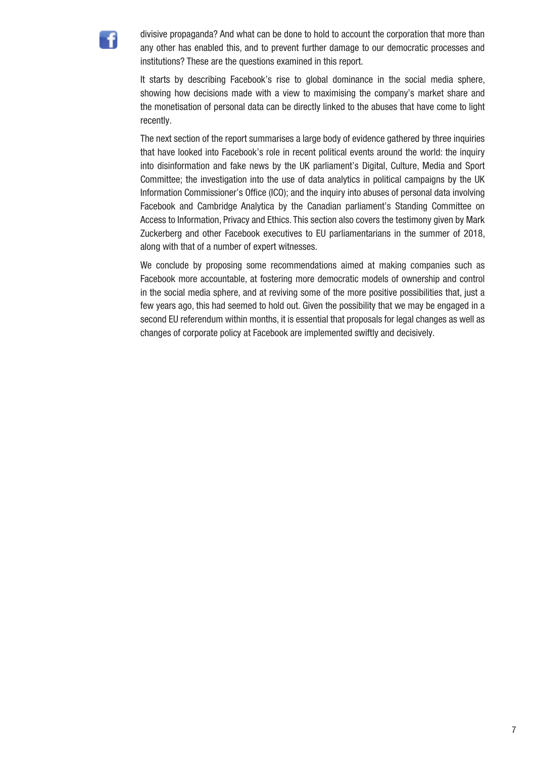divisive propaganda? And what can be done to hold to account the corporation that more than any other has enabled this, and to prevent further damage to our democratic processes and institutions? These are the questions examined in this report.

It starts by describing Facebook's rise to global dominance in the social media sphere, showing how decisions made with a view to maximising the company's market share and the monetisation of personal data can be directly linked to the abuses that have come to light recently.

The next section of the report summarises a large body of evidence gathered by three inquiries that have looked into Facebook's role in recent political events around the world: the inquiry into disinformation and fake news by the UK parliament's Digital, Culture, Media and Sport Committee; the investigation into the use of data analytics in political campaigns by the UK Information Commissioner's Office (ICO); and the inquiry into abuses of personal data involving Facebook and Cambridge Analytica by the Canadian parliament's Standing Committee on Access to Information, Privacy and Ethics. This section also covers the testimony given by Mark Zuckerberg and other Facebook executives to EU parliamentarians in the summer of 2018, along with that of a number of expert witnesses.

We conclude by proposing some recommendations aimed at making companies such as Facebook more accountable, at fostering more democratic models of ownership and control in the social media sphere, and at reviving some of the more positive possibilities that, just a few years ago, this had seemed to hold out. Given the possibility that we may be engaged in a second EU referendum within months, it is essential that proposals for legal changes as well as changes of corporate policy at Facebook are implemented swiftly and decisively.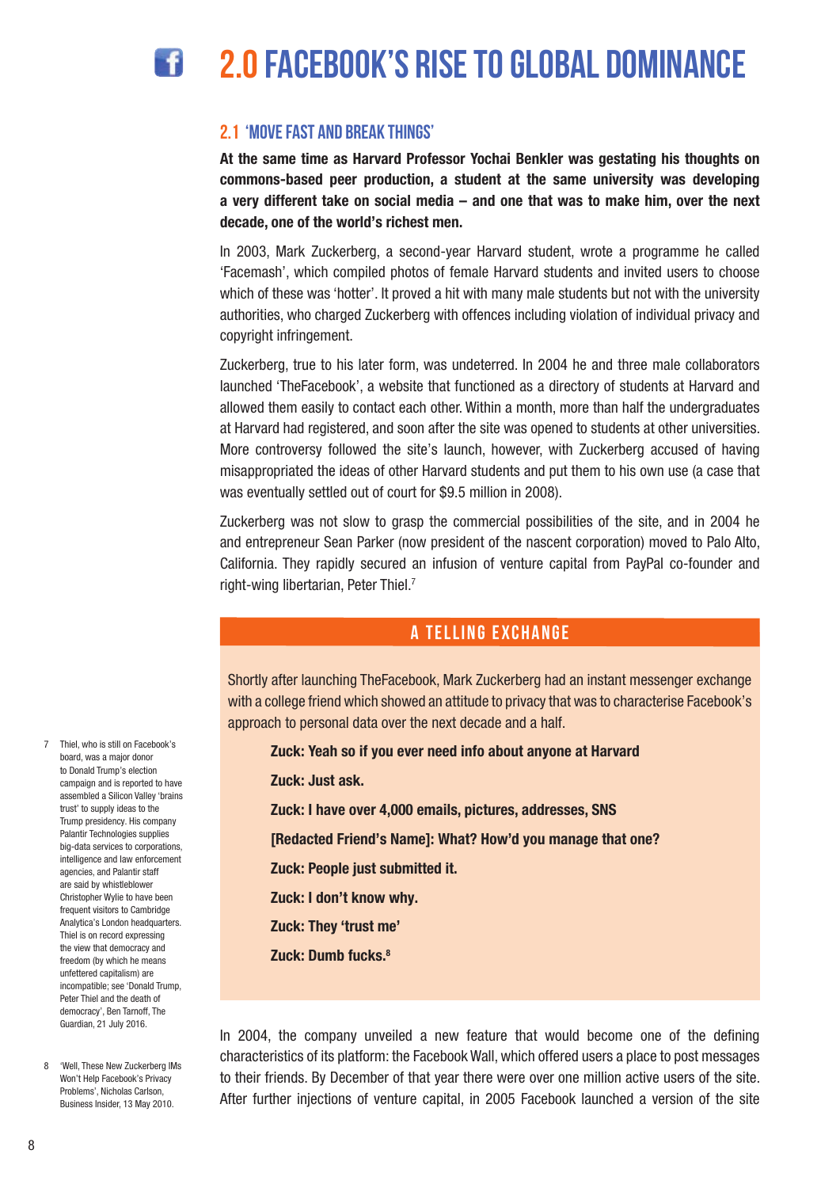# 2.0 FACEBOOK'S RISE TO GLOBAL DOMINANCE

## 2.1 'MOVE FAST AND BREAK THINGS'

**At the same time as Harvard Professor Yochai Benkler was gestating his thoughts on commons-based peer production, a student at the same university was developing a very different take on social media – and one that was to make him, over the next decade, one of the world's richest men.**

In 2003, Mark Zuckerberg, a second-year Harvard student, wrote a programme he called 'Facemash', which compiled photos of female Harvard students and invited users to choose which of these was 'hotter'. It proved a hit with many male students but not with the university authorities, who charged Zuckerberg with offences including violation of individual privacy and copyright infringement.

Zuckerberg, true to his later form, was undeterred. In 2004 he and three male collaborators launched 'TheFacebook', a website that functioned as a directory of students at Harvard and allowed them easily to contact each other. Within a month, more than half the undergraduates at Harvard had registered, and soon after the site was opened to students at other universities. More controversy followed the site's launch, however, with Zuckerberg accused of having misappropriated the ideas of other Harvard students and put them to his own use (a case that was eventually settled out of court for $9.5 million in 2008).

Zuckerberg was not slow to grasp the commercial possibilities of the site, and in 2004 he and entrepreneur Sean Parker (now president of the nascent corporation) moved to Palo Alto, California. They rapidly secured an infusion of venture capital from PayPal co-founder and right-wing libertarian, Peter Thiel.[7]

### A TELLING EXCHANGE

Shortly after launching TheFacebook, Mark Zuckerberg had an instant messenger exchange with a college friend which showed an attitude to privacy that was to characterise Facebook's approach to personal data over the next decade and a half.

**Zuck: Yeah so if you ever need info about anyone at Harvard**

**Zuck: Just ask.**

**Zuck: I have over 4,000 emails, pictures, addresses, SNS**

**[Redacted Friend's Name]: What? How'd you manage that one?**

**Zuck: People just submitted it.**

**Zuck: I don't know why.**

**Zuck: They 'trust me'**

**Zuck: Dumb fucks.**[8]

In 2004, the company unveiled a new feature that would become one of the defining characteristics of its platform: the Facebook Wall, which offered users a place to post messages to their friends. By December of that year there were over one million active users of the site. After further injections of venture capital, in 2005 Facebook launched a version of the site

---

7 Thiel, who is still on Facebook's board, was a major donor to Donald Trump's election campaign and is reported to have assembled a Silicon Valley 'brains trust' to supply ideas to the Trump presidency. His company Palantir Technologies supplies big-data services to corporations, intelligence and law enforcement agencies, and Palantir staff are said by whistleblower Christopher Wylie to have been frequent visitors to Cambridge Analytica's London headquarters. Thiel is on record expressing the view that democracy and freedom (by which he means unfettered capitalism) are incompatible; see 'Donald Trump, Peter Thiel and the death of democracy', Ben Tarnoff, The Guardian, 21 July 2016.

8 'Well, These New Zuckerberg IMs Won't Help Facebook's Privacy Problems', Nicholas Carlson, Business Insider, 13 May 2010.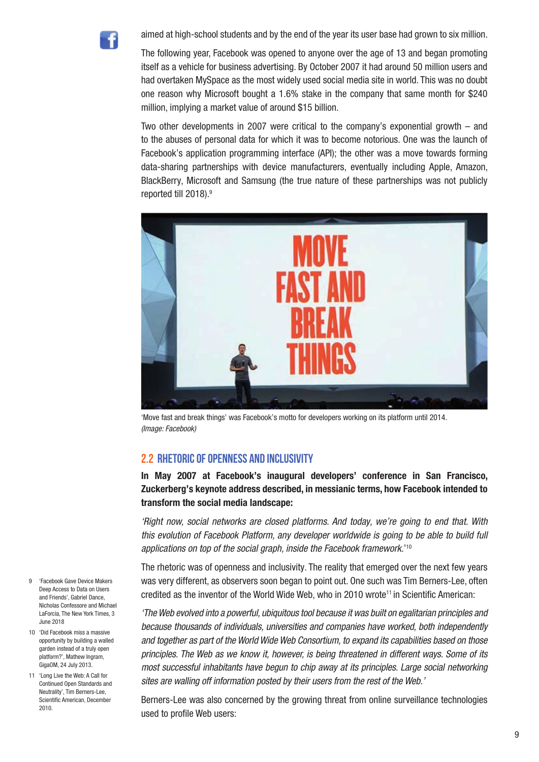aimed at high-school students and by the end of the year its user base had grown to six million.

The following year, Facebook was opened to anyone over the age of 13 and began promoting itself as a vehicle for business advertising. By October 2007 it had around 50 million users and had overtaken MySpace as the most widely used social media site in world. This was no doubt one reason why Microsoft bought a 1.6% stake in the company that same month for $240 million, implying a market value of around $15 billion.

Two other developments in 2007 were critical to the company's exponential growth – and to the abuses of personal data for which it was to become notorious. One was the launch of Facebook's application programming interface (API); the other was a move towards forming data-sharing partnerships with device manufacturers, eventually including Apple, Amazon, BlackBerry, Microsoft and Samsung (the true nature of these partnerships was not publicly reported till 2018).[9]

'Move fast and break things' was Facebook's motto for developers working on its platform until 2014. *(Image: Facebook)*

## 2.2 RHETORIC OF OPENNESS AND INCLUSIVITY

**In May 2007 at Facebook's inaugural developers' conference in San Francisco, Zuckerberg's keynote address described, in messianic terms, how Facebook intended to transform the social media landscape:**

*'Right now, social networks are closed platforms. And today, we're going to end that. With this evolution of Facebook Platform, any developer worldwide is going to be able to build full applications on top of the social graph, inside the Facebook framework.'*[10]

The rhetoric was of openness and inclusivity. The reality that emerged over the next few years was very different, as observers soon began to point out. One such was Tim Berners-Lee, often credited as the inventor of the World Wide Web, who in 2010 wrote[11] in Scientific American:

*'The Web evolved into a powerful, ubiquitous tool because it was built on egalitarian principles and because thousands of individuals, universities and companies have worked, both independently and together as part of the World Wide Web Consortium, to expand its capabilities based on those principles. The Web as we know it, however, is being threatened in different ways. Some of its most successful inhabitants have begun to chip away at its principles. Large social networking sites are walling off information posted by their users from the rest of the Web.'*

Berners-Lee was also concerned by the growing threat from online surveillance technologies used to profile Web users:

9 'Facebook Gave Device Makers Deep Access to Data on Users and Friends', Gabriel Dance, Nicholas Confessore and Michael LaForcia, The New York Times, 3 June 2018

10 'Did Facebook miss a massive opportunity by building a walled garden instead of a truly open platform?', Mathew Ingram, GigaOM, 24 July 2013.

11 'Long Live the Web: A Call for Continued Open Standards and Neutrality', Tim Berners-Lee, Scientific American, December 2010.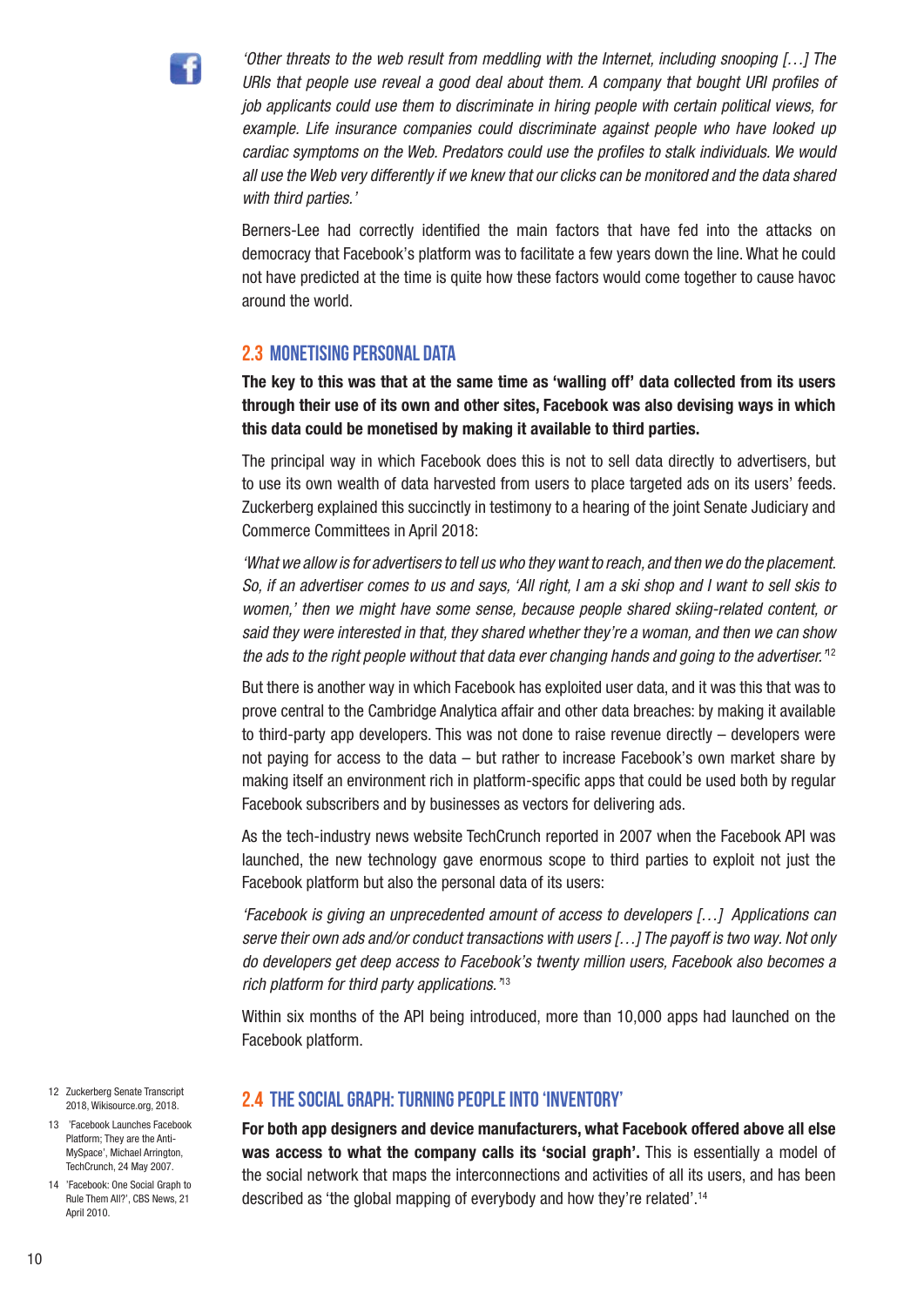*'Other threats to the web result from meddling with the Internet, including snooping [...] The URIs that people use reveal a good deal about them. A company that bought URI profiles of job applicants could use them to discriminate in hiring people with certain political views, for example. Life insurance companies could discriminate against people who have looked up cardiac symptoms on the Web. Predators could use the profiles to stalk individuals. We would all use the Web very differently if we knew that our clicks can be monitored and the data shared with third parties.'*

Berners-Lee had correctly identified the main factors that have fed into the attacks on democracy that Facebook's platform was to facilitate a few years down the line. What he could not have predicted at the time is quite how these factors would come together to cause havoc around the world.

## 2.3 MONETISING PERSONAL DATA

**The key to this was that at the same time as 'walling off' data collected from its users through their use of its own and other sites, Facebook was also devising ways in which this data could be monetised by making it available to third parties.**

The principal way in which Facebook does this is not to sell data directly to advertisers, but to use its own wealth of data harvested from users to place targeted ads on its users' feeds. Zuckerberg explained this succinctly in testimony to a hearing of the joint Senate Judiciary and Commerce Committees in April 2018:

*'What we allow is for advertisers to tell us who they want to reach, and then we do the placement. So, if an advertiser comes to us and says, 'All right, I am a ski shop and I want to sell skis to women,' then we might have some sense, because people shared skiing-related content, or said they were interested in that, they shared whether they're a woman, and then we can show the ads to the right people without that data ever changing hands and going to the advertiser.'*[12]

But there is another way in which Facebook has exploited user data, and it was this that was to prove central to the Cambridge Analytica affair and other data breaches: by making it available to third-party app developers. This was not done to raise revenue directly – developers were not paying for access to the data – but rather to increase Facebook's own market share by making itself an environment rich in platform-specific apps that could be used both by regular Facebook subscribers and by businesses as vectors for delivering ads.

As the tech-industry news website TechCrunch reported in 2007 when the Facebook API was launched, the new technology gave enormous scope to third parties to exploit not just the Facebook platform but also the personal data of its users:

*'Facebook is giving an unprecedented amount of access to developers [...] Applications can serve their own ads and/or conduct transactions with users [...] The payoff is two way. Not only do developers get deep access to Facebook's twenty million users, Facebook also becomes a rich platform for third party applications.'*[13]

Within six months of the API being introduced, more than 10,000 apps had launched on the Facebook platform.

## 2.4 THE SOCIAL GRAPH: TURNING PEOPLE INTO 'INVENTORY'

**For both app designers and device manufacturers, what Facebook offered above all else was access to what the company calls its 'social graph'.** This is essentially a model of the social network that maps the interconnections and activities of all its users, and has been described as 'the global mapping of everybody and how they're related'.[14]

---

12 Zuckerberg Senate Transcript 2018, Wikisource.org, 2018.

13 'Facebook Launches Facebook Platform; They are the Anti-MySpace', Michael Arrington, TechCrunch, 24 May 2007.

14 'Facebook: One Social Graph to Rule Them All?', CBS News, 21 April 2010.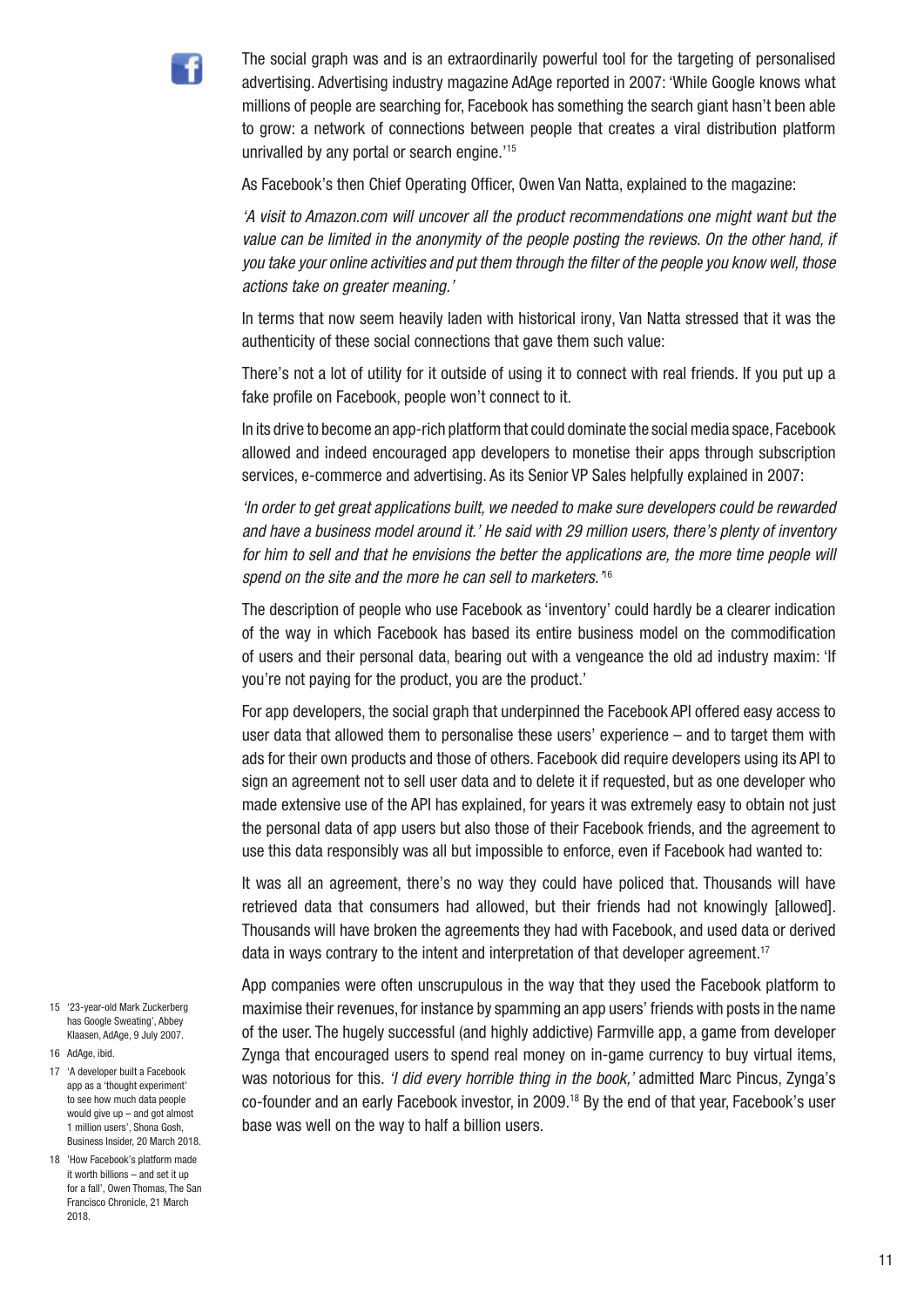The social graph was and is an extraordinarily powerful tool for the targeting of personalised advertising. Advertising industry magazine AdAge reported in 2007: 'While Google knows what millions of people are searching for, Facebook has something the search giant hasn't been able to grow: a network of connections between people that creates a viral distribution platform unrivalled by any portal or search engine.'[15]

As Facebook's then Chief Operating Officer, Owen Van Natta, explained to the magazine:

*'A visit to Amazon.com will uncover all the product recommendations one might want but the value can be limited in the anonymity of the people posting the reviews. On the other hand, if you take your online activities and put them through the filter of the people you know well, those actions take on greater meaning.'*

In terms that now seem heavily laden with historical irony, Van Natta stressed that it was the authenticity of these social connections that gave them such value:

There's not a lot of utility for it outside of using it to connect with real friends. If you put up a fake profile on Facebook, people won't connect to it.

In its drive to become an app-rich platform that could dominate the social media space, Facebook allowed and indeed encouraged app developers to monetise their apps through subscription services, e-commerce and advertising. As its Senior VP Sales helpfully explained in 2007:

*'In order to get great applications built, we needed to make sure developers could be rewarded and have a business model around it.' He said with 29 million users, there's plenty of inventory for him to sell and that he envisions the better the applications are, the more time people will spend on the site and the more he can sell to marketers.'*[16]

The description of people who use Facebook as 'inventory' could hardly be a clearer indication of the way in which Facebook has based its entire business model on the commodification of users and their personal data, bearing out with a vengeance the old ad industry maxim: 'If you're not paying for the product, you are the product.'

For app developers, the social graph that underpinned the Facebook API offered easy access to user data that allowed them to personalise these users' experience – and to target them with ads for their own products and those of others. Facebook did require developers using its API to sign an agreement not to sell user data and to delete it if requested, but as one developer who made extensive use of the API has explained, for years it was extremely easy to obtain not just the personal data of app users but also those of their Facebook friends, and the agreement to use this data responsibly was all but impossible to enforce, even if Facebook had wanted to:

It was all an agreement, there's no way they could have policed that. Thousands will have retrieved data that consumers had allowed, but their friends had not knowingly [allowed]. Thousands will have broken the agreements they had with Facebook, and used data or derived data in ways contrary to the intent and interpretation of that developer agreement.[17]

App companies were often unscrupulous in the way that they used the Facebook platform to maximise their revenues, for instance by spamming an app users' friends with posts in the name of the user. The hugely successful (and highly addictive) Farmville app, a game from developer Zynga that encouraged users to spend real money on in-game currency to buy virtual items, was notorious for this. *'I did every horrible thing in the book,'* admitted Marc Pincus, Zynga's co-founder and an early Facebook investor, in 2009.[18] By the end of that year, Facebook's user base was well on the way to half a billion users.

---

15 '23-year-old Mark Zuckerberg has Google Sweating', Abbey Klaasen, AdAge, 9 July 2007.

16 AdAge, ibid.

17 'A developer built a Facebook app as a 'thought experiment' to see how much data people would give up – and got almost 1 million users', Shona Gosh, Business Insider, 20 March 2018.

18 'How Facebook's platform made it worth billions – and set it up for a fall', Owen Thomas, The San Francisco Chronicle, 21 March 2018.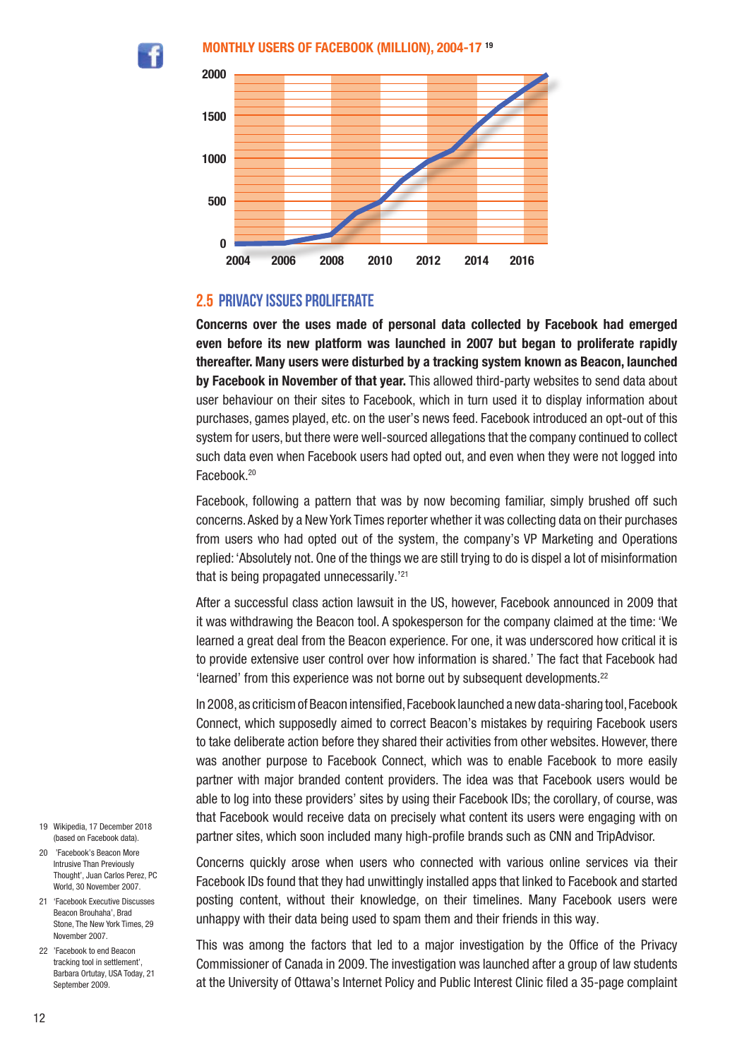**MONTHLY USERS OF FACEBOOK (MILLION), 2004-17** [19]

## 2.5 PRIVACY ISSUES PROLIFERATE

**Concerns over the uses made of personal data collected by Facebook had emerged even before its new platform was launched in 2007 but began to proliferate rapidly thereafter. Many users were disturbed by a tracking system known as Beacon, launched by Facebook in November of that year.** This allowed third-party websites to send data about user behaviour on their sites to Facebook, which in turn used it to display information about purchases, games played, etc. on the user's news feed. Facebook introduced an opt-out of this system for users, but there were well-sourced allegations that the company continued to collect such data even when Facebook users had opted out, and even when they were not logged into Facebook.[20]

Facebook, following a pattern that was by now becoming familiar, simply brushed off such concerns. Asked by a New York Times reporter whether it was collecting data on their purchases from users who had opted out of the system, the company's VP Marketing and Operations replied: 'Absolutely not. One of the things we are still trying to do is dispel a lot of misinformation that is being propagated unnecessarily.'[21]

After a successful class action lawsuit in the US, however, Facebook announced in 2009 that it was withdrawing the Beacon tool. A spokesperson for the company claimed at the time: 'We learned a great deal from the Beacon experience. For one, it was underscored how critical it is to provide extensive user control over how information is shared.' The fact that Facebook had 'learned' from this experience was not borne out by subsequent developments.[22]

In 2008, as criticism of Beacon intensified, Facebook launched a new data-sharing tool, Facebook Connect, which supposedly aimed to correct Beacon's mistakes by requiring Facebook users to take deliberate action before they shared their activities from other websites. However, there was another purpose to Facebook Connect, which was to enable Facebook to more easily partner with major branded content providers. The idea was that Facebook users would be able to log into these providers' sites by using their Facebook IDs; the corollary, of course, was that Facebook would receive data on precisely what content its users were engaging with on partner sites, which soon included many high-profile brands such as CNN and TripAdvisor.

Concerns quickly arose when users who connected with various online services via their Facebook IDs found that they had unwittingly installed apps that linked to Facebook and started posting content, without their knowledge, on their timelines. Many Facebook users were unhappy with their data being used to spam them and their friends in this way.

This was among the factors that led to a major investigation by the Office of the Privacy Commissioner of Canada in 2009. The investigation was launched after a group of law students at the University of Ottawa's Internet Policy and Public Interest Clinic filed a 35-page complaint

---

19 Wikipedia, 17 December 2018 (based on Facebook data).

20 'Facebook's Beacon More Intrusive Than Previously Thought', Juan Carlos Perez, PC World, 30 November 2007.

21 'Facebook Executive Discusses Beacon Brouhaha', Brad Stone, The New York Times, 29 November 2007.

22 'Facebook to end Beacon tracking tool in settlement', Barbara Ortutay, USA Today, 21 September 2009.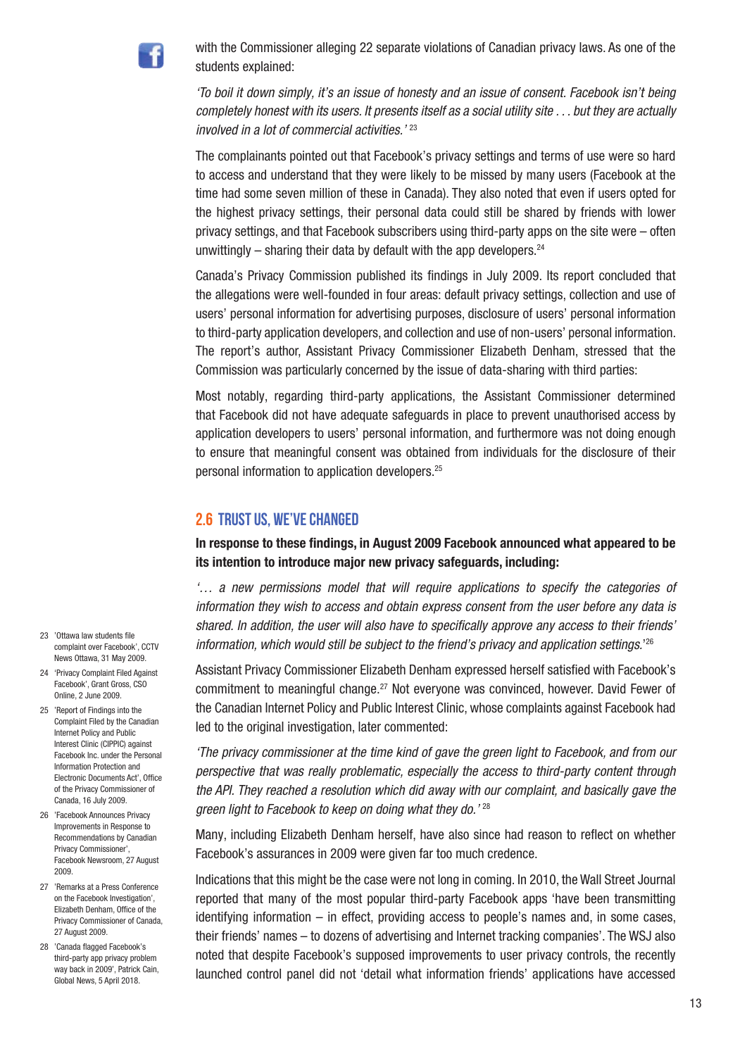with the Commissioner alleging 22 separate violations of Canadian privacy laws. As one of the students explained:

*'To boil it down simply, it's an issue of honesty and an issue of consent. Facebook isn't being completely honest with its users. It presents itself as a social utility site . . . but they are actually involved in a lot of commercial activities.'* [23]

The complainants pointed out that Facebook's privacy settings and terms of use were so hard to access and understand that they were likely to be missed by many users (Facebook at the time had some seven million of these in Canada). They also noted that even if users opted for the highest privacy settings, their personal data could still be shared by friends with lower privacy settings, and that Facebook subscribers using third-party apps on the site were – often unwittingly – sharing their data by default with the app developers.[24]

Canada's Privacy Commission published its findings in July 2009. Its report concluded that the allegations were well-founded in four areas: default privacy settings, collection and use of users' personal information for advertising purposes, disclosure of users' personal information to third-party application developers, and collection and use of non-users' personal information. The report's author, Assistant Privacy Commissioner Elizabeth Denham, stressed that the Commission was particularly concerned by the issue of data-sharing with third parties:

Most notably, regarding third-party applications, the Assistant Commissioner determined that Facebook did not have adequate safeguards in place to prevent unauthorised access by application developers to users' personal information, and furthermore was not doing enough to ensure that meaningful consent was obtained from individuals for the disclosure of their personal information to application developers.[25]

## 2.6 TRUST US, WE'VE CHANGED

**In response to these findings, in August 2009 Facebook announced what appeared to be its intention to introduce major new privacy safeguards, including:**

*'… a new permissions model that will require applications to specify the categories of information they wish to access and obtain express consent from the user before any data is shared. In addition, the user will also have to specifically approve any access to their friends' information, which would still be subject to the friend's privacy and application settings.'* [26]

Assistant Privacy Commissioner Elizabeth Denham expressed herself satisfied with Facebook's commitment to meaningful change.[27] Not everyone was convinced, however. David Fewer of the Canadian Internet Policy and Public Interest Clinic, whose complaints against Facebook had led to the original investigation, later commented:

*'The privacy commissioner at the time kind of gave the green light to Facebook, and from our perspective that was really problematic, especially the access to third-party content through the API. They reached a resolution which did away with our complaint, and basically gave the green light to Facebook to keep on doing what they do.'* [28]

Many, including Elizabeth Denham herself, have also since had reason to reflect on whether Facebook's assurances in 2009 were given far too much credence.

Indications that this might be the case were not long in coming. In 2010, the Wall Street Journal reported that many of the most popular third-party Facebook apps 'have been transmitting identifying information – in effect, providing access to people's names and, in some cases, their friends' names – to dozens of advertising and Internet tracking companies'. The WSJ also noted that despite Facebook's supposed improvements to user privacy controls, the recently launched control panel did not 'detail what information friends' applications have accessed

23 'Ottawa law students file complaint over Facebook', CCTV News Ottawa, 31 May 2009.

24 'Privacy Complaint Filed Against Facebook', Grant Gross, CSO Online, 2 June 2009.

25 'Report of Findings into the Complaint Filed by the Canadian Internet Policy and Public Interest Clinic (CIPPIC) against Facebook Inc. under the Personal Information Protection and Electronic Documents Act', Office of the Privacy Commissioner of Canada, 16 July 2009.

26 'Facebook Announces Privacy Improvements in Response to Recommendations by Canadian Privacy Commissioner', Facebook Newsroom, 27 August 2009.

27 'Remarks at a Press Conference on the Facebook Investigation', Elizabeth Denham, Office of the Privacy Commissioner of Canada, 27 August 2009.

28 'Canada flagged Facebook's third-party app privacy problem way back in 2009', Patrick Cain, Global News, 5 April 2018.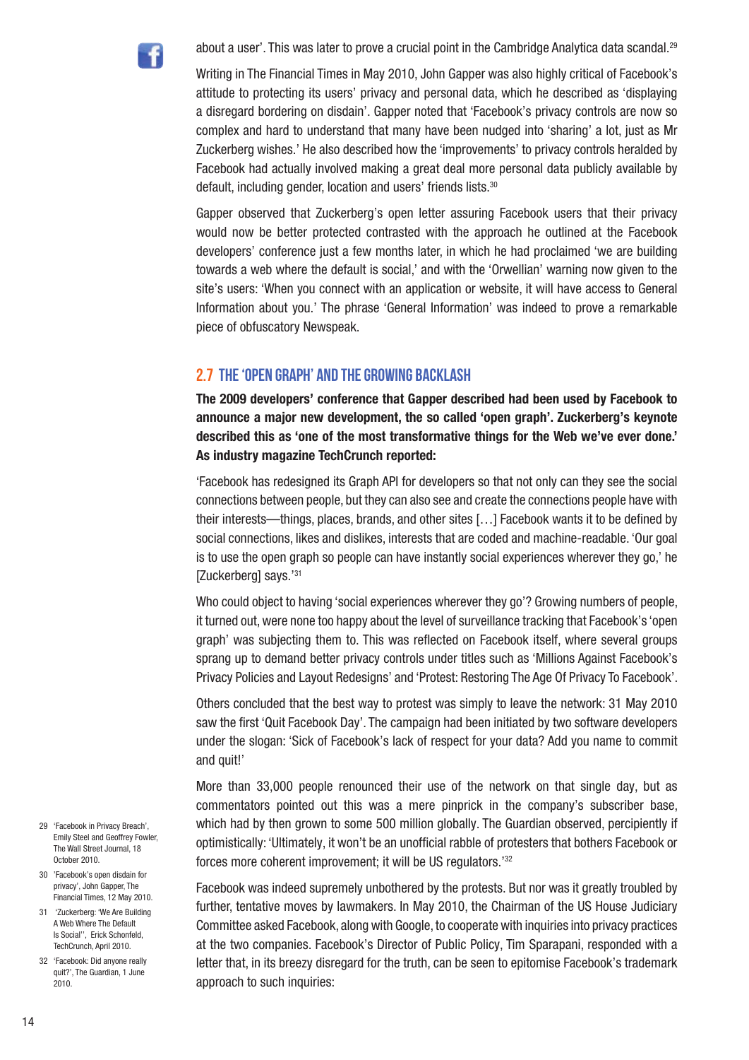about a user'. This was later to prove a crucial point in the Cambridge Analytica data scandal.[29]

Writing in The Financial Times in May 2010, John Gapper was also highly critical of Facebook's attitude to protecting its users' privacy and personal data, which he described as 'displaying a disregard bordering on disdain'. Gapper noted that 'Facebook's privacy controls are now so complex and hard to understand that many have been nudged into 'sharing' a lot, just as Mr Zuckerberg wishes.' He also described how the 'improvements' to privacy controls heralded by Facebook had actually involved making a great deal more personal data publicly available by default, including gender, location and users' friends lists.[30]

Gapper observed that Zuckerberg's open letter assuring Facebook users that their privacy would now be better protected contrasted with the approach he outlined at the Facebook developers' conference just a few months later, in which he had proclaimed 'we are building towards a web where the default is social,' and with the 'Orwellian' warning now given to the site's users: 'When you connect with an application or website, it will have access to General Information about you.' The phrase 'General Information' was indeed to prove a remarkable piece of obfuscatory Newspeak.

## 2.7 THE 'OPEN GRAPH' AND THE GROWING BACKLASH

**The 2009 developers' conference that Gapper described had been used by Facebook to announce a major new development, the so called 'open graph'. Zuckerberg's keynote described this as 'one of the most transformative things for the Web we've ever done.' As industry magazine TechCrunch reported:**

'Facebook has redesigned its Graph API for developers so that not only can they see the social connections between people, but they can also see and create the connections people have with their interests—things, places, brands, and other sites […] Facebook wants it to be defined by social connections, likes and dislikes, interests that are coded and machine-readable. 'Our goal is to use the open graph so people can have instantly social experiences wherever they go,' he [Zuckerberg] says.'[31]

Who could object to having 'social experiences wherever they go'? Growing numbers of people, it turned out, were none too happy about the level of surveillance tracking that Facebook's 'open graph' was subjecting them to. This was reflected on Facebook itself, where several groups sprang up to demand better privacy controls under titles such as 'Millions Against Facebook's Privacy Policies and Layout Redesigns' and 'Protest: Restoring The Age Of Privacy To Facebook'.

Others concluded that the best way to protest was simply to leave the network: 31 May 2010 saw the first 'Quit Facebook Day'. The campaign had been initiated by two software developers under the slogan: 'Sick of Facebook's lack of respect for your data? Add you name to commit and quit!'

More than 33,000 people renounced their use of the network on that single day, but as commentators pointed out this was a mere pinprick in the company's subscriber base, which had by then grown to some 500 million globally. The Guardian observed, percipiently if optimistically: 'Ultimately, it won't be an unofficial rabble of protesters that bothers Facebook or forces more coherent improvement; it will be US regulators.'[32]

Facebook was indeed supremely unbothered by the protests. But nor was it greatly troubled by further, tentative moves by lawmakers. In May 2010, the Chairman of the US House Judiciary Committee asked Facebook, along with Google, to cooperate with inquiries into privacy practices at the two companies. Facebook's Director of Public Policy, Tim Sparapani, responded with a letter that, in its breezy disregard for the truth, can be seen to epitomise Facebook's trademark approach to such inquiries:

29 'Facebook in Privacy Breach', Emily Steel and Geoffrey Fowler, The Wall Street Journal, 18 October 2010.

30 'Facebook's open disdain for privacy', John Gapper, The Financial Times, 12 May 2010.

31 'Zuckerberg: 'We Are Building A Web Where The Default Is Social'', Erick Schonfeld, TechCrunch, April 2010.

32 'Facebook: Did anyone really quit?', The Guardian, 1 June 2010.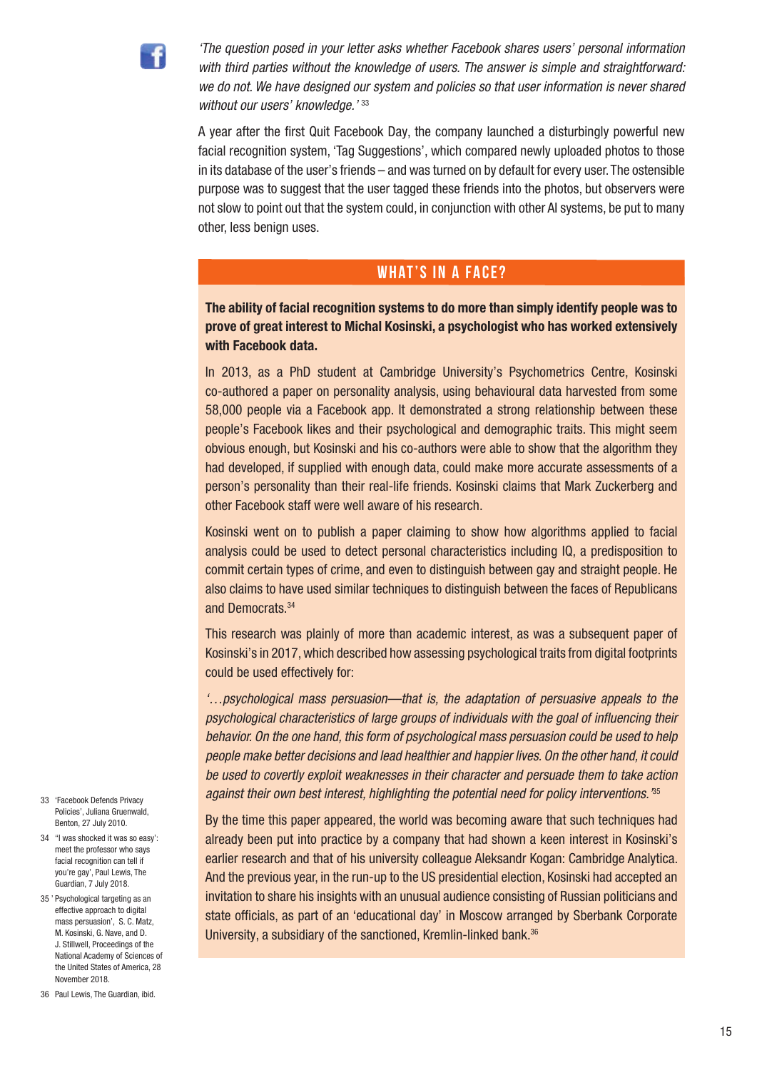*'The question posed in your letter asks whether Facebook shares users' personal information with third parties without the knowledge of users. The answer is simple and straightforward: we do not. We have designed our system and policies so that user information is never shared without our users' knowledge.'* [33]

A year after the first Quit Facebook Day, the company launched a disturbingly powerful new facial recognition system, 'Tag Suggestions', which compared newly uploaded photos to those in its database of the user's friends – and was turned on by default for every user. The ostensible purpose was to suggest that the user tagged these friends into the photos, but observers were not slow to point out that the system could, in conjunction with other AI systems, be put to many other, less benign uses.

## WHAT'S IN A FACE?

**The ability of facial recognition systems to do more than simply identify people was to prove of great interest to Michal Kosinski, a psychologist who has worked extensively with Facebook data.**

In 2013, as a PhD student at Cambridge University's Psychometrics Centre, Kosinski co-authored a paper on personality analysis, using behavioural data harvested from some 58,000 people via a Facebook app. It demonstrated a strong relationship between these people's Facebook likes and their psychological and demographic traits. This might seem obvious enough, but Kosinski and his co-authors were able to show that the algorithm they had developed, if supplied with enough data, could make more accurate assessments of a person's personality than their real-life friends. Kosinski claims that Mark Zuckerberg and other Facebook staff were well aware of his research.

Kosinski went on to publish a paper claiming to show how algorithms applied to facial analysis could be used to detect personal characteristics including IQ, a predisposition to commit certain types of crime, and even to distinguish between gay and straight people. He also claims to have used similar techniques to distinguish between the faces of Republicans and Democrats.[34]

This research was plainly of more than academic interest, as was a subsequent paper of Kosinski's in 2017, which described how assessing psychological traits from digital footprints could be used effectively for:

*'…psychological mass persuasion—that is, the adaptation of persuasive appeals to the psychological characteristics of large groups of individuals with the goal of influencing their behavior. On the one hand, this form of psychological mass persuasion could be used to help people make better decisions and lead healthier and happier lives. On the other hand, it could be used to covertly exploit weaknesses in their character and persuade them to take action against their own best interest, highlighting the potential need for policy interventions.'* [35]

By the time this paper appeared, the world was becoming aware that such techniques had already been put into practice by a company that had shown a keen interest in Kosinski's earlier research and that of his university colleague Aleksandr Kogan: Cambridge Analytica. And the previous year, in the run-up to the US presidential election, Kosinski had accepted an invitation to share his insights with an unusual audience consisting of Russian politicians and state officials, as part of an 'educational day' in Moscow arranged by Sberbank Corporate University, a subsidiary of the sanctioned, Kremlin-linked bank.[36]

33 'Facebook Defends Privacy Policies', Juliana Gruenwald, Benton, 27 July 2010.

34 "I was shocked it was so easy': meet the professor who says facial recognition can tell if you're gay', Paul Lewis, The Guardian, 7 July 2018.

35 'Psychological targeting as an effective approach to digital mass persuasion', S. C. Matz, M. Kosinski, G. Nave, and D. J. Stillwell, Proceedings of the National Academy of Sciences of the United States of America, 28 November 2018.

36 Paul Lewis, The Guardian, ibid.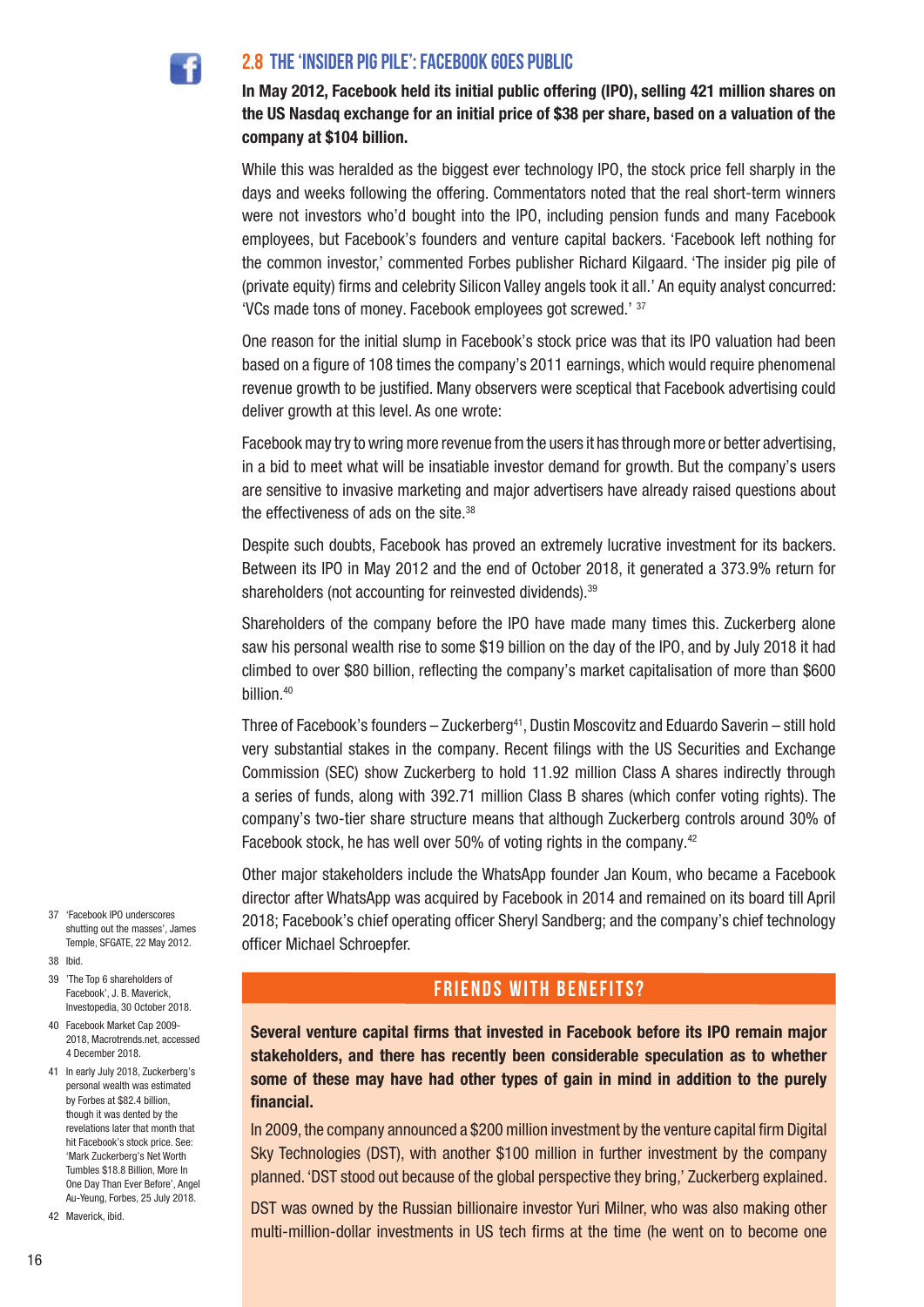## 2.8 THE 'INSIDER PIG PILE': FACEBOOK GOES PUBLIC

**In May 2012, Facebook held its initial public offering (IPO), selling 421 million shares on the US Nasdaq exchange for an initial price of $38 per share, based on a valuation of the company at $104 billion.**

While this was heralded as the biggest ever technology IPO, the stock price fell sharply in the days and weeks following the offering. Commentators noted that the real short-term winners were not investors who'd bought into the IPO, including pension funds and many Facebook employees, but Facebook's founders and venture capital backers. 'Facebook left nothing for the common investor,' commented Forbes publisher Richard Kilgaard. 'The insider pig pile of (private equity) firms and celebrity Silicon Valley angels took it all.' An equity analyst concurred: 'VCs made tons of money. Facebook employees got screwed.' [37]

One reason for the initial slump in Facebook's stock price was that its IPO valuation had been based on a figure of 108 times the company's 2011 earnings, which would require phenomenal revenue growth to be justified. Many observers were sceptical that Facebook advertising could deliver growth at this level. As one wrote:

Facebook may try to wring more revenue from the users it has through more or better advertising, in a bid to meet what will be insatiable investor demand for growth. But the company's users are sensitive to invasive marketing and major advertisers have already raised questions about the effectiveness of ads on the site.[38]

Despite such doubts, Facebook has proved an extremely lucrative investment for its backers. Between its IPO in May 2012 and the end of October 2018, it generated a 373.9% return for shareholders (not accounting for reinvested dividends).[39]

Shareholders of the company before the IPO have made many times this. Zuckerberg alone saw his personal wealth rise to some $19 billion on the day of the IPO, and by July 2018 it had climbed to over $80 billion, reflecting the company's market capitalisation of more than $600 billion.[40]

Three of Facebook's founders – Zuckerberg[41], Dustin Moscovitz and Eduardo Saverin – still hold very substantial stakes in the company. Recent filings with the US Securities and Exchange Commission (SEC) show Zuckerberg to hold 11.92 million Class A shares indirectly through a series of funds, along with 392.71 million Class B shares (which confer voting rights). The company's two-tier share structure means that although Zuckerberg controls around 30% of Facebook stock, he has well over 50% of voting rights in the company.[42]

Other major stakeholders include the WhatsApp founder Jan Koum, who became a Facebook director after WhatsApp was acquired by Facebook in 2014 and remained on its board till April 2018; Facebook's chief operating officer Sheryl Sandberg; and the company's chief technology officer Michael Schroepfer.

### FRIENDS WITH BENEFITS?

**Several venture capital firms that invested in Facebook before its IPO remain major stakeholders, and there has recently been considerable speculation as to whether some of these may have had other types of gain in mind in addition to the purely financial.**

In 2009, the company announced a $200 million investment by the venture capital firm Digital Sky Technologies (DST), with another $100 million in further investment by the company planned. 'DST stood out because of the global perspective they bring,' Zuckerberg explained.

DST was owned by the Russian billionaire investor Yuri Milner, who was also making other multi-million-dollar investments in US tech firms at the time (he went on to become one

---

37 'Facebook IPO underscores shutting out the masses', James Temple, SFGATE, 22 May 2012.

38 Ibid.

39 'The Top 6 shareholders of Facebook', J. B. Maverick, Investopedia, 30 October 2018.

40 Facebook Market Cap 2009-2018, Macrotrends.net, accessed 4 December 2018.

41 In early July 2018, Zuckerberg's personal wealth was estimated by Forbes at $82.4 billion, though it was dented by the revelations later that month that hit Facebook's stock price. See: 'Mark Zuckerberg's Net Worth Tumbles $18.8 Billion, More In One Day Than Ever Before', Angel Au-Yeung, Forbes, 25 July 2018.

42 Maverick, ibid.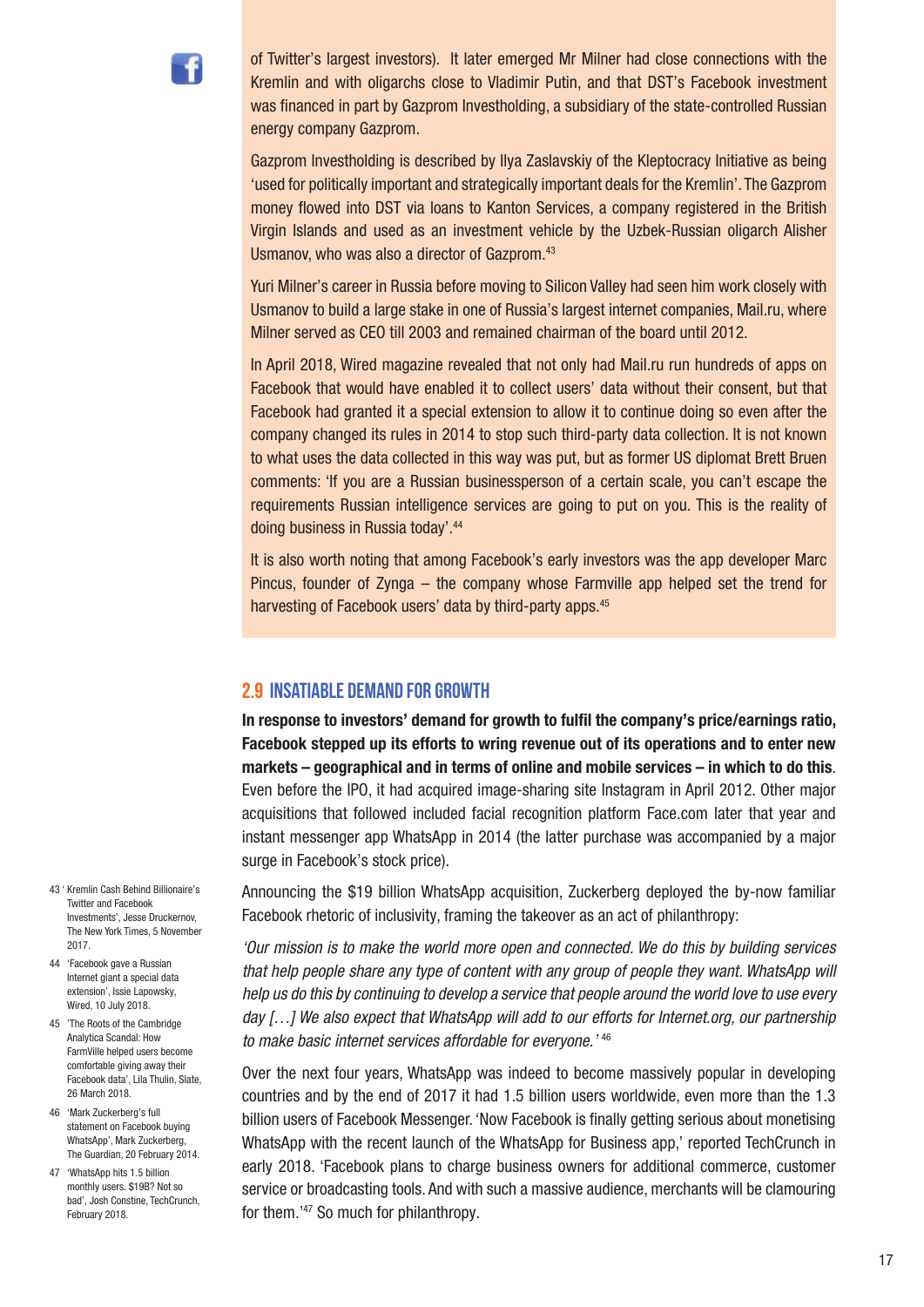of Twitter's largest investors). It later emerged Mr Milner had close connections with the Kremlin and with oligarchs close to Vladimir Putin, and that DST's Facebook investment was financed in part by Gazprom Investholding, a subsidiary of the state-controlled Russian energy company Gazprom.

Gazprom Investholding is described by Ilya Zaslavskiy of the Kleptocracy Initiative as being 'used for politically important and strategically important deals for the Kremlin'. The Gazprom money flowed into DST via loans to Kanton Services, a company registered in the British Virgin Islands and used as an investment vehicle by the Uzbek-Russian oligarch Alisher Usmanov, who was also a director of Gazprom.[43]

Yuri Milner's career in Russia before moving to Silicon Valley had seen him work closely with Usmanov to build a large stake in one of Russia's largest internet companies, Mail.ru, where Milner served as CEO till 2003 and remained chairman of the board until 2012.

In April 2018, Wired magazine revealed that not only had Mail.ru run hundreds of apps on Facebook that would have enabled it to collect users' data without their consent, but that Facebook had granted it a special extension to allow it to continue doing so even after the company changed its rules in 2014 to stop such third-party data collection. It is not known to what uses the data collected in this way was put, but as former US diplomat Brett Bruen comments: 'If you are a Russian businessperson of a certain scale, you can't escape the requirements Russian intelligence services are going to put on you. This is the reality of doing business in Russia today'.[44]

It is also worth noting that among Facebook's early investors was the app developer Marc Pincus, founder of Zynga – the company whose Farmville app helped set the trend for harvesting of Facebook users' data by third-party apps.[45]

## 2.9 INSATIABLE DEMAND FOR GROWTH

**In response to investors' demand for growth to fulfil the company's price/earnings ratio, Facebook stepped up its efforts to wring revenue out of its operations and to enter new markets – geographical and in terms of online and mobile services – in which to do this**. Even before the IPO, it had acquired image-sharing site Instagram in April 2012. Other major acquisitions that followed included facial recognition platform Face.com later that year and instant messenger app WhatsApp in 2014 (the latter purchase was accompanied by a major surge in Facebook's stock price).

Announcing the $19 billion WhatsApp acquisition, Zuckerberg deployed the by-now familiar Facebook rhetoric of inclusivity, framing the takeover as an act of philanthropy:

*'Our mission is to make the world more open and connected. We do this by building services that help people share any type of content with any group of people they want. WhatsApp will help us do this by continuing to develop a service that people around the world love to use every day […] We also expect that WhatsApp will add to our efforts for Internet.org, our partnership to make basic internet services affordable for everyone.'* [46]

Over the next four years, WhatsApp was indeed to become massively popular in developing countries and by the end of 2017 it had 1.5 billion users worldwide, even more than the 1.3 billion users of Facebook Messenger. 'Now Facebook is finally getting serious about monetising WhatsApp with the recent launch of the WhatsApp for Business app,' reported TechCrunch in early 2018. 'Facebook plans to charge business owners for additional commerce, customer service or broadcasting tools. And with such a massive audience, merchants will be clamouring for them.'[47] So much for philanthropy.

43 'Kremlin Cash Behind Billionaire's Twitter and Facebook Investments', Jesse Drucker, The New York Times, 5 November 2017.

44 'Facebook gave a Russian Internet giant a special data extension', Issie Lapowsky, Wired, 10 July 2018.

45 'The Roots of the Cambridge Analytica Scandal: How FarmVille helped users become comfortable giving away their Facebook data', Lila Thulin, Slate, 26 March 2018.

46 'Mark Zuckerberg's full statement on Facebook buying WhatsApp', Mark Zuckerberg, The Guardian, 20 February 2014.

47 'WhatsApp hits 1.5 billion monthly users. $19B? Not so bad', Josh Constine, TechCrunch, February 2018.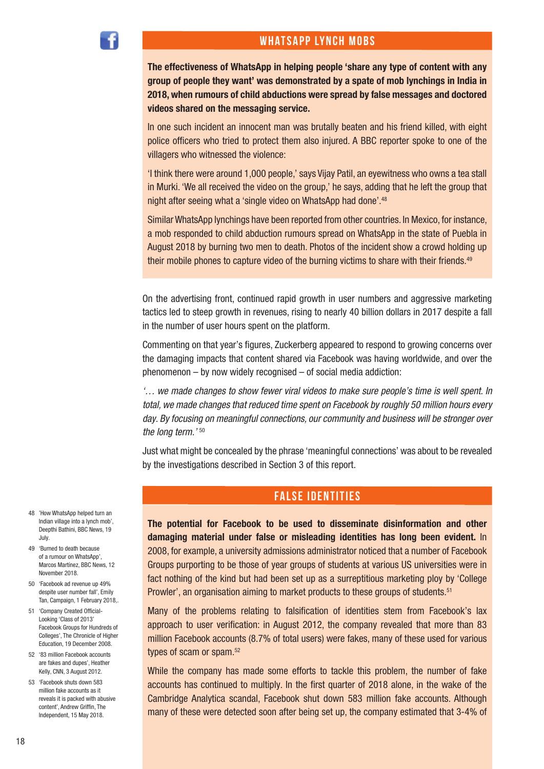## WHATSAPP LYNCH MOBS

**The effectiveness of WhatsApp in helping people 'share any type of content with any group of people they want' was demonstrated by a spate of mob lynchings in India in 2018, when rumours of child abductions were spread by false messages and doctored videos shared on the messaging service.**

In one such incident an innocent man was brutally beaten and his friend killed, with eight police officers who tried to protect them also injured. A BBC reporter spoke to one of the villagers who witnessed the violence:

'I think there were around 1,000 people,' says Vijay Patil, an eyewitness who owns a tea stall in Murki. 'We all received the video on the group,' he says, adding that he left the group that night after seeing what a 'single video on WhatsApp had done'.[48]

Similar WhatsApp lynchings have been reported from other countries. In Mexico, for instance, a mob responded to child abduction rumours spread on WhatsApp in the state of Puebla in August 2018 by burning two men to death. Photos of the incident show a crowd holding up their mobile phones to capture video of the burning victims to share with their friends.[49]

On the advertising front, continued rapid growth in user numbers and aggressive marketing tactics led to steep growth in revenues, rising to nearly 40 billion dollars in 2017 despite a fall in the number of user hours spent on the platform.

Commenting on that year's figures, Zuckerberg appeared to respond to growing concerns over the damaging impacts that content shared via Facebook was having worldwide, and over the phenomenon – by now widely recognised – of social media addiction:

*'… we made changes to show fewer viral videos to make sure people's time is well spent. In total, we made changes that reduced time spent on Facebook by roughly 50 million hours every day. By focusing on meaningful connections, our community and business will be stronger over the long term.'* [50]

Just what might be concealed by the phrase 'meaningful connections' was about to be revealed by the investigations described in Section 3 of this report.

## FALSE IDENTITIES

**The potential for Facebook to be used to disseminate disinformation and other damaging material under false or misleading identities has long been evident.** In 2008, for example, a university admissions administrator noticed that a number of Facebook Groups purporting to be those of year groups of students at various US universities were in fact nothing of the kind but had been set up as a surreptitious marketing ploy by 'College Prowler', an organisation aiming to market products to these groups of students.[51]

Many of the problems relating to falsification of identities stem from Facebook's lax approach to user verification: in August 2012, the company revealed that more than 83 million Facebook accounts (8.7% of total users) were fakes, many of these used for various types of scam or spam.[52]

While the company has made some efforts to tackle this problem, the number of fake accounts has continued to multiply. In the first quarter of 2018 alone, in the wake of the Cambridge Analytica scandal, Facebook shut down 583 million fake accounts. Although many of these were detected soon after being set up, the company estimated that 3-4% of

48 'How WhatsApp helped turn an Indian village into a lynch mob', Deepthi Bathini, BBC News, 19 July.

49 'Burned to death because of a rumour on WhatsApp', Marcos Martinez, BBC News, 12 November 2018.

50 'Facebook ad revenue up 49% despite user number fall', Emily Tan, Campaign, 1 February 2018,.

51 'Company Created Official-Looking 'Class of 2013' Facebook Groups for Hundreds of Colleges', The Chronicle of Higher Education, 19 December 2008.

52 '83 million Facebook accounts are fakes and dupes', Heather Kelly, CNN, 3 August 2012.

53 'Facebook shuts down 583 million fake accounts as it reveals it is packed with abusive content', Andrew Griffin, The Independent, 15 May 2018.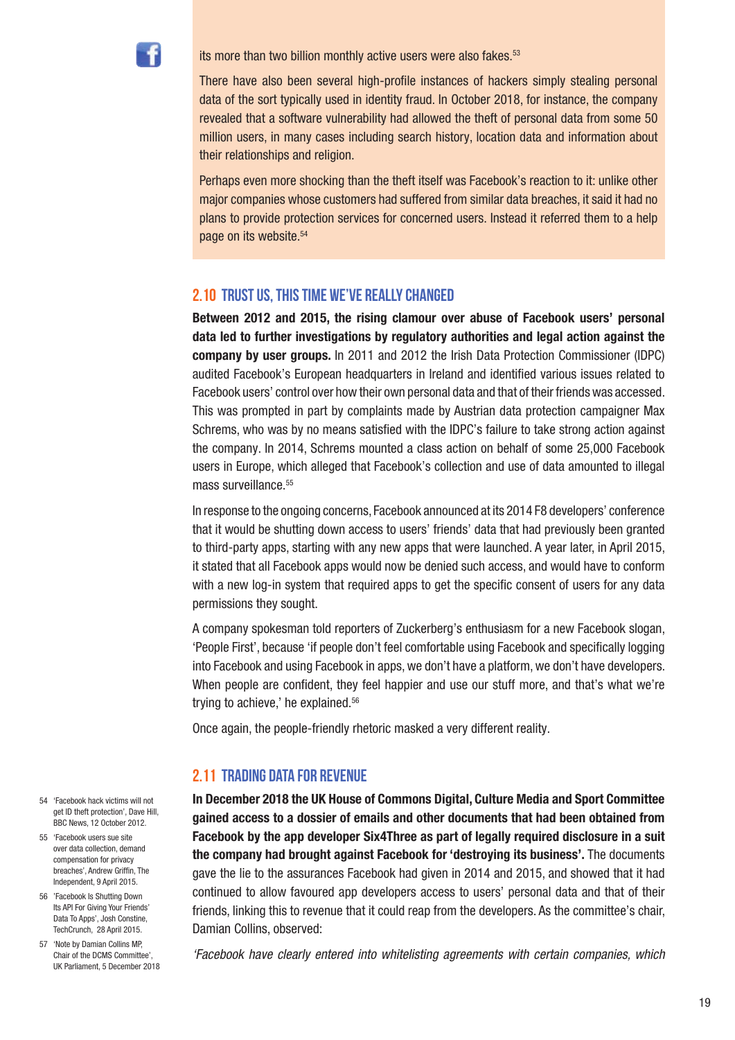its more than two billion monthly active users were also fakes.[53]

There have also been several high-profile instances of hackers simply stealing personal data of the sort typically used in identity fraud. In October 2018, for instance, the company revealed that a software vulnerability had allowed the theft of personal data from some 50 million users, in many cases including search history, location data and information about their relationships and religion.

Perhaps even more shocking than the theft itself was Facebook's reaction to it: unlike other major companies whose customers had suffered from similar data breaches, it said it had no plans to provide protection services for concerned users. Instead it referred them to a help page on its website.[54]

## 2.10 TRUST US, THIS TIME WE'VE REALLY CHANGED

**Between 2012 and 2015, the rising clamour over abuse of Facebook users' personal data led to further investigations by regulatory authorities and legal action against the company by user groups.** In 2011 and 2012 the Irish Data Protection Commissioner (IDPC) audited Facebook's European headquarters in Ireland and identified various issues related to Facebook users' control over how their own personal data and that of their friends was accessed. This was prompted in part by complaints made by Austrian data protection campaigner Max Schrems, who was by no means satisfied with the IDPC's failure to take strong action against the company. In 2014, Schrems mounted a class action on behalf of some 25,000 Facebook users in Europe, which alleged that Facebook's collection and use of data amounted to illegal mass surveillance.[55]

In response to the ongoing concerns, Facebook announced at its 2014 F8 developers' conference that it would be shutting down access to users' friends' data that had previously been granted to third-party apps, starting with any new apps that were launched. A year later, in April 2015, it stated that all Facebook apps would now be denied such access, and would have to conform with a new log-in system that required apps to get the specific consent of users for any data permissions they sought.

A company spokesman told reporters of Zuckerberg's enthusiasm for a new Facebook slogan, 'People First', because 'if people don't feel comfortable using Facebook and specifically logging into Facebook and using Facebook in apps, we don't have a platform, we don't have developers. When people are confident, they feel happier and use our stuff more, and that's what we're trying to achieve,' he explained.[56]

Once again, the people-friendly rhetoric masked a very different reality.

## 2.11 TRADING DATA FOR REVENUE

**In December 2018 the UK House of Commons Digital, Culture Media and Sport Committee gained access to a dossier of emails and other documents that had been obtained from Facebook by the app developer Six4Three as part of legally required disclosure in a suit the company had brought against Facebook for 'destroying its business'.** The documents gave the lie to the assurances Facebook had given in 2014 and 2015, and showed that it had continued to allow favoured app developers access to users' personal data and that of their friends, linking this to revenue that it could reap from the developers. As the committee's chair, Damian Collins, observed:

*'Facebook have clearly entered into whitelisting agreements with certain companies, which*

54 'Facebook hack victims will not get ID theft protection', Dave Hill, BBC News, 12 October 2012.

55 'Facebook users sue site over data collection, demand compensation for privacy breaches', Andrew Griffin, The Independent, 9 April 2015.

56 'Facebook Is Shutting Down Its API For Giving Your Friends' Data To Apps', Josh Constine, TechCrunch, 28 April 2015.

57 'Note by Damian Collins MP, Chair of the DCMS Committee', UK Parliament, 5 December 2018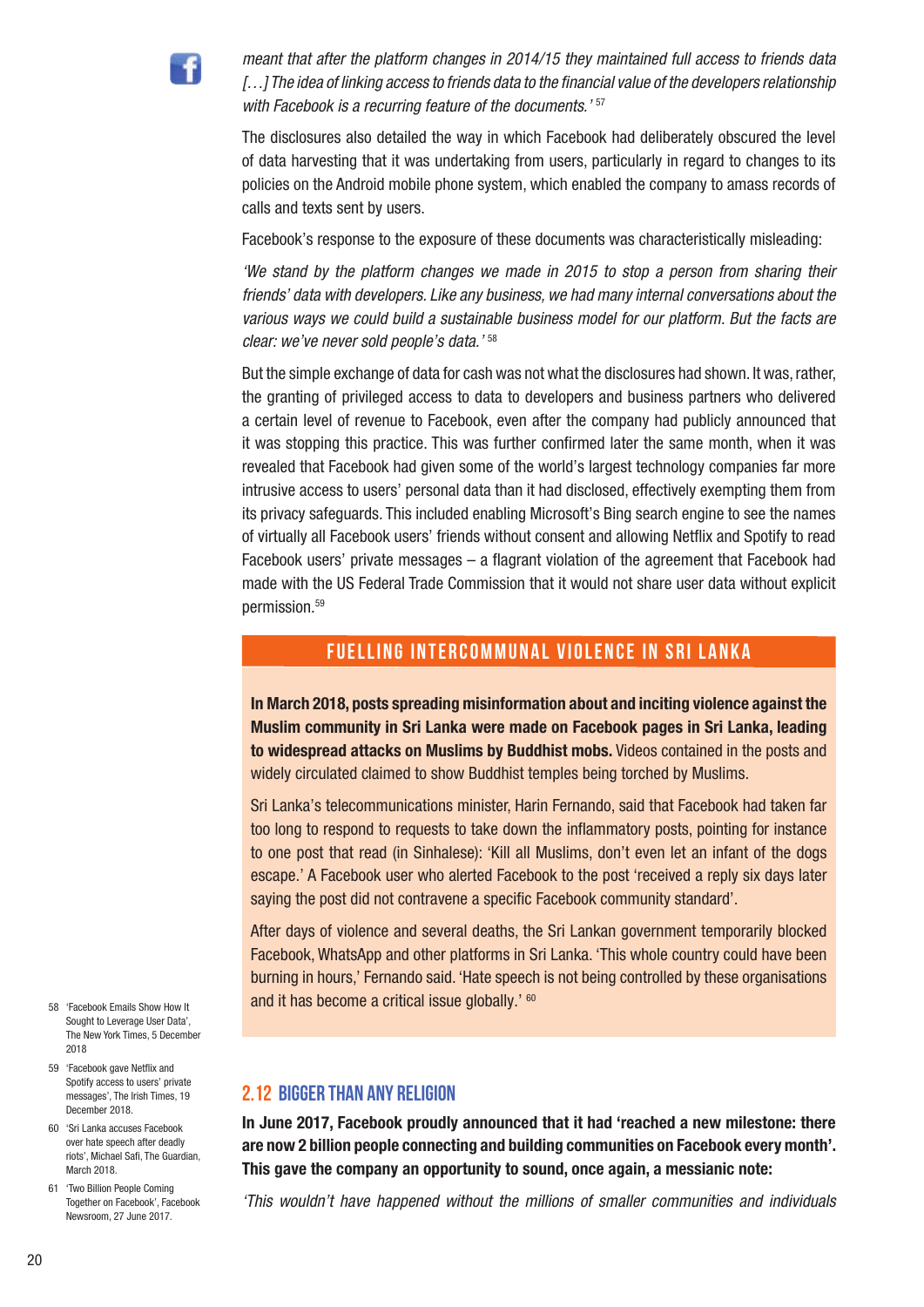*meant that after the platform changes in 2014/15 they maintained full access to friends data […] The idea of linking access to friends data to the financial value of the developers relationship with Facebook is a recurring feature of the documents.'* [57]

The disclosures also detailed the way in which Facebook had deliberately obscured the level of data harvesting that it was undertaking from users, particularly in regard to changes to its policies on the Android mobile phone system, which enabled the company to amass records of calls and texts sent by users.

Facebook's response to the exposure of these documents was characteristically misleading:

*'We stand by the platform changes we made in 2015 to stop a person from sharing their friends' data with developers. Like any business, we had many internal conversations about the various ways we could build a sustainable business model for our platform. But the facts are clear: we've never sold people's data.'* [58]

But the simple exchange of data for cash was not what the disclosures had shown. It was, rather, the granting of privileged access to data to developers and business partners who delivered a certain level of revenue to Facebook, even after the company had publicly announced that it was stopping this practice. This was further confirmed later the same month, when it was revealed that Facebook had given some of the world's largest technology companies far more intrusive access to users' personal data than it had disclosed, effectively exempting them from its privacy safeguards. This included enabling Microsoft's Bing search engine to see the names of virtually all Facebook users' friends without consent and allowing Netflix and Spotify to read Facebook users' private messages – a flagrant violation of the agreement that Facebook had made with the US Federal Trade Commission that it would not share user data without explicit permission.[59]

### FUELLING INTERCOMMUNAL VIOLENCE IN SRI LANKA

**In March 2018, posts spreading misinformation about and inciting violence against the Muslim community in Sri Lanka were made on Facebook pages in Sri Lanka, leading to widespread attacks on Muslims by Buddhist mobs.** Videos contained in the posts and widely circulated claimed to show Buddhist temples being torched by Muslims.

Sri Lanka's telecommunications minister, Harin Fernando, said that Facebook had taken far too long to respond to requests to take down the inflammatory posts, pointing for instance to one post that read (in Sinhalese): 'Kill all Muslims, don't even let an infant of the dogs escape.' A Facebook user who alerted Facebook to the post 'received a reply six days later saying the post did not contravene a specific Facebook community standard'.

After days of violence and several deaths, the Sri Lankan government temporarily blocked Facebook, WhatsApp and other platforms in Sri Lanka. 'This whole country could have been burning in hours,' Fernando said. 'Hate speech is not being controlled by these organisations and it has become a critical issue globally.' [60]

## 2.12 BIGGER THAN ANY RELIGION

**In June 2017, Facebook proudly announced that it had 'reached a new milestone: there are now 2 billion people connecting and building communities on Facebook every month'. This gave the company an opportunity to sound, once again, a messianic note:**

*'This wouldn't have happened without the millions of smaller communities and individuals*

58 'Facebook Emails Show How It Sought to Leverage User Data', The New York Times, 5 December 2018

59 'Facebook gave Netflix and Spotify access to users' private messages', The Irish Times, 19 December 2018.

60 'Sri Lanka accuses Facebook over hate speech after deadly riots', Michael Safi, The Guardian, March 2018.

61 'Two Billion People Coming Together on Facebook', Facebook Newsroom, 27 June 2017.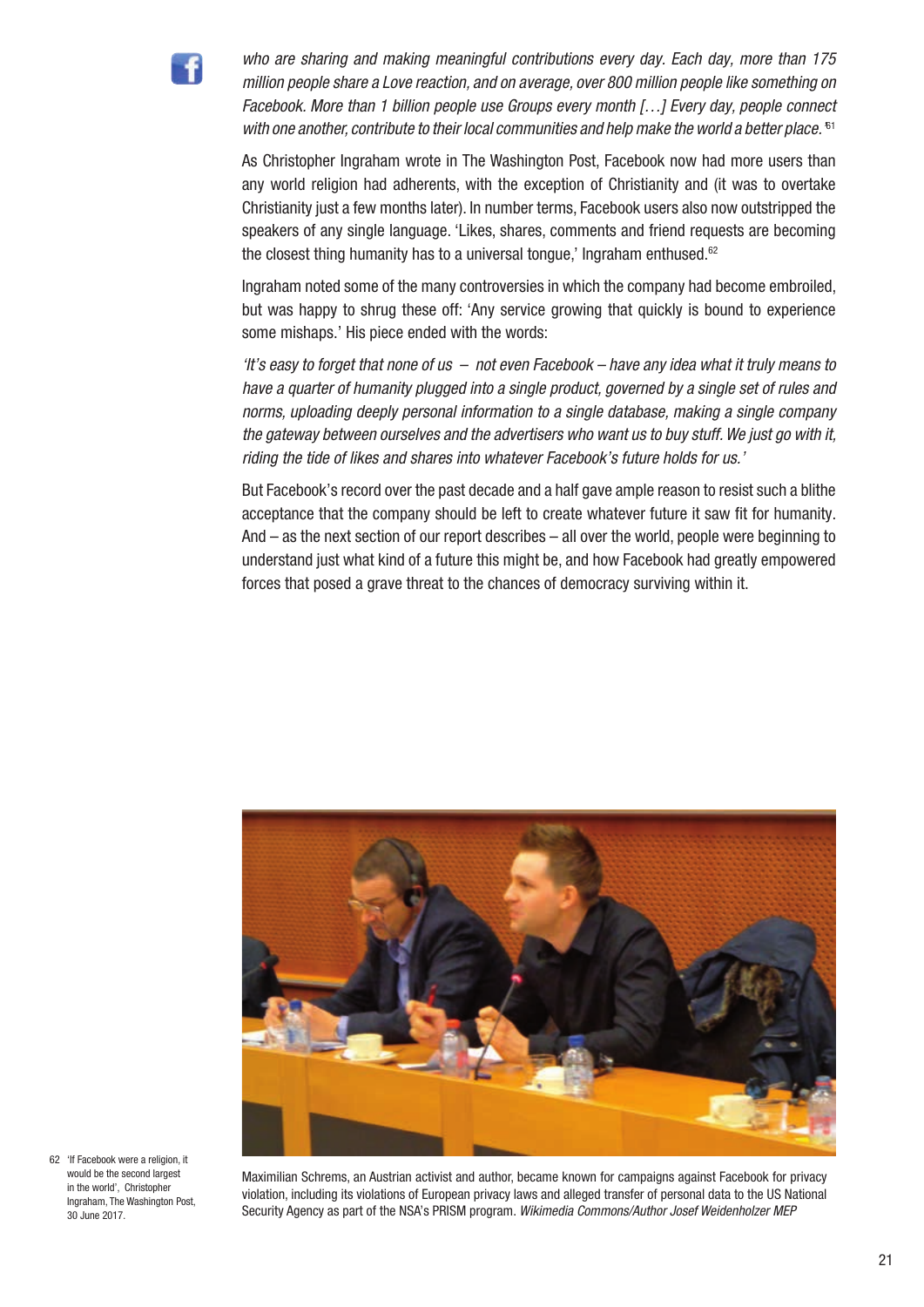*who are sharing and making meaningful contributions every day. Each day, more than 175 million people share a Love reaction, and on average, over 800 million people like something on Facebook. More than 1 billion people use Groups every month […] Every day, people connect with one another, contribute to their local communities and help make the world a better place.'*[61]

As Christopher Ingraham wrote in The Washington Post, Facebook now had more users than any world religion had adherents, with the exception of Christianity and (it was to overtake Christianity just a few months later). In number terms, Facebook users also now outstripped the speakers of any single language. 'Likes, shares, comments and friend requests are becoming the closest thing humanity has to a universal tongue,' Ingraham enthused.[62]

Ingraham noted some of the many controversies in which the company had become embroiled, but was happy to shrug these off: 'Any service growing that quickly is bound to experience some mishaps.' His piece ended with the words:

*'It's easy to forget that none of us – not even Facebook – have any idea what it truly means to have a quarter of humanity plugged into a single product, governed by a single set of rules and norms, uploading deeply personal information to a single database, making a single company the gateway between ourselves and the advertisers who want us to buy stuff. We just go with it, riding the tide of likes and shares into whatever Facebook's future holds for us.'*

But Facebook's record over the past decade and a half gave ample reason to resist such a blithe acceptance that the company should be left to create whatever future it saw fit for humanity. And – as the next section of our report describes – all over the world, people were beginning to understand just what kind of a future this might be, and how Facebook had greatly empowered forces that posed a grave threat to the chances of democracy surviving within it.

Maximilian Schrems, an Austrian activist and author, became known for campaigns against Facebook for privacy violation, including its violations of European privacy laws and alleged transfer of personal data to the US National Security Agency as part of the NSA's PRISM program. *Wikimedia Commons/Author Josef Weidenholzer MEP*

62 'If Facebook were a religion, it would be the second largest in the world', Christopher Ingraham, The Washington Post, 30 June 2017.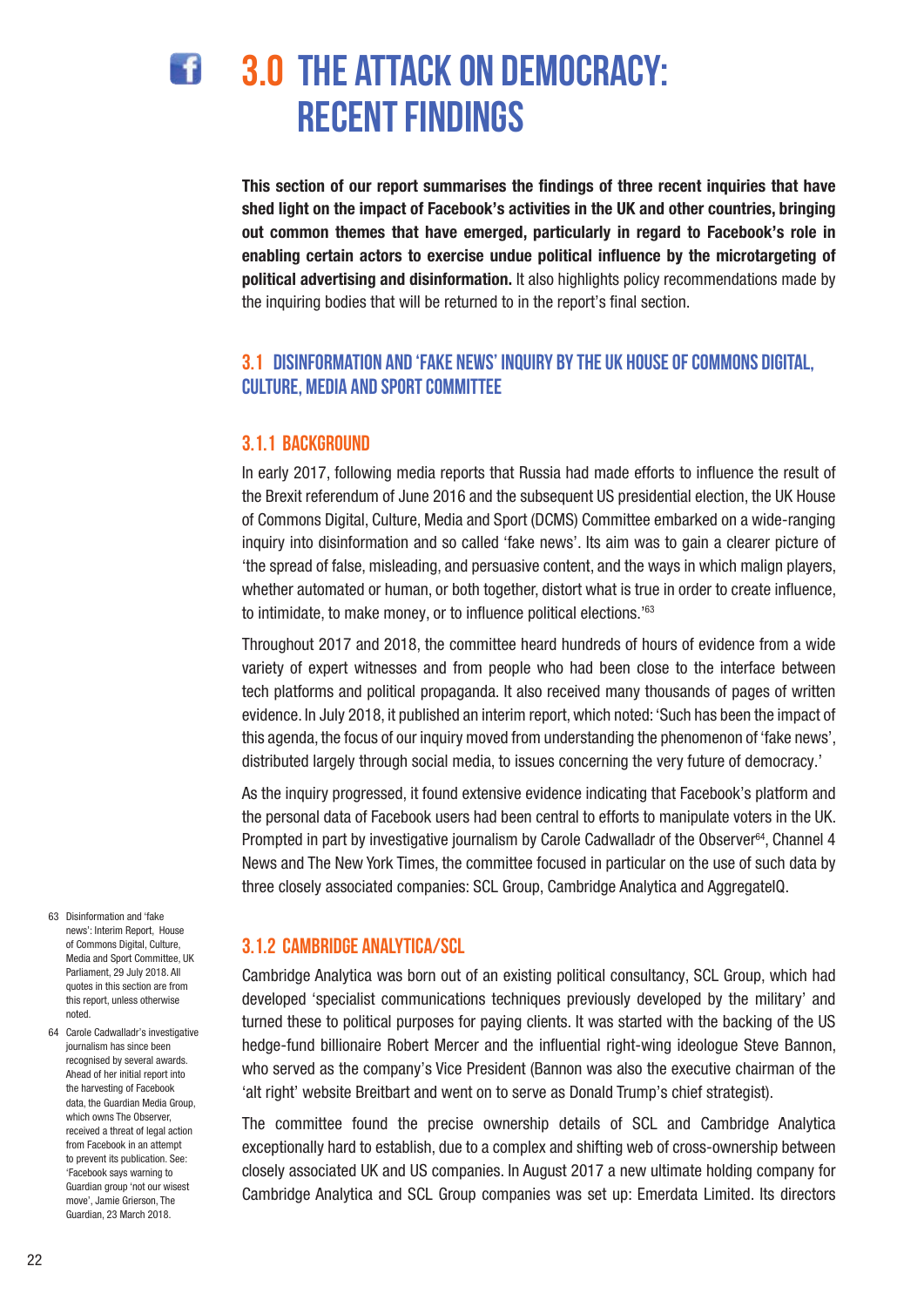# 3.0 THE ATTACK ON DEMOCRACY: RECENT FINDINGS

**This section of our report summarises the findings of three recent inquiries that have shed light on the impact of Facebook's activities in the UK and other countries, bringing out common themes that have emerged, particularly in regard to Facebook's role in enabling certain actors to exercise undue political influence by the microtargeting of political advertising and disinformation.** It also highlights policy recommendations made by the inquiring bodies that will be returned to in the report's final section.

## 3.1 DISINFORMATION AND 'FAKE NEWS' INQUIRY BY THE UK HOUSE OF COMMONS DIGITAL, CULTURE, MEDIA AND SPORT COMMITTEE

### 3.1.1 BACKGROUND

In early 2017, following media reports that Russia had made efforts to influence the result of the Brexit referendum of June 2016 and the subsequent US presidential election, the UK House of Commons Digital, Culture, Media and Sport (DCMS) Committee embarked on a wide-ranging inquiry into disinformation and so called 'fake news'. Its aim was to gain a clearer picture of 'the spread of false, misleading, and persuasive content, and the ways in which malign players, whether automated or human, or both together, distort what is true in order to create influence, to intimidate, to make money, or to influence political elections.'[63]

Throughout 2017 and 2018, the committee heard hundreds of hours of evidence from a wide variety of expert witnesses and from people who had been close to the interface between tech platforms and political propaganda. It also received many thousands of pages of written evidence. In July 2018, it published an interim report, which noted: 'Such has been the impact of this agenda, the focus of our inquiry moved from understanding the phenomenon of 'fake news', distributed largely through social media, to issues concerning the very future of democracy.'

As the inquiry progressed, it found extensive evidence indicating that Facebook's platform and the personal data of Facebook users had been central to efforts to manipulate voters in the UK. Prompted in part by investigative journalism by Carole Cadwalladr of the Observer[64], Channel 4 News and The New York Times, the committee focused in particular on the use of such data by three closely associated companies: SCL Group, Cambridge Analytica and AggregateIQ.

### 3.1.2 CAMBRIDGE ANALYTICA/SCL

Cambridge Analytica was born out of an existing political consultancy, SCL Group, which had developed 'specialist communications techniques previously developed by the military' and turned these to political purposes for paying clients. It was started with the backing of the US hedge-fund billionaire Robert Mercer and the influential right-wing ideologue Steve Bannon, who served as the company's Vice President (Bannon was also the executive chairman of the 'alt right' website Breitbart and went on to serve as Donald Trump's chief strategist).

The committee found the precise ownership details of SCL and Cambridge Analytica exceptionally hard to establish, due to a complex and shifting web of cross-ownership between closely associated UK and US companies. In August 2017 a new ultimate holding company for Cambridge Analytica and SCL Group companies was set up: Emerdata Limited. Its directors

---

63 Disinformation and 'fake news': Interim Report, House of Commons Digital, Culture, Media and Sport Committee, UK Parliament, 29 July 2018. All quotes in this section are from this report, unless otherwise noted.

64 Carole Cadwalladr's investigative journalism has since been recognised by several awards. Ahead of her initial report into the harvesting of Facebook data, the Guardian Media Group, which owns The Observer, received a threat of legal action from Facebook in an attempt to prevent its publication. See: 'Facebook says warning to Guardian group 'not our wisest move', Jamie Grierson, The Guardian, 23 March 2018.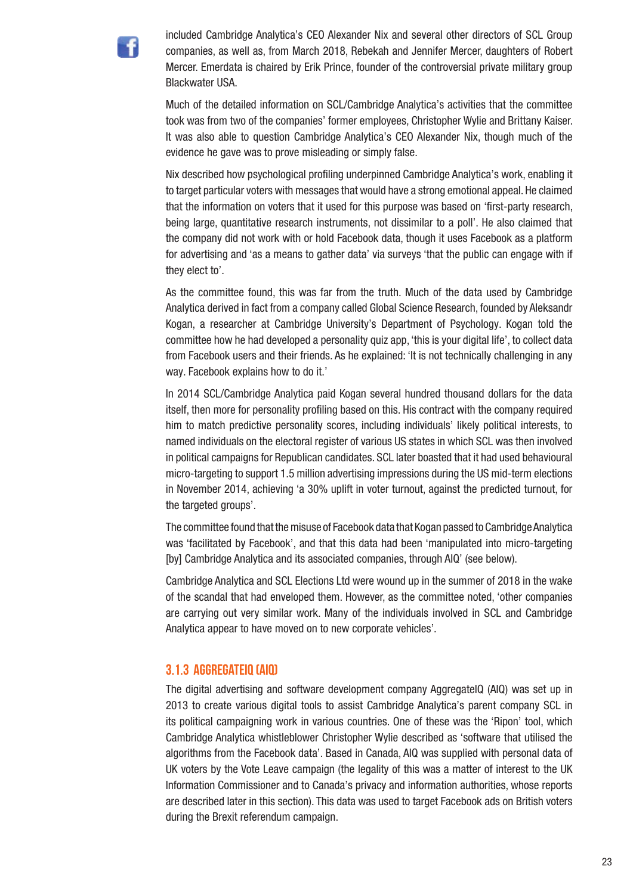included Cambridge Analytica's CEO Alexander Nix and several other directors of SCL Group companies, as well as, from March 2018, Rebekah and Jennifer Mercer, daughters of Robert Mercer. Emerdata is chaired by Erik Prince, founder of the controversial private military group Blackwater USA.

Much of the detailed information on SCL/Cambridge Analytica's activities that the committee took was from two of the companies' former employees, Christopher Wylie and Brittany Kaiser. It was also able to question Cambridge Analytica's CEO Alexander Nix, though much of the evidence he gave was to prove misleading or simply false.

Nix described how psychological profiling underpinned Cambridge Analytica's work, enabling it to target particular voters with messages that would have a strong emotional appeal. He claimed that the information on voters that it used for this purpose was based on 'first-party research, being large, quantitative research instruments, not dissimilar to a poll'. He also claimed that the company did not work with or hold Facebook data, though it uses Facebook as a platform for advertising and 'as a means to gather data' via surveys 'that the public can engage with if they elect to'.

As the committee found, this was far from the truth. Much of the data used by Cambridge Analytica derived in fact from a company called Global Science Research, founded by Aleksandr Kogan, a researcher at Cambridge University's Department of Psychology. Kogan told the committee how he had developed a personality quiz app, 'this is your digital life', to collect data from Facebook users and their friends. As he explained: 'It is not technically challenging in any way. Facebook explains how to do it.'

In 2014 SCL/Cambridge Analytica paid Kogan several hundred thousand dollars for the data itself, then more for personality profiling based on this. His contract with the company required him to match predictive personality scores, including individuals' likely political interests, to named individuals on the electoral register of various US states in which SCL was then involved in political campaigns for Republican candidates. SCL later boasted that it had used behavioural micro-targeting to support 1.5 million advertising impressions during the US mid-term elections in November 2014, achieving 'a 30% uplift in voter turnout, against the predicted turnout, for the targeted groups'.

The committee found that the misuse of Facebook data that Kogan passed to Cambridge Analytica was 'facilitated by Facebook', and that this data had been 'manipulated into micro-targeting [by] Cambridge Analytica and its associated companies, through AIQ' (see below).

Cambridge Analytica and SCL Elections Ltd were wound up in the summer of 2018 in the wake of the scandal that had enveloped them. However, as the committee noted, 'other companies are carrying out very similar work. Many of the individuals involved in SCL and Cambridge Analytica appear to have moved on to new corporate vehicles'.

### 3.1.3 AGGREGATEIQ (AIQ)

The digital advertising and software development company AggregateIQ (AIQ) was set up in 2013 to create various digital tools to assist Cambridge Analytica's parent company SCL in its political campaigning work in various countries. One of these was the 'Ripon' tool, which Cambridge Analytica whistleblower Christopher Wylie described as 'software that utilised the algorithms from the Facebook data'. Based in Canada, AIQ was supplied with personal data of UK voters by the Vote Leave campaign (the legality of this was a matter of interest to the UK Information Commissioner and to Canada's privacy and information authorities, whose reports are described later in this section). This data was used to target Facebook ads on British voters during the Brexit referendum campaign.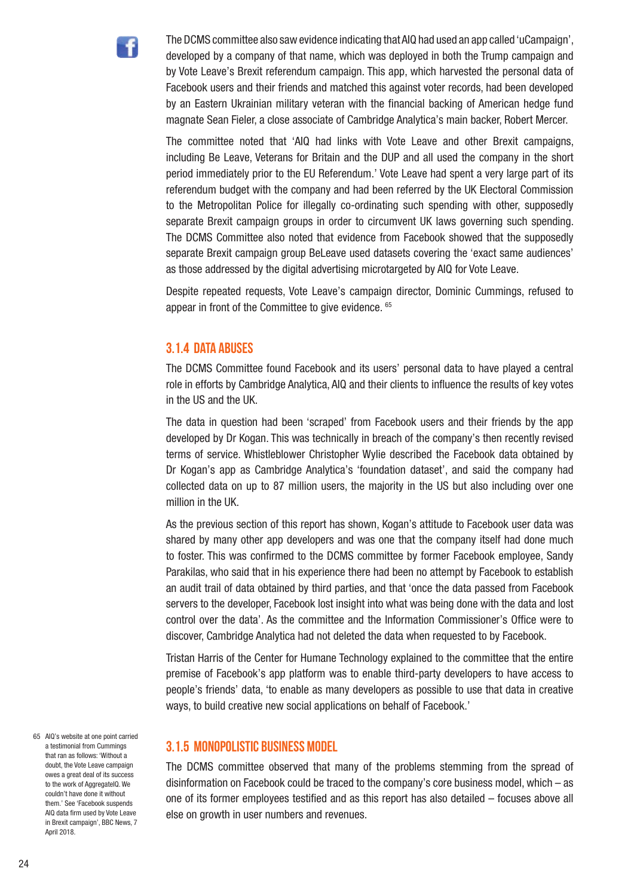The DCMS committee also saw evidence indicating that AIQ had used an app called 'uCampaign', developed by a company of that name, which was deployed in both the Trump campaign and by Vote Leave's Brexit referendum campaign. This app, which harvested the personal data of Facebook users and their friends and matched this against voter records, had been developed by an Eastern Ukrainian military veteran with the financial backing of American hedge fund magnate Sean Fieler, a close associate of Cambridge Analytica's main backer, Robert Mercer.

The committee noted that 'AIQ had links with Vote Leave and other Brexit campaigns, including Be Leave, Veterans for Britain and the DUP and all used the company in the short period immediately prior to the EU Referendum.' Vote Leave had spent a very large part of its referendum budget with the company and had been referred by the UK Electoral Commission to the Metropolitan Police for illegally co-ordinating such spending with other, supposedly separate Brexit campaign groups in order to circumvent UK laws governing such spending. The DCMS Committee also noted that evidence from Facebook showed that the supposedly separate Brexit campaign group BeLeave used datasets covering the 'exact same audiences' as those addressed by the digital advertising microtargeted by AIQ for Vote Leave.

Despite repeated requests, Vote Leave's campaign director, Dominic Cummings, refused to appear in front of the Committee to give evidence. [65]

### 3.1.4 DATA ABUSES

The DCMS Committee found Facebook and its users' personal data to have played a central role in efforts by Cambridge Analytica, AIQ and their clients to influence the results of key votes in the US and the UK.

The data in question had been 'scraped' from Facebook users and their friends by the app developed by Dr Kogan. This was technically in breach of the company's then recently revised terms of service. Whistleblower Christopher Wylie described the Facebook data obtained by Dr Kogan's app as Cambridge Analytica's 'foundation dataset', and said the company had collected data on up to 87 million users, the majority in the US but also including over one million in the UK.

As the previous section of this report has shown, Kogan's attitude to Facebook user data was shared by many other app developers and was one that the company itself had done much to foster. This was confirmed to the DCMS committee by former Facebook employee, Sandy Parakilas, who said that in his experience there had been no attempt by Facebook to establish an audit trail of data obtained by third parties, and that 'once the data passed from Facebook servers to the developer, Facebook lost insight into what was being done with the data and lost control over the data'. As the committee and the Information Commissioner's Office were to discover, Cambridge Analytica had not deleted the data when requested to by Facebook.

Tristan Harris of the Center for Humane Technology explained to the committee that the entire premise of Facebook's app platform was to enable third-party developers to have access to people's friends' data, 'to enable as many developers as possible to use that data in creative ways, to build creative new social applications on behalf of Facebook.'

### 3.1.5 MONOPOLISTIC BUSINESS MODEL

The DCMS committee observed that many of the problems stemming from the spread of disinformation on Facebook could be traced to the company's core business model, which – as one of its former employees testified and as this report has also detailed – focuses above all else on growth in user numbers and revenues.

65 AIQ's website at one point carried a testimonial from Cummings that ran as follows: 'Without a doubt, the Vote Leave campaign owes a great deal of its success to the work of AggregateIQ. We couldn't have done it without them.' See 'Facebook suspends AIQ data firm used by Vote Leave in Brexit campaign', BBC News, 7 April 2018.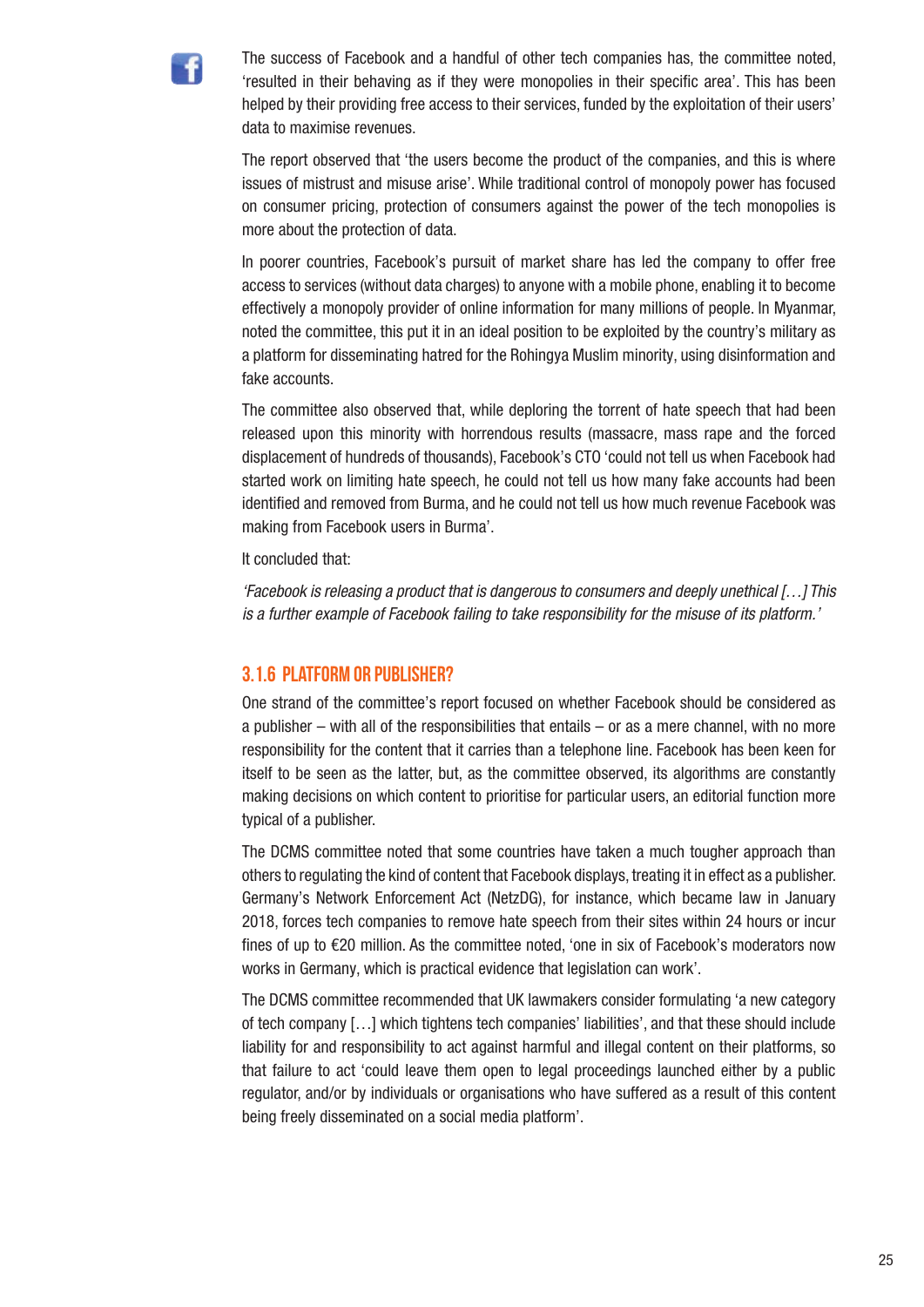The success of Facebook and a handful of other tech companies has, the committee noted, 'resulted in their behaving as if they were monopolies in their specific area'. This has been helped by their providing free access to their services, funded by the exploitation of their users' data to maximise revenues.

The report observed that 'the users become the product of the companies, and this is where issues of mistrust and misuse arise'. While traditional control of monopoly power has focused on consumer pricing, protection of consumers against the power of the tech monopolies is more about the protection of data.

In poorer countries, Facebook's pursuit of market share has led the company to offer free access to services (without data charges) to anyone with a mobile phone, enabling it to become effectively a monopoly provider of online information for many millions of people. In Myanmar, noted the committee, this put it in an ideal position to be exploited by the country's military as a platform for disseminating hatred for the Rohingya Muslim minority, using disinformation and fake accounts.

The committee also observed that, while deploring the torrent of hate speech that had been released upon this minority with horrendous results (massacre, mass rape and the forced displacement of hundreds of thousands), Facebook's CTO 'could not tell us when Facebook had started work on limiting hate speech, he could not tell us how many fake accounts had been identified and removed from Burma, and he could not tell us how much revenue Facebook was making from Facebook users in Burma'.

It concluded that:

*'Facebook is releasing a product that is dangerous to consumers and deeply unethical […] This is a further example of Facebook failing to take responsibility for the misuse of its platform.'*

### 3.1.6 PLATFORM OR PUBLISHER?

One strand of the committee's report focused on whether Facebook should be considered as a publisher – with all of the responsibilities that entails – or as a mere channel, with no more responsibility for the content that it carries than a telephone line. Facebook has been keen for itself to be seen as the latter, but, as the committee observed, its algorithms are constantly making decisions on which content to prioritise for particular users, an editorial function more typical of a publisher.

The DCMS committee noted that some countries have taken a much tougher approach than others to regulating the kind of content that Facebook displays, treating it in effect as a publisher. Germany's Network Enforcement Act (NetzDG), for instance, which became law in January 2018, forces tech companies to remove hate speech from their sites within 24 hours or incur fines of up to €20 million. As the committee noted, 'one in six of Facebook's moderators now works in Germany, which is practical evidence that legislation can work'.

The DCMS committee recommended that UK lawmakers consider formulating 'a new category of tech company […] which tightens tech companies' liabilities', and that these should include liability for and responsibility to act against harmful and illegal content on their platforms, so that failure to act 'could leave them open to legal proceedings launched either by a public regulator, and/or by individuals or organisations who have suffered as a result of this content being freely disseminated on a social media platform'.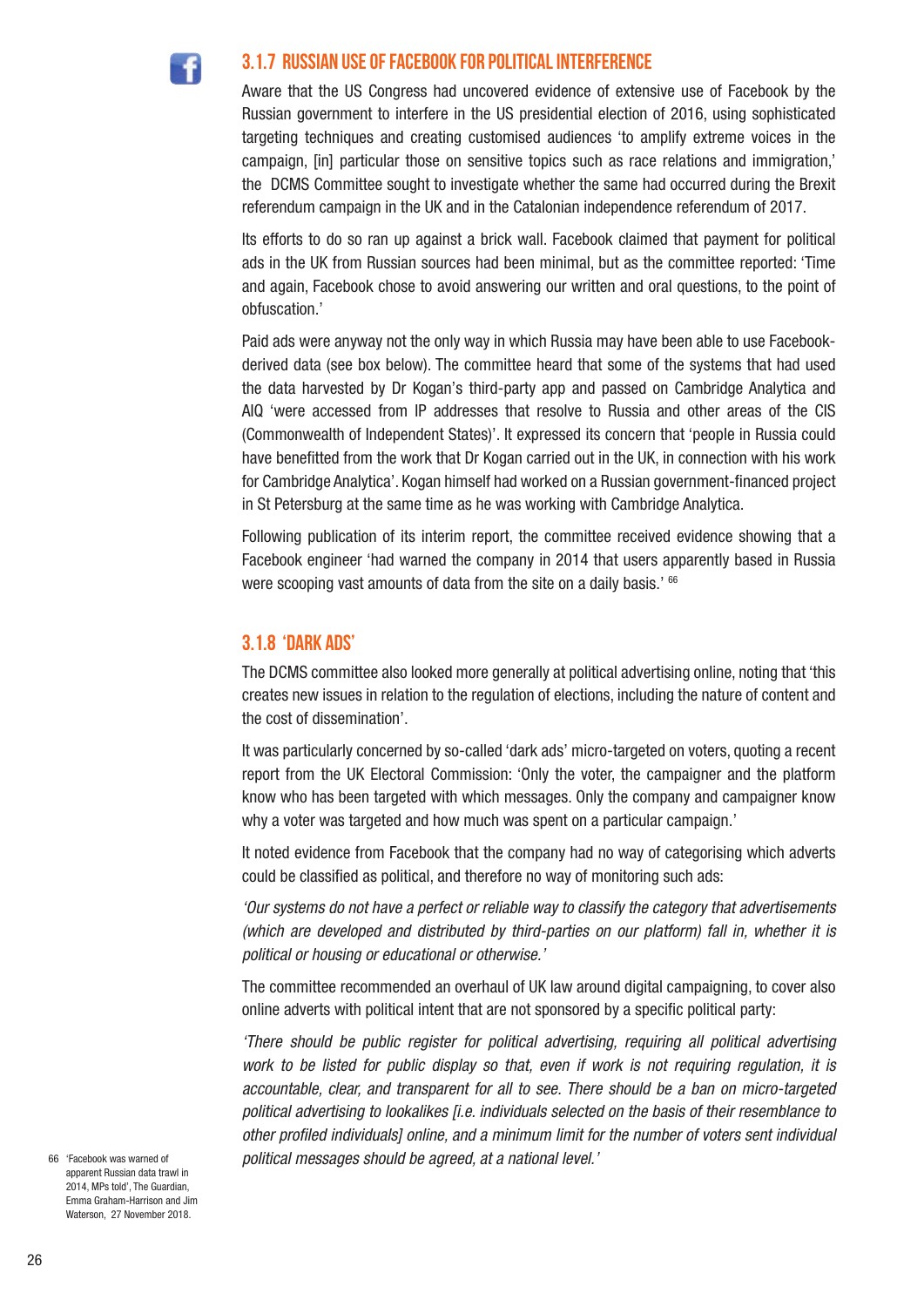### 3.1.7 RUSSIAN USE OF FACEBOOK FOR POLITICAL INTERFERENCE

Aware that the US Congress had uncovered evidence of extensive use of Facebook by the Russian government to interfere in the US presidential election of 2016, using sophisticated targeting techniques and creating customised audiences 'to amplify extreme voices in the campaign, [in] particular those on sensitive topics such as race relations and immigration,' the DCMS Committee sought to investigate whether the same had occurred during the Brexit referendum campaign in the UK and in the Catalonian independence referendum of 2017.

Its efforts to do so ran up against a brick wall. Facebook claimed that payment for political ads in the UK from Russian sources had been minimal, but as the committee reported: 'Time and again, Facebook chose to avoid answering our written and oral questions, to the point of obfuscation.'

Paid ads were anyway not the only way in which Russia may have been able to use Facebook-derived data (see box below). The committee heard that some of the systems that had used the data harvested by Dr Kogan's third-party app and passed on Cambridge Analytica and AIQ 'were accessed from IP addresses that resolve to Russia and other areas of the CIS (Commonwealth of Independent States)'. It expressed its concern that 'people in Russia could have benefitted from the work that Dr Kogan carried out in the UK, in connection with his work for Cambridge Analytica'. Kogan himself had worked on a Russian government-financed project in St Petersburg at the same time as he was working with Cambridge Analytica.

Following publication of its interim report, the committee received evidence showing that a Facebook engineer 'had warned the company in 2014 that users apparently based in Russia were scooping vast amounts of data from the site on a daily basis.' [66]

### 3.1.8 'DARK ADS'

The DCMS committee also looked more generally at political advertising online, noting that 'this creates new issues in relation to the regulation of elections, including the nature of content and the cost of dissemination'.

It was particularly concerned by so-called 'dark ads' micro-targeted on voters, quoting a recent report from the UK Electoral Commission: 'Only the voter, the campaigner and the platform know who has been targeted with which messages. Only the company and campaigner know why a voter was targeted and how much was spent on a particular campaign.'

It noted evidence from Facebook that the company had no way of categorising which adverts could be classified as political, and therefore no way of monitoring such ads:

*'Our systems do not have a perfect or reliable way to classify the category that advertisements (which are developed and distributed by third-parties on our platform) fall in, whether it is political or housing or educational or otherwise.'*

The committee recommended an overhaul of UK law around digital campaigning, to cover also online adverts with political intent that are not sponsored by a specific political party:

*'There should be public register for political advertising, requiring all political advertising work to be listed for public display so that, even if work is not requiring regulation, it is accountable, clear, and transparent for all to see. There should be a ban on micro-targeted political advertising to lookalikes [i.e. individuals selected on the basis of their resemblance to other profiled individuals] online, and a minimum limit for the number of voters sent individual political messages should be agreed, at a national level.'*

66 'Facebook was warned of apparent Russian data trawl in 2014, MPs told', The Guardian, Emma Graham-Harrison and Jim Waterson, 27 November 2018.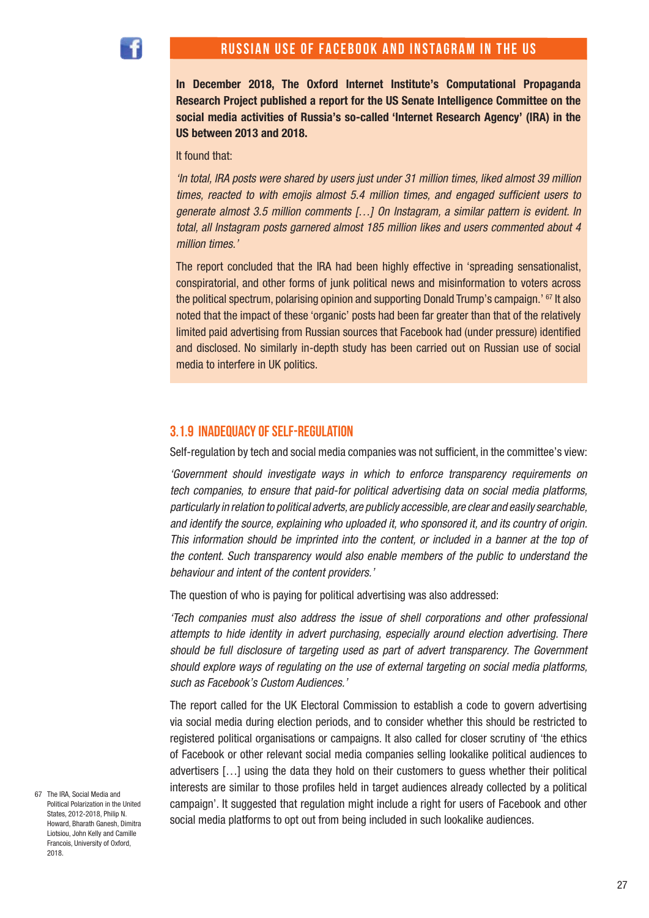## RUSSIAN USE OF FACEBOOK AND INSTAGRAM IN THE US

**In December 2018, The Oxford Internet Institute's Computational Propaganda Research Project published a report for the US Senate Intelligence Committee on the social media activities of Russia's so-called 'Internet Research Agency' (IRA) in the US between 2013 and 2018.**

It found that:

*'In total, IRA posts were shared by users just under 31 million times, liked almost 39 million times, reacted to with emojis almost 5.4 million times, and engaged sufficient users to generate almost 3.5 million comments […] On Instagram, a similar pattern is evident. In total, all Instagram posts garnered almost 185 million likes and users commented about 4 million times.'*

The report concluded that the IRA had been highly effective in 'spreading sensationalist, conspiratorial, and other forms of junk political news and misinformation to voters across the political spectrum, polarising opinion and supporting Donald Trump's campaign.'[67] It also noted that the impact of these 'organic' posts had been far greater than that of the relatively limited paid advertising from Russian sources that Facebook had (under pressure) identified and disclosed. No similarly in-depth study has been carried out on Russian use of social media to interfere in UK politics.

### 3.1.9 INADEQUACY OF SELF-REGULATION

Self-regulation by tech and social media companies was not sufficient, in the committee's view:

*'Government should investigate ways in which to enforce transparency requirements on tech companies, to ensure that paid-for political advertising data on social media platforms, particularly in relation to political adverts, are publicly accessible, are clear and easily searchable, and identify the source, explaining who uploaded it, who sponsored it, and its country of origin. This information should be imprinted into the content, or included in a banner at the top of the content. Such transparency would also enable members of the public to understand the behaviour and intent of the content providers.'*

The question of who is paying for political advertising was also addressed:

*'Tech companies must also address the issue of shell corporations and other professional attempts to hide identity in advert purchasing, especially around election advertising. There should be full disclosure of targeting used as part of advert transparency. The Government should explore ways of regulating on the use of external targeting on social media platforms, such as Facebook's Custom Audiences.'*

The report called for the UK Electoral Commission to establish a code to govern advertising via social media during election periods, and to consider whether this should be restricted to registered political organisations or campaigns. It also called for closer scrutiny of 'the ethics of Facebook or other relevant social media companies selling lookalike political audiences to advertisers […] using the data they hold on their customers to guess whether their political interests are similar to those profiles held in target audiences already collected by a political campaign'. It suggested that regulation might include a right for users of Facebook and other social media platforms to opt out from being included in such lookalike audiences.

67 The IRA, Social Media and Political Polarization in the United States, 2012-2018, Philip N. Howard, Bharath Ganesh, Dimitra Liotsiou, John Kelly and Camille Francois, University of Oxford, 2018.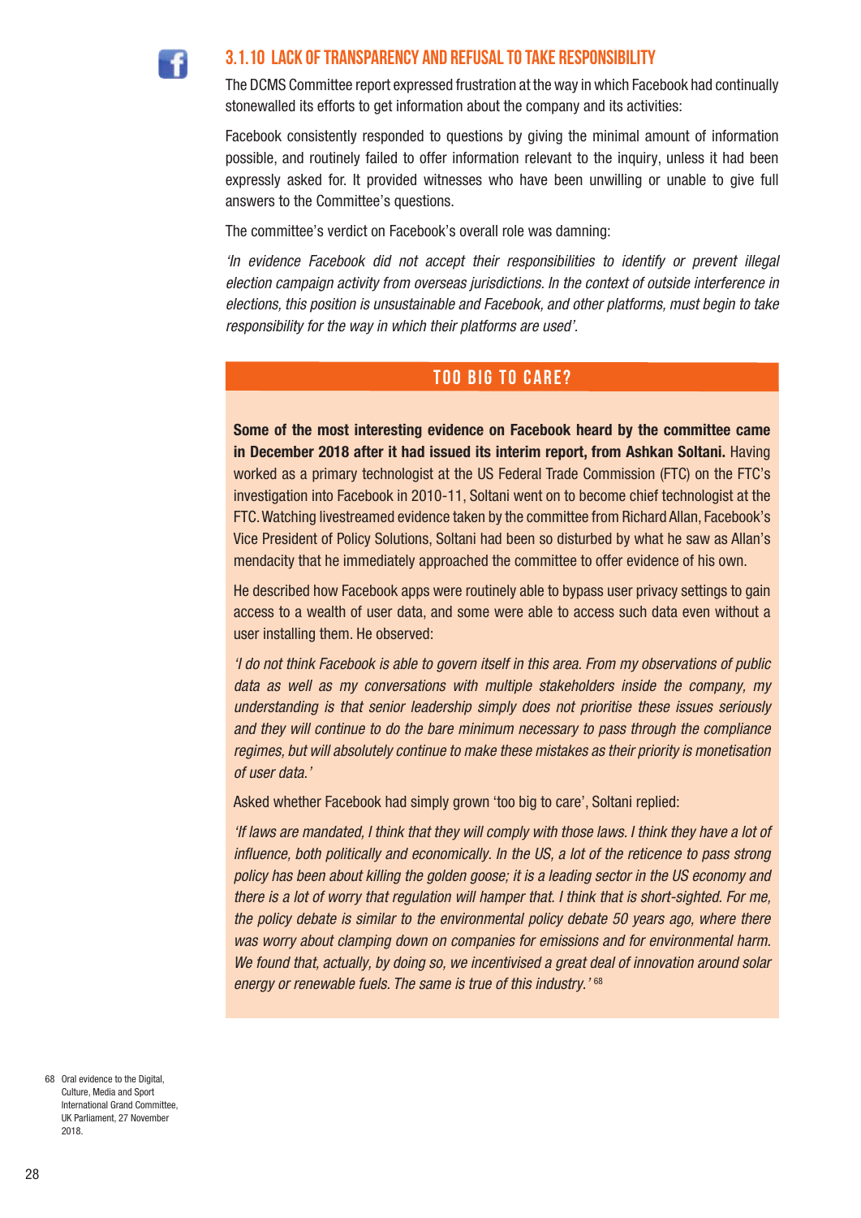### 3.1.10 LACK OF TRANSPARENCY AND REFUSAL TO TAKE RESPONSIBILITY

The DCMS Committee report expressed frustration at the way in which Facebook had continually stonewalled its efforts to get information about the company and its activities:

Facebook consistently responded to questions by giving the minimal amount of information possible, and routinely failed to offer information relevant to the inquiry, unless it had been expressly asked for. It provided witnesses who have been unwilling or unable to give full answers to the Committee's questions.

The committee's verdict on Facebook's overall role was damning:

*'In evidence Facebook did not accept their responsibilities to identify or prevent illegal election campaign activity from overseas jurisdictions. In the context of outside interference in elections, this position is unsustainable and Facebook, and other platforms, must begin to take responsibility for the way in which their platforms are used'.*

#### TOO BIG TO CARE?

**Some of the most interesting evidence on Facebook heard by the committee came in December 2018 after it had issued its interim report, from Ashkan Soltani.** Having worked as a primary technologist at the US Federal Trade Commission (FTC) on the FTC's investigation into Facebook in 2010-11, Soltani went on to become chief technologist at the FTC. Watching livestreamed evidence taken by the committee from Richard Allan, Facebook's Vice President of Policy Solutions, Soltani had been so disturbed by what he saw as Allan's mendacity that he immediately approached the committee to offer evidence of his own.

He described how Facebook apps were routinely able to bypass user privacy settings to gain access to a wealth of user data, and some were able to access such data even without a user installing them. He observed:

*'I do not think Facebook is able to govern itself in this area. From my observations of public data as well as my conversations with multiple stakeholders inside the company, my understanding is that senior leadership simply does not prioritise these issues seriously and they will continue to do the bare minimum necessary to pass through the compliance regimes, but will absolutely continue to make these mistakes as their priority is monetisation of user data.'*

Asked whether Facebook had simply grown 'too big to care', Soltani replied:

*'If laws are mandated, I think that they will comply with those laws. I think they have a lot of influence, both politically and economically. In the US, a lot of the reticence to pass strong policy has been about killing the golden goose; it is a leading sector in the US economy and there is a lot of worry that regulation will hamper that. I think that is short-sighted. For me, the policy debate is similar to the environmental policy debate 50 years ago, where there was worry about clamping down on companies for emissions and for environmental harm. We found that, actually, by doing so, we incentivised a great deal of innovation around solar energy or renewable fuels. The same is true of this industry.'* [68]

68 Oral evidence to the Digital, Culture, Media and Sport International Grand Committee, UK Parliament, 27 November 2018.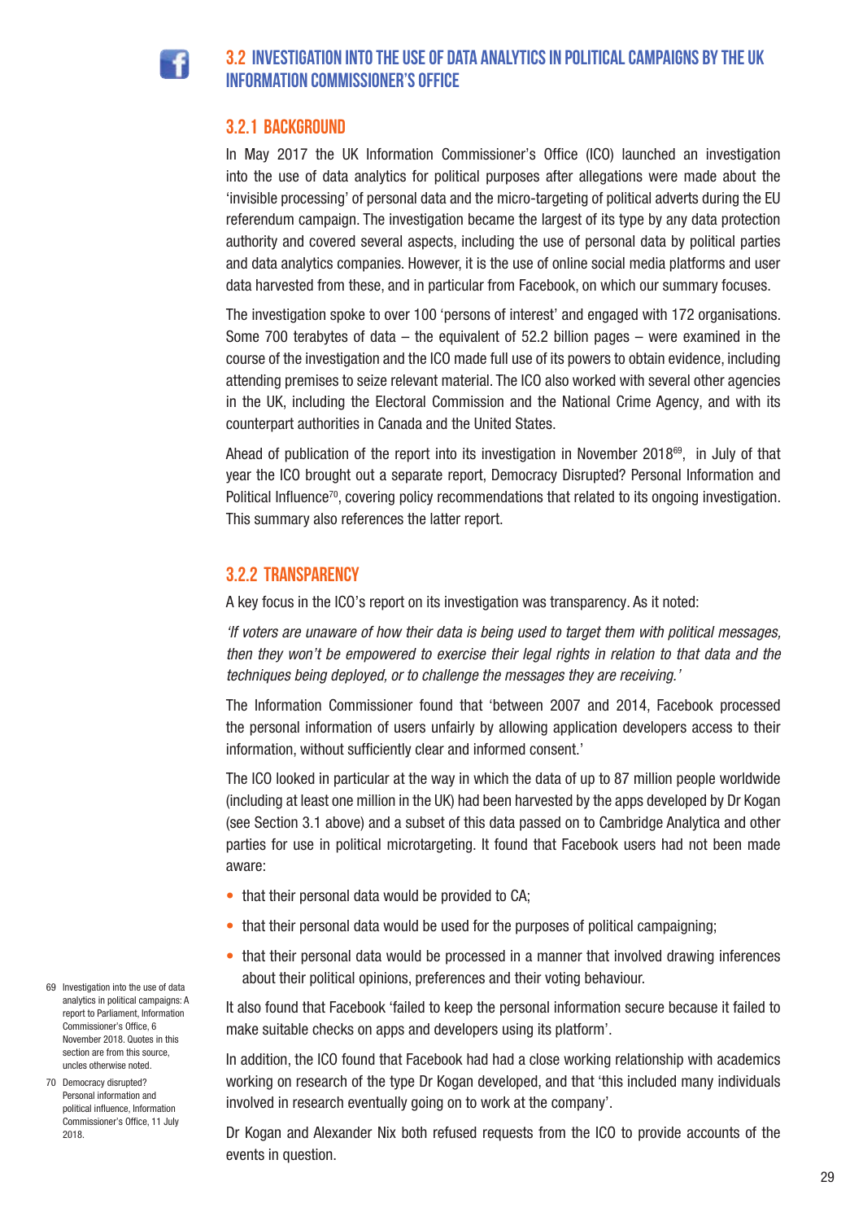## 3.2 INVESTIGATION INTO THE USE OF DATA ANALYTICS IN POLITICAL CAMPAIGNS BY THE UK INFORMATION COMMISSIONER'S OFFICE

### 3.2.1 BACKGROUND

In May 2017 the UK Information Commissioner's Office (ICO) launched an investigation into the use of data analytics for political purposes after allegations were made about the 'invisible processing' of personal data and the micro-targeting of political adverts during the EU referendum campaign. The investigation became the largest of its type by any data protection authority and covered several aspects, including the use of personal data by political parties and data analytics companies. However, it is the use of online social media platforms and user data harvested from these, and in particular from Facebook, on which our summary focuses.

The investigation spoke to over 100 'persons of interest' and engaged with 172 organisations. Some 700 terabytes of data – the equivalent of 52.2 billion pages – were examined in the course of the investigation and the ICO made full use of its powers to obtain evidence, including attending premises to seize relevant material. The ICO also worked with several other agencies in the UK, including the Electoral Commission and the National Crime Agency, and with its counterpart authorities in Canada and the United States.

Ahead of publication of the report into its investigation in November 2018[69], in July of that year the ICO brought out a separate report, Democracy Disrupted? Personal Information and Political Influence[70], covering policy recommendations that related to its ongoing investigation. This summary also references the latter report.

### 3.2.2 TRANSPARENCY

A key focus in the ICO's report on its investigation was transparency. As it noted:

*'If voters are unaware of how their data is being used to target them with political messages, then they won't be empowered to exercise their legal rights in relation to that data and the techniques being deployed, or to challenge the messages they are receiving.'*

The Information Commissioner found that 'between 2007 and 2014, Facebook processed the personal information of users unfairly by allowing application developers access to their information, without sufficiently clear and informed consent.'

The ICO looked in particular at the way in which the data of up to 87 million people worldwide (including at least one million in the UK) had been harvested by the apps developed by Dr Kogan (see Section 3.1 above) and a subset of this data passed on to Cambridge Analytica and other parties for use in political microtargeting. It found that Facebook users had not been made aware:

- that their personal data would be provided to CA;
- that their personal data would be used for the purposes of political campaigning;
- that their personal data would be processed in a manner that involved drawing inferences about their political opinions, preferences and their voting behaviour.

It also found that Facebook 'failed to keep the personal information secure because it failed to make suitable checks on apps and developers using its platform'.

In addition, the ICO found that Facebook had had a close working relationship with academics working on research of the type Dr Kogan developed, and that 'this included many individuals involved in research eventually going on to work at the company'.

Dr Kogan and Alexander Nix both refused requests from the ICO to provide accounts of the events in question.

---

69 Investigation into the use of data analytics in political campaigns: A report to Parliament, Information Commissioner's Office, 6 November 2018. Quotes in this section are from this source, uncles otherwise noted.

70 Democracy disrupted? Personal information and political influence, Information Commissioner's Office, 11 July 2018.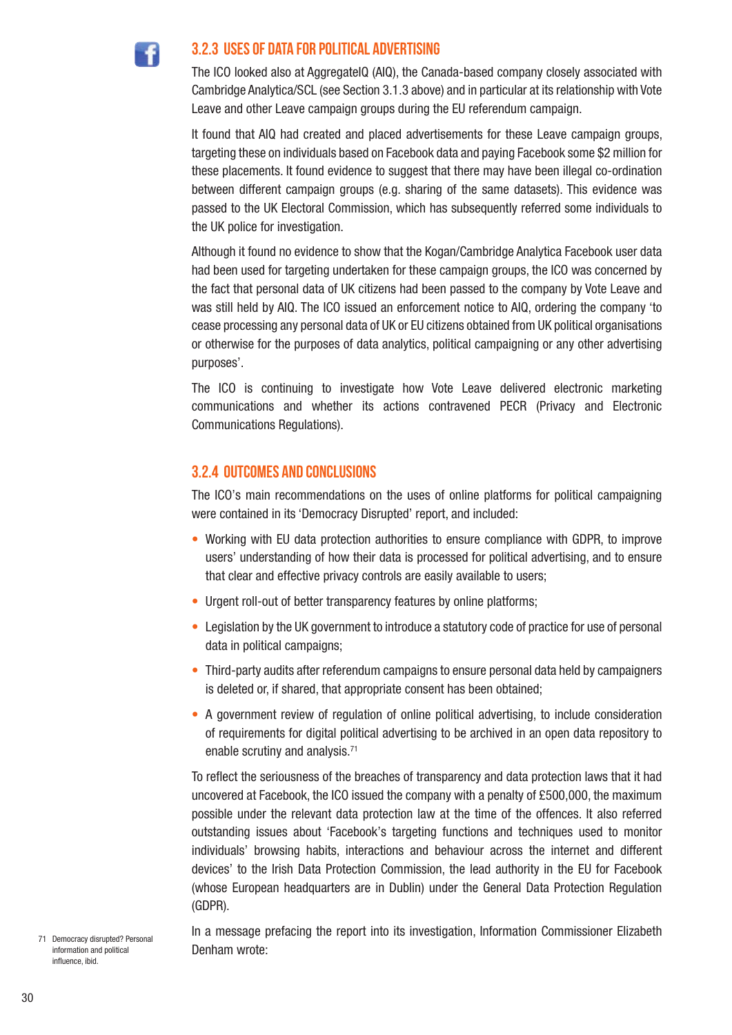### 3.2.3 USES OF DATA FOR POLITICAL ADVERTISING

The ICO looked also at AggregateIQ (AIQ), the Canada-based company closely associated with Cambridge Analytica/SCL (see Section 3.1.3 above) and in particular at its relationship with Vote Leave and other Leave campaign groups during the EU referendum campaign.

It found that AIQ had created and placed advertisements for these Leave campaign groups, targeting these on individuals based on Facebook data and paying Facebook some $2 million for these placements. It found evidence to suggest that there may have been illegal co-ordination between different campaign groups (e.g. sharing of the same datasets). This evidence was passed to the UK Electoral Commission, which has subsequently referred some individuals to the UK police for investigation.

Although it found no evidence to show that the Kogan/Cambridge Analytica Facebook user data had been used for targeting undertaken for these campaign groups, the ICO was concerned by the fact that personal data of UK citizens had been passed to the company by Vote Leave and was still held by AIQ. The ICO issued an enforcement notice to AIQ, ordering the company 'to cease processing any personal data of UK or EU citizens obtained from UK political organisations or otherwise for the purposes of data analytics, political campaigning or any other advertising purposes'.

The ICO is continuing to investigate how Vote Leave delivered electronic marketing communications and whether its actions contravened PECR (Privacy and Electronic Communications Regulations).

### 3.2.4 OUTCOMES AND CONCLUSIONS

The ICO's main recommendations on the uses of online platforms for political campaigning were contained in its 'Democracy Disrupted' report, and included:

- Working with EU data protection authorities to ensure compliance with GDPR, to improve users' understanding of how their data is processed for political advertising, and to ensure that clear and effective privacy controls are easily available to users;
- Urgent roll-out of better transparency features by online platforms;
- Legislation by the UK government to introduce a statutory code of practice for use of personal data in political campaigns;
- Third-party audits after referendum campaigns to ensure personal data held by campaigners is deleted or, if shared, that appropriate consent has been obtained;
- A government review of regulation of online political advertising, to include consideration of requirements for digital political advertising to be archived in an open data repository to enable scrutiny and analysis.[71]

To reflect the seriousness of the breaches of transparency and data protection laws that it had uncovered at Facebook, the ICO issued the company with a penalty of £500,000, the maximum possible under the relevant data protection law at the time of the offences. It also referred outstanding issues about 'Facebook's targeting functions and techniques used to monitor individuals' browsing habits, interactions and behaviour across the internet and different devices' to the Irish Data Protection Commission, the lead authority in the EU for Facebook (whose European headquarters are in Dublin) under the General Data Protection Regulation (GDPR).

In a message prefacing the report into its investigation, Information Commissioner Elizabeth Denham wrote:

71 Democracy disrupted? Personal information and political influence, ibid.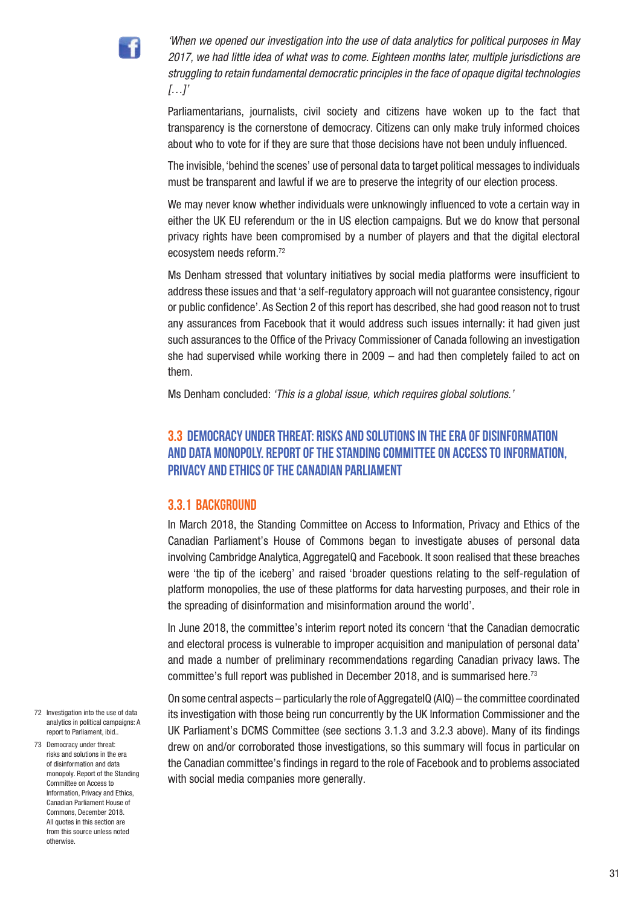*'When we opened our investigation into the use of data analytics for political purposes in May 2017, we had little idea of what was to come. Eighteen months later, multiple jurisdictions are struggling to retain fundamental democratic principles in the face of opaque digital technologies […]'*

Parliamentarians, journalists, civil society and citizens have woken up to the fact that transparency is the cornerstone of democracy. Citizens can only make truly informed choices about who to vote for if they are sure that those decisions have not been unduly influenced.

The invisible, 'behind the scenes' use of personal data to target political messages to individuals must be transparent and lawful if we are to preserve the integrity of our election process.

We may never know whether individuals were unknowingly influenced to vote a certain way in either the UK EU referendum or the in US election campaigns. But we do know that personal privacy rights have been compromised by a number of players and that the digital electoral ecosystem needs reform.[72]

Ms Denham stressed that voluntary initiatives by social media platforms were insufficient to address these issues and that 'a self-regulatory approach will not guarantee consistency, rigour or public confidence'. As Section 2 of this report has described, she had good reason not to trust any assurances from Facebook that it would address such issues internally: it had given just such assurances to the Office of the Privacy Commissioner of Canada following an investigation she had supervised while working there in 2009 – and had then completely failed to act on them.

Ms Denham concluded: *'This is a global issue, which requires global solutions.'*

## 3.3 DEMOCRACY UNDER THREAT: RISKS AND SOLUTIONS IN THE ERA OF DISINFORMATION AND DATA MONOPOLY. REPORT OF THE STANDING COMMITTEE ON ACCESS TO INFORMATION, PRIVACY AND ETHICS OF THE CANADIAN PARLIAMENT

### 3.3.1 BACKGROUND

In March 2018, the Standing Committee on Access to Information, Privacy and Ethics of the Canadian Parliament's House of Commons began to investigate abuses of personal data involving Cambridge Analytica, AggregateIQ and Facebook. It soon realised that these breaches were 'the tip of the iceberg' and raised 'broader questions relating to the self-regulation of platform monopolies, the use of these platforms for data harvesting purposes, and their role in the spreading of disinformation and misinformation around the world'.

In June 2018, the committee's interim report noted its concern 'that the Canadian democratic and electoral process is vulnerable to improper acquisition and manipulation of personal data' and made a number of preliminary recommendations regarding Canadian privacy laws. The committee's full report was published in December 2018, and is summarised here.[73]

On some central aspects – particularly the role of AggregateIQ (AIQ) – the committee coordinated its investigation with those being run concurrently by the UK Information Commissioner and the UK Parliament's DCMS Committee (see sections 3.1.3 and 3.2.3 above). Many of its findings drew on and/or corroborated those investigations, so this summary will focus in particular on the Canadian committee's findings in regard to the role of Facebook and to problems associated with social media companies more generally.

---

72 Investigation into the use of data analytics in political campaigns: A report to Parliament, ibid..

73 Democracy under threat: risks and solutions in the era of disinformation and data monopoly. Report of the Standing Committee on Access to Information, Privacy and Ethics, Canadian Parliament House of Commons, December 2018. All quotes in this section are from this source unless noted otherwise.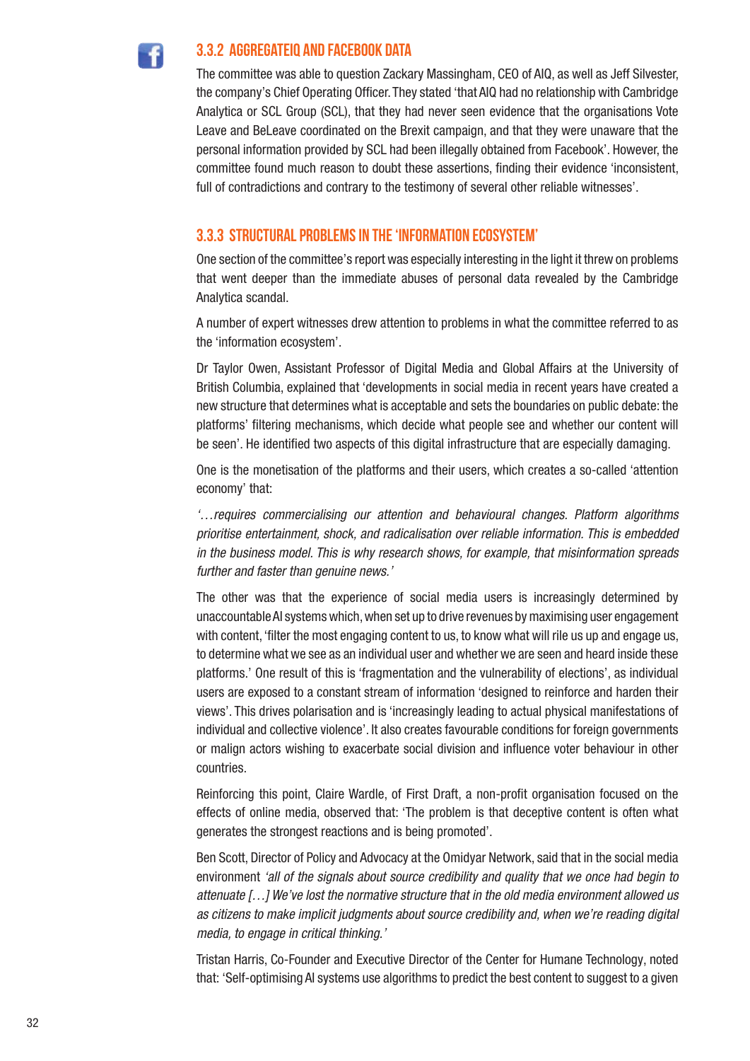### 3.3.2 AGGREGATEIQ AND FACEBOOK DATA

The committee was able to question Zackary Massingham, CEO of AIQ, as well as Jeff Silvester, the company's Chief Operating Officer. They stated 'that AIQ had no relationship with Cambridge Analytica or SCL Group (SCL), that they had never seen evidence that the organisations Vote Leave and BeLeave coordinated on the Brexit campaign, and that they were unaware that the personal information provided by SCL had been illegally obtained from Facebook'. However, the committee found much reason to doubt these assertions, finding their evidence 'inconsistent, full of contradictions and contrary to the testimony of several other reliable witnesses'.

### 3.3.3 STRUCTURAL PROBLEMS IN THE 'INFORMATION ECOSYSTEM'

One section of the committee's report was especially interesting in the light it threw on problems that went deeper than the immediate abuses of personal data revealed by the Cambridge Analytica scandal.

A number of expert witnesses drew attention to problems in what the committee referred to as the 'information ecosystem'.

Dr Taylor Owen, Assistant Professor of Digital Media and Global Affairs at the University of British Columbia, explained that 'developments in social media in recent years have created a new structure that determines what is acceptable and sets the boundaries on public debate: the platforms' filtering mechanisms, which decide what people see and whether our content will be seen'. He identified two aspects of this digital infrastructure that are especially damaging.

One is the monetisation of the platforms and their users, which creates a so-called 'attention economy' that:

*'…requires commercialising our attention and behavioural changes. Platform algorithms prioritise entertainment, shock, and radicalisation over reliable information. This is embedded in the business model. This is why research shows, for example, that misinformation spreads further and faster than genuine news.'*

The other was that the experience of social media users is increasingly determined by unaccountable AI systems which, when set up to drive revenues by maximising user engagement with content, 'filter the most engaging content to us, to know what will rile us up and engage us, to determine what we see as an individual user and whether we are seen and heard inside these platforms.' One result of this is 'fragmentation and the vulnerability of elections', as individual users are exposed to a constant stream of information 'designed to reinforce and harden their views'. This drives polarisation and is 'increasingly leading to actual physical manifestations of individual and collective violence'. It also creates favourable conditions for foreign governments or malign actors wishing to exacerbate social division and influence voter behaviour in other countries.

Reinforcing this point, Claire Wardle, of First Draft, a non-profit organisation focused on the effects of online media, observed that: 'The problem is that deceptive content is often what generates the strongest reactions and is being promoted'.

Ben Scott, Director of Policy and Advocacy at the Omidyar Network, said that in the social media environment *'all of the signals about source credibility and quality that we once had begin to attenuate […] We've lost the normative structure that in the old media environment allowed us as citizens to make implicit judgments about source credibility and, when we're reading digital media, to engage in critical thinking.'*

Tristan Harris, Co-Founder and Executive Director of the Center for Humane Technology, noted that: 'Self-optimising AI systems use algorithms to predict the best content to suggest to a given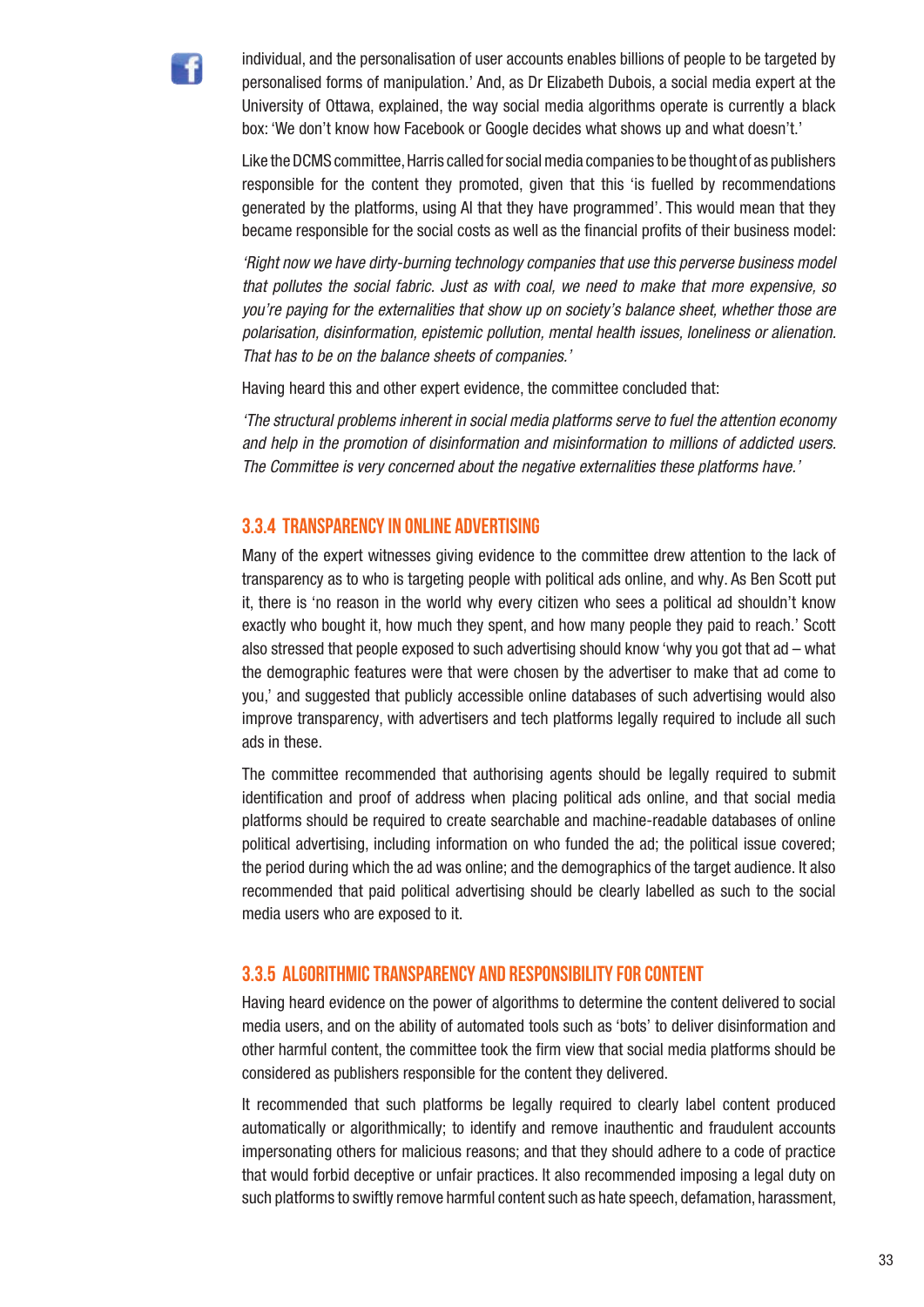individual, and the personalisation of user accounts enables billions of people to be targeted by personalised forms of manipulation.' And, as Dr Elizabeth Dubois, a social media expert at the University of Ottawa, explained, the way social media algorithms operate is currently a black box: 'We don't know how Facebook or Google decides what shows up and what doesn't.'

Like the DCMS committee, Harris called for social media companies to be thought of as publishers responsible for the content they promoted, given that this 'is fuelled by recommendations generated by the platforms, using AI that they have programmed'. This would mean that they became responsible for the social costs as well as the financial profits of their business model:

*'Right now we have dirty-burning technology companies that use this perverse business model that pollutes the social fabric. Just as with coal, we need to make that more expensive, so you're paying for the externalities that show up on society's balance sheet, whether those are polarisation, disinformation, epistemic pollution, mental health issues, loneliness or alienation. That has to be on the balance sheets of companies.'*

Having heard this and other expert evidence, the committee concluded that:

*'The structural problems inherent in social media platforms serve to fuel the attention economy and help in the promotion of disinformation and misinformation to millions of addicted users. The Committee is very concerned about the negative externalities these platforms have.'*

### 3.3.4 TRANSPARENCY IN ONLINE ADVERTISING

Many of the expert witnesses giving evidence to the committee drew attention to the lack of transparency as to who is targeting people with political ads online, and why. As Ben Scott put it, there is 'no reason in the world why every citizen who sees a political ad shouldn't know exactly who bought it, how much they spent, and how many people they paid to reach.' Scott also stressed that people exposed to such advertising should know 'why you got that ad – what the demographic features were that were chosen by the advertiser to make that ad come to you,' and suggested that publicly accessible online databases of such advertising would also improve transparency, with advertisers and tech platforms legally required to include all such ads in these.

The committee recommended that authorising agents should be legally required to submit identification and proof of address when placing political ads online, and that social media platforms should be required to create searchable and machine-readable databases of online political advertising, including information on who funded the ad; the political issue covered; the period during which the ad was online; and the demographics of the target audience. It also recommended that paid political advertising should be clearly labelled as such to the social media users who are exposed to it.

### 3.3.5 ALGORITHMIC TRANSPARENCY AND RESPONSIBILITY FOR CONTENT

Having heard evidence on the power of algorithms to determine the content delivered to social media users, and on the ability of automated tools such as 'bots' to deliver disinformation and other harmful content, the committee took the firm view that social media platforms should be considered as publishers responsible for the content they delivered.

It recommended that such platforms be legally required to clearly label content produced automatically or algorithmically; to identify and remove inauthentic and fraudulent accounts impersonating others for malicious reasons; and that they should adhere to a code of practice that would forbid deceptive or unfair practices. It also recommended imposing a legal duty on such platforms to swiftly remove harmful content such as hate speech, defamation, harassment,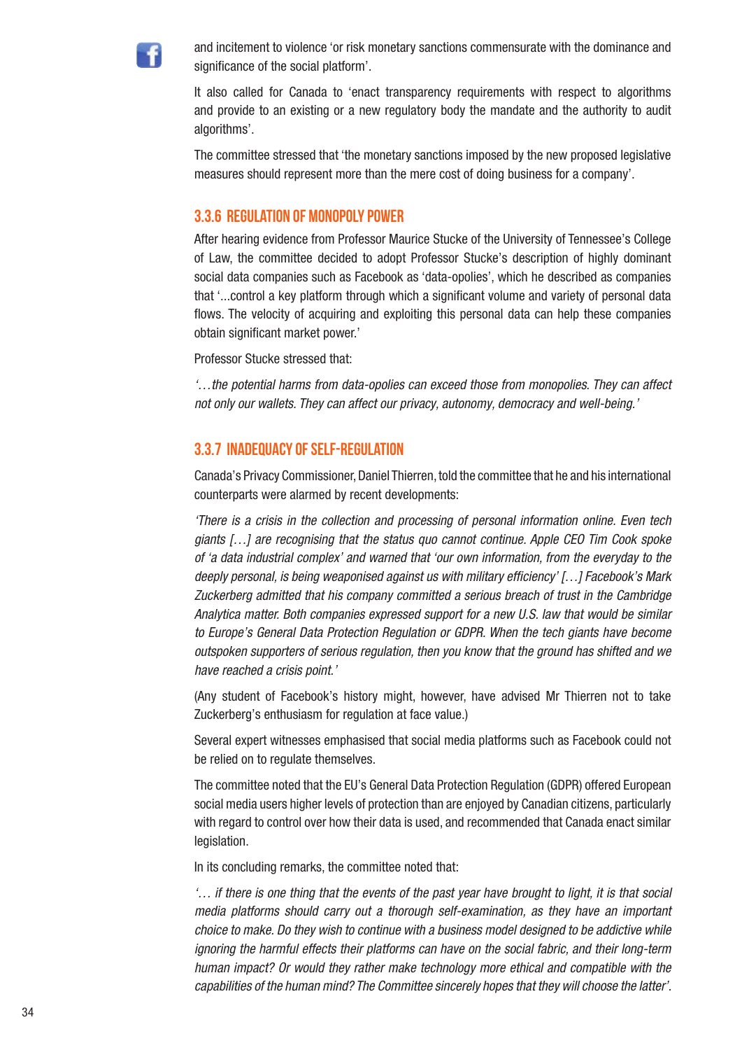and incitement to violence 'or risk monetary sanctions commensurate with the dominance and significance of the social platform'.

It also called for Canada to 'enact transparency requirements with respect to algorithms and provide to an existing or a new regulatory body the mandate and the authority to audit algorithms'.

The committee stressed that 'the monetary sanctions imposed by the new proposed legislative measures should represent more than the mere cost of doing business for a company'.

### 3.3.6 REGULATION OF MONOPOLY POWER

After hearing evidence from Professor Maurice Stucke of the University of Tennessee's College of Law, the committee decided to adopt Professor Stucke's description of highly dominant social data companies such as Facebook as 'data-opolies', which he described as companies that '...control a key platform through which a significant volume and variety of personal data flows. The velocity of acquiring and exploiting this personal data can help these companies obtain significant market power.'

Professor Stucke stressed that:

*'…the potential harms from data-opolies can exceed those from monopolies. They can affect not only our wallets. They can affect our privacy, autonomy, democracy and well-being.'*

### 3.3.7 INADEQUACY OF SELF-REGULATION

Canada's Privacy Commissioner, Daniel Thierren, told the committee that he and his international counterparts were alarmed by recent developments:

*'There is a crisis in the collection and processing of personal information online. Even tech giants […] are recognising that the status quo cannot continue. Apple CEO Tim Cook spoke of 'a data industrial complex' and warned that 'our own information, from the everyday to the deeply personal, is being weaponised against us with military efficiency' […] Facebook's Mark Zuckerberg admitted that his company committed a serious breach of trust in the Cambridge Analytica matter. Both companies expressed support for a new U.S. law that would be similar to Europe's General Data Protection Regulation or GDPR. When the tech giants have become outspoken supporters of serious regulation, then you know that the ground has shifted and we have reached a crisis point.'*

(Any student of Facebook's history might, however, have advised Mr Thierren not to take Zuckerberg's enthusiasm for regulation at face value.)

Several expert witnesses emphasised that social media platforms such as Facebook could not be relied on to regulate themselves.

The committee noted that the EU's General Data Protection Regulation (GDPR) offered European social media users higher levels of protection than are enjoyed by Canadian citizens, particularly with regard to control over how their data is used, and recommended that Canada enact similar legislation.

In its concluding remarks, the committee noted that:

*'… if there is one thing that the events of the past year have brought to light, it is that social media platforms should carry out a thorough self-examination, as they have an important choice to make. Do they wish to continue with a business model designed to be addictive while ignoring the harmful effects their platforms can have on the social fabric, and their long-term human impact? Or would they rather make technology more ethical and compatible with the capabilities of the human mind? The Committee sincerely hopes that they will choose the latter'.*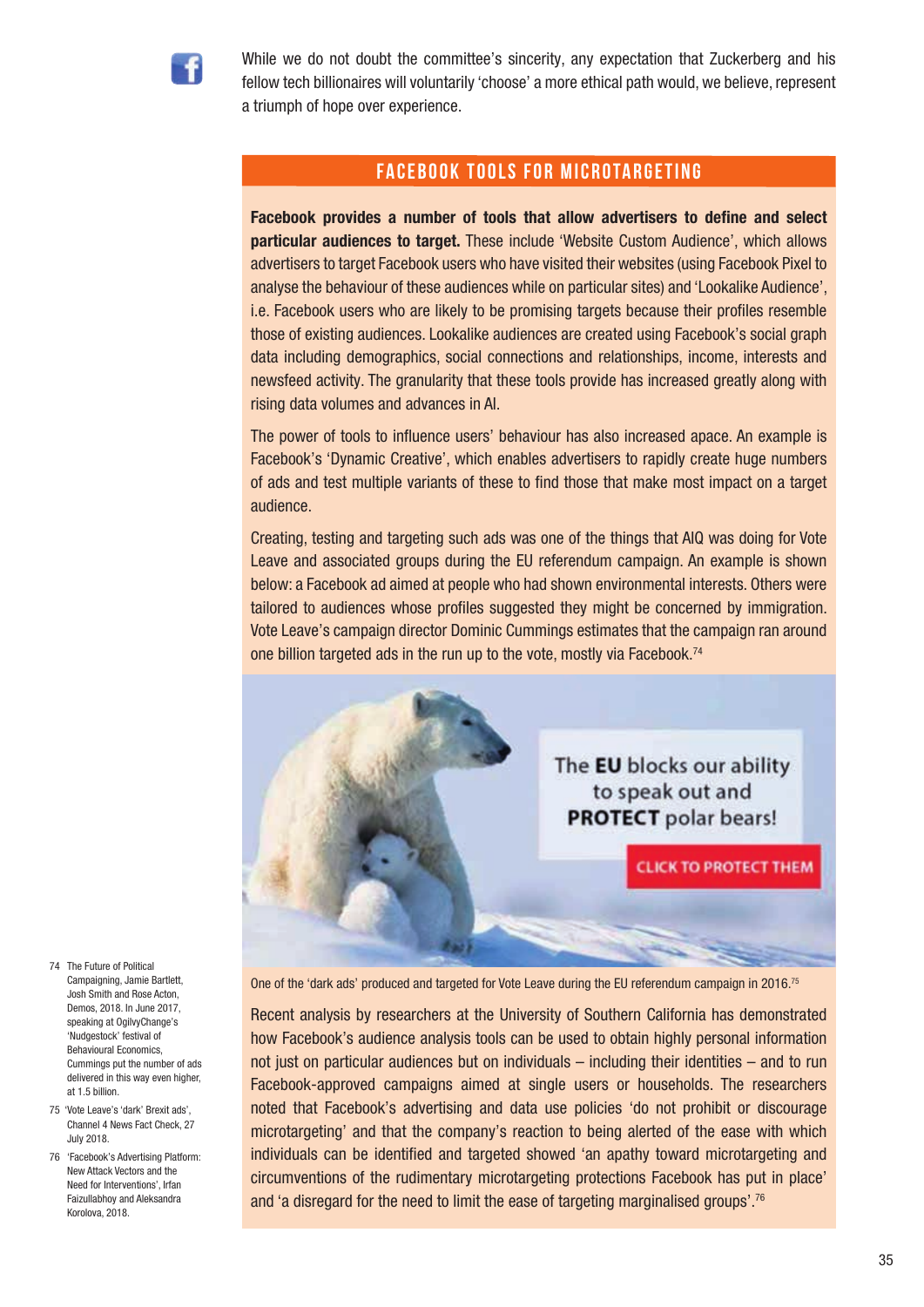While we do not doubt the committee's sincerity, any expectation that Zuckerberg and his fellow tech billionaires will voluntarily 'choose' a more ethical path would, we believe, represent a triumph of hope over experience.

## FACEBOOK TOOLS FOR MICROTARGETING

**Facebook provides a number of tools that allow advertisers to define and select particular audiences to target.** These include 'Website Custom Audience', which allows advertisers to target Facebook users who have visited their websites (using Facebook Pixel to analyse the behaviour of these audiences while on particular sites) and 'Lookalike Audience', i.e. Facebook users who are likely to be promising targets because their profiles resemble those of existing audiences. Lookalike audiences are created using Facebook's social graph data including demographics, social connections and relationships, income, interests and newsfeed activity. The granularity that these tools provide has increased greatly along with rising data volumes and advances in AI.

The power of tools to influence users' behaviour has also increased apace. An example is Facebook's 'Dynamic Creative', which enables advertisers to rapidly create huge numbers of ads and test multiple variants of these to find those that make most impact on a target audience.

Creating, testing and targeting such ads was one of the things that AIQ was doing for Vote Leave and associated groups during the EU referendum campaign. An example is shown below: a Facebook ad aimed at people who had shown environmental interests. Others were tailored to audiences whose profiles suggested they might be concerned by immigration. Vote Leave's campaign director Dominic Cummings estimates that the campaign ran around one billion targeted ads in the run up to the vote, mostly via Facebook.[74]

One of the 'dark ads' produced and targeted for Vote Leave during the EU referendum campaign in 2016.[75]

Recent analysis by researchers at the University of Southern California has demonstrated how Facebook's audience analysis tools can be used to obtain highly personal information not just on particular audiences but on individuals – including their identities – and to run Facebook-approved campaigns aimed at single users or households. The researchers noted that Facebook's advertising and data use policies 'do not prohibit or discourage microtargeting' and that the company's reaction to being alerted of the ease with which individuals can be identified and targeted showed 'an apathy toward microtargeting and circumventions of the rudimentary microtargeting protections Facebook has put in place' and 'a disregard for the need to limit the ease of targeting marginalised groups'.[76]

74 The Future of Political Campaigning, Jamie Bartlett, Josh Smith and Rose Acton, Demos, 2018. In June 2017, speaking at OgilvyChange's 'Nudgestock' festival of Behavioural Economics, Cummings put the number of ads delivered in this way even higher, at 1.5 billion.

75 'Vote Leave's 'dark' Brexit ads', Channel 4 News Fact Check, 27 July 2018.

76 'Facebook's Advertising Platform: New Attack Vectors and the Need for Interventions', Irfan Faizullabhoy and Aleksandra Korolova, 2018.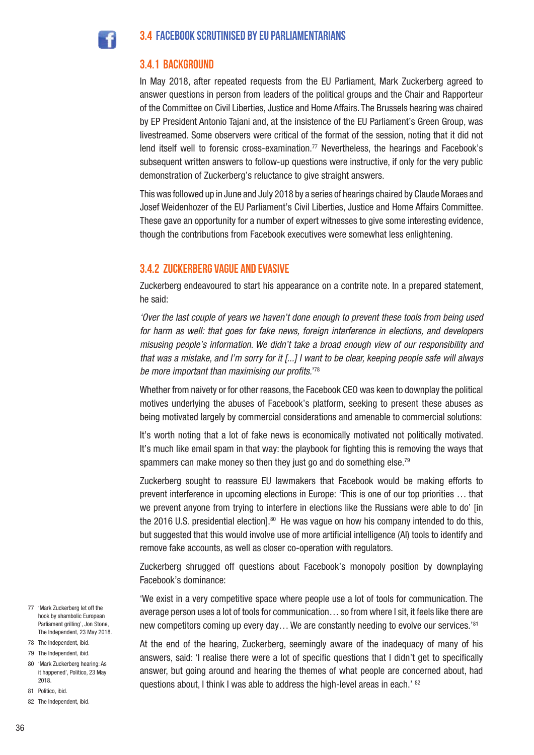## 3.4 FACEBOOK SCRUTINISED BY EU PARLIAMENTARIANS

### 3.4.1 BACKGROUND

In May 2018, after repeated requests from the EU Parliament, Mark Zuckerberg agreed to answer questions in person from leaders of the political groups and the Chair and Rapporteur of the Committee on Civil Liberties, Justice and Home Affairs. The Brussels hearing was chaired by EP President Antonio Tajani and, at the insistence of the EU Parliament's Green Group, was livestreamed. Some observers were critical of the format of the session, noting that it did not lend itself well to forensic cross-examination.[77] Nevertheless, the hearings and Facebook's subsequent written answers to follow-up questions were instructive, if only for the very public demonstration of Zuckerberg's reluctance to give straight answers.

This was followed up in June and July 2018 by a series of hearings chaired by Claude Moraes and Josef Weidenhozer of the EU Parliament's Civil Liberties, Justice and Home Affairs Committee. These gave an opportunity for a number of expert witnesses to give some interesting evidence, though the contributions from Facebook executives were somewhat less enlightening.

### 3.4.2 ZUCKERBERG VAGUE AND EVASIVE

Zuckerberg endeavoured to start his appearance on a contrite note. In a prepared statement, he said:

*'Over the last couple of years we haven't done enough to prevent these tools from being used for harm as well: that goes for fake news, foreign interference in elections, and developers misusing people's information. We didn't take a broad enough view of our responsibility and that was a mistake, and I'm sorry for it [...] I want to be clear, keeping people safe will always be more important than maximising our profits.*'[78]

Whether from naivety or for other reasons, the Facebook CEO was keen to downplay the political motives underlying the abuses of Facebook's platform, seeking to present these abuses as being motivated largely by commercial considerations and amenable to commercial solutions:

It's worth noting that a lot of fake news is economically motivated not politically motivated. It's much like email spam in that way: the playbook for fighting this is removing the ways that spammers can make money so then they just go and do something else.[79]

Zuckerberg sought to reassure EU lawmakers that Facebook would be making efforts to prevent interference in upcoming elections in Europe: 'This is one of our top priorities … that we prevent anyone from trying to interfere in elections like the Russians were able to do' [in the 2016 U.S. presidential election].[80] He was vague on how his company intended to do this, but suggested that this would involve use of more artificial intelligence (AI) tools to identify and remove fake accounts, as well as closer co-operation with regulators.

Zuckerberg shrugged off questions about Facebook's monopoly position by downplaying Facebook's dominance:

'We exist in a very competitive space where people use a lot of tools for communication. The average person uses a lot of tools for communication… so from where I sit, it feels like there are new competitors coming up every day… We are constantly needing to evolve our services.'[81]

At the end of the hearing, Zuckerberg, seemingly aware of the inadequacy of many of his answers, said: 'I realise there were a lot of specific questions that I didn't get to specifically answer, but going around and hearing the themes of what people are concerned about, had questions about, I think I was able to address the high-level areas in each.' [82]

77 'Mark Zuckerberg let off the hook by shambolic European Parliament grilling', Jon Stone, The Independent, 23 May 2018.

78 The Independent, ibid.

79 The Independent, ibid.

80 'Mark Zuckerberg hearing: As it happened', Politico, 23 May 2018.

81 Politico, ibid.

82 The Independent, ibid.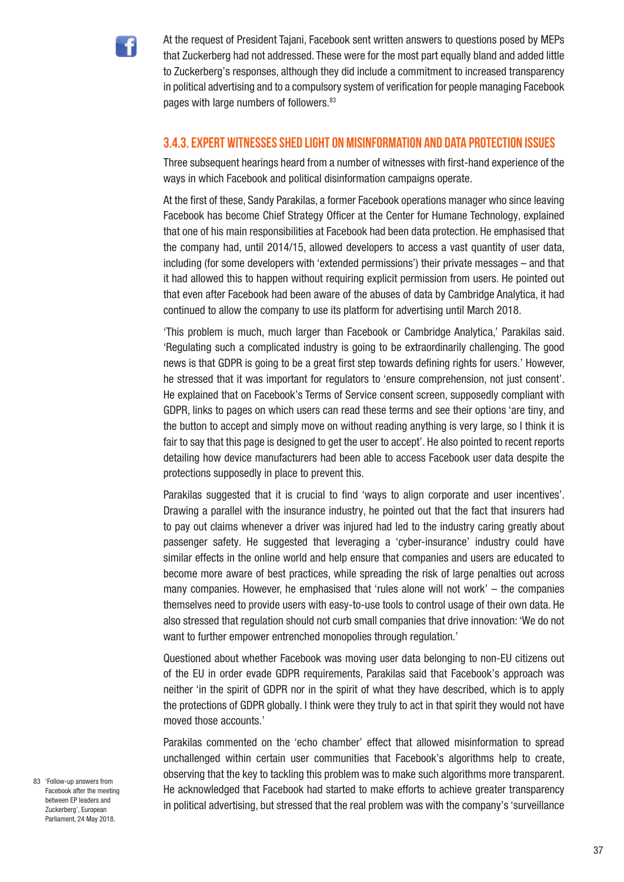At the request of President Tajani, Facebook sent written answers to questions posed by MEPs that Zuckerberg had not addressed. These were for the most part equally bland and added little to Zuckerberg's responses, although they did include a commitment to increased transparency in political advertising and to a compulsory system of verification for people managing Facebook pages with large numbers of followers.[83]

### 3.4.3. EXPERT WITNESSES SHED LIGHT ON MISINFORMATION AND DATA PROTECTION ISSUES

Three subsequent hearings heard from a number of witnesses with first-hand experience of the ways in which Facebook and political disinformation campaigns operate.

At the first of these, Sandy Parakilas, a former Facebook operations manager who since leaving Facebook has become Chief Strategy Officer at the Center for Humane Technology, explained that one of his main responsibilities at Facebook had been data protection. He emphasised that the company had, until 2014/15, allowed developers to access a vast quantity of user data, including (for some developers with 'extended permissions') their private messages – and that it had allowed this to happen without requiring explicit permission from users. He pointed out that even after Facebook had been aware of the abuses of data by Cambridge Analytica, it had continued to allow the company to use its platform for advertising until March 2018.

'This problem is much, much larger than Facebook or Cambridge Analytica,' Parakilas said. 'Regulating such a complicated industry is going to be extraordinarily challenging. The good news is that GDPR is going to be a great first step towards defining rights for users.' However, he stressed that it was important for regulators to 'ensure comprehension, not just consent'. He explained that on Facebook's Terms of Service consent screen, supposedly compliant with GDPR, links to pages on which users can read these terms and see their options 'are tiny, and the button to accept and simply move on without reading anything is very large, so I think it is fair to say that this page is designed to get the user to accept'. He also pointed to recent reports detailing how device manufacturers had been able to access Facebook user data despite the protections supposedly in place to prevent this.

Parakilas suggested that it is crucial to find 'ways to align corporate and user incentives'. Drawing a parallel with the insurance industry, he pointed out that the fact that insurers had to pay out claims whenever a driver was injured had led to the industry caring greatly about passenger safety. He suggested that leveraging a 'cyber-insurance' industry could have similar effects in the online world and help ensure that companies and users are educated to become more aware of best practices, while spreading the risk of large penalties out across many companies. However, he emphasised that 'rules alone will not work' – the companies themselves need to provide users with easy-to-use tools to control usage of their own data. He also stressed that regulation should not curb small companies that drive innovation: 'We do not want to further empower entrenched monopolies through regulation.'

Questioned about whether Facebook was moving user data belonging to non-EU citizens out of the EU in order evade GDPR requirements, Parakilas said that Facebook's approach was neither 'in the spirit of GDPR nor in the spirit of what they have described, which is to apply the protections of GDPR globally. I think were they truly to act in that spirit they would not have moved those accounts.'

Parakilas commented on the 'echo chamber' effect that allowed misinformation to spread unchallenged within certain user communities that Facebook's algorithms help to create, observing that the key to tackling this problem was to make such algorithms more transparent. He acknowledged that Facebook had started to make efforts to achieve greater transparency in political advertising, but stressed that the real problem was with the company's 'surveillance

83 'Follow-up answers from Facebook after the meeting between EP leaders and Zuckerberg', European Parliament, 24 May 2018.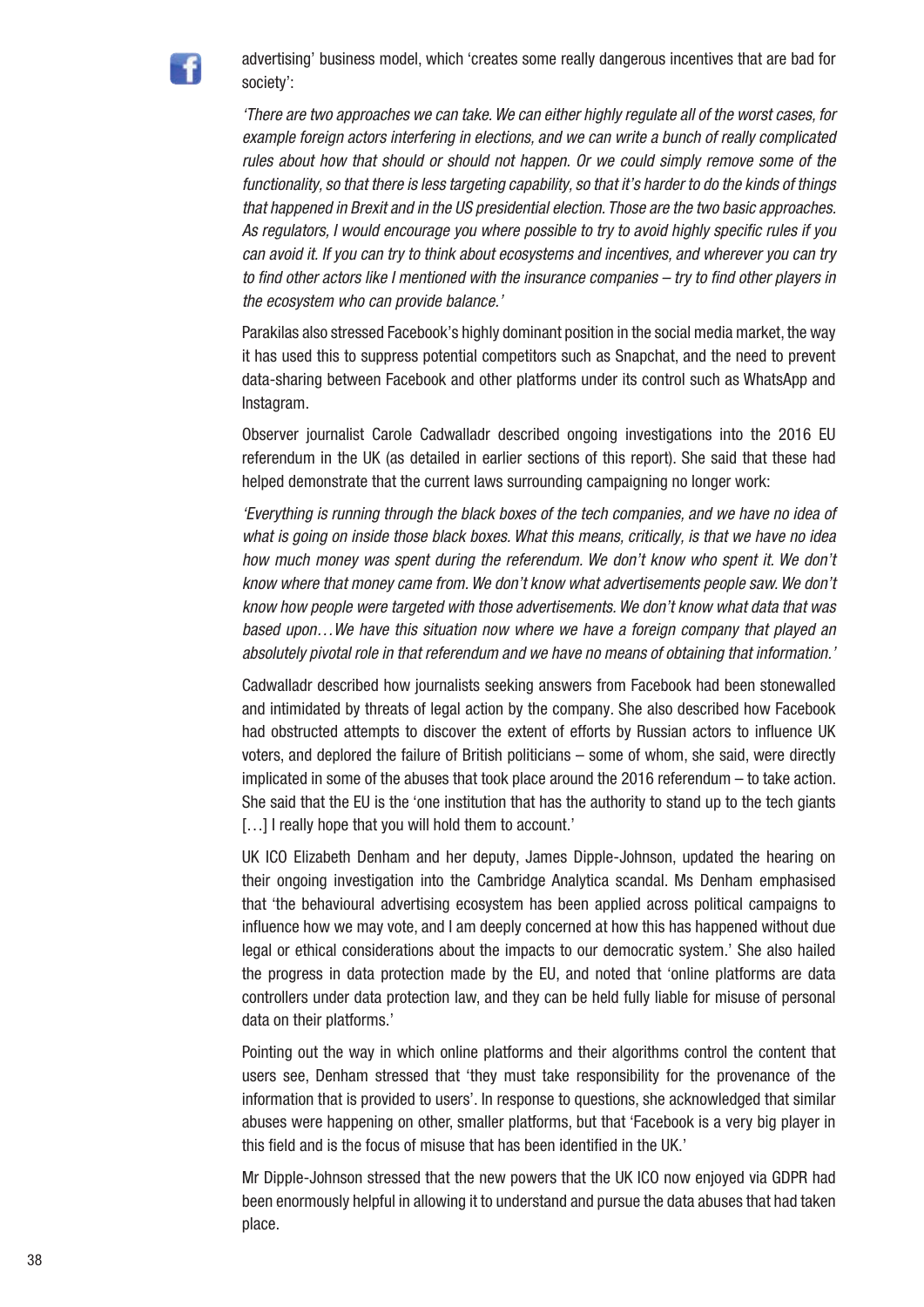advertising' business model, which 'creates some really dangerous incentives that are bad for society':

*'There are two approaches we can take. We can either highly regulate all of the worst cases, for example foreign actors interfering in elections, and we can write a bunch of really complicated rules about how that should or should not happen. Or we could simply remove some of the functionality, so that there is less targeting capability, so that it's harder to do the kinds of things that happened in Brexit and in the US presidential election. Those are the two basic approaches. As regulators, I would encourage you where possible to try to avoid highly specific rules if you can avoid it. If you can try to think about ecosystems and incentives, and wherever you can try to find other actors like I mentioned with the insurance companies – try to find other players in the ecosystem who can provide balance.'*

Parakilas also stressed Facebook's highly dominant position in the social media market, the way it has used this to suppress potential competitors such as Snapchat, and the need to prevent data-sharing between Facebook and other platforms under its control such as WhatsApp and Instagram.

Observer journalist Carole Cadwalladr described ongoing investigations into the 2016 EU referendum in the UK (as detailed in earlier sections of this report). She said that these had helped demonstrate that the current laws surrounding campaigning no longer work:

*'Everything is running through the black boxes of the tech companies, and we have no idea of what is going on inside those black boxes. What this means, critically, is that we have no idea how much money was spent during the referendum. We don't know who spent it. We don't know where that money came from. We don't know what advertisements people saw. We don't know how people were targeted with those advertisements. We don't know what data that was based upon…We have this situation now where we have a foreign company that played an absolutely pivotal role in that referendum and we have no means of obtaining that information.'*

Cadwalladr described how journalists seeking answers from Facebook had been stonewalled and intimidated by threats of legal action by the company. She also described how Facebook had obstructed attempts to discover the extent of efforts by Russian actors to influence UK voters, and deplored the failure of British politicians – some of whom, she said, were directly implicated in some of the abuses that took place around the 2016 referendum – to take action. She said that the EU is the 'one institution that has the authority to stand up to the tech giants […] I really hope that you will hold them to account.'

UK ICO Elizabeth Denham and her deputy, James Dipple-Johnson, updated the hearing on their ongoing investigation into the Cambridge Analytica scandal. Ms Denham emphasised that 'the behavioural advertising ecosystem has been applied across political campaigns to influence how we may vote, and I am deeply concerned at how this has happened without due legal or ethical considerations about the impacts to our democratic system.' She also hailed the progress in data protection made by the EU, and noted that 'online platforms are data controllers under data protection law, and they can be held fully liable for misuse of personal data on their platforms.'

Pointing out the way in which online platforms and their algorithms control the content that users see, Denham stressed that 'they must take responsibility for the provenance of the information that is provided to users'. In response to questions, she acknowledged that similar abuses were happening on other, smaller platforms, but that 'Facebook is a very big player in this field and is the focus of misuse that has been identified in the UK.'

Mr Dipple-Johnson stressed that the new powers that the UK ICO now enjoyed via GDPR had been enormously helpful in allowing it to understand and pursue the data abuses that had taken place.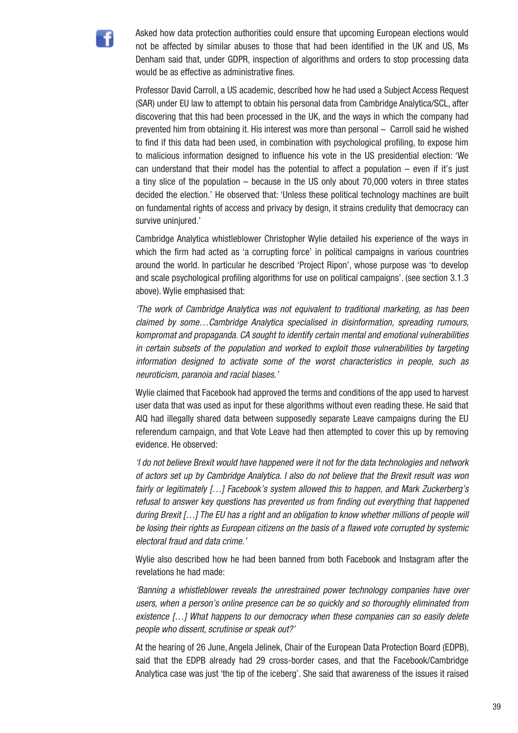Asked how data protection authorities could ensure that upcoming European elections would not be affected by similar abuses to those that had been identified in the UK and US, Ms Denham said that, under GDPR, inspection of algorithms and orders to stop processing data would be as effective as administrative fines.

Professor David Carroll, a US academic, described how he had used a Subject Access Request (SAR) under EU law to attempt to obtain his personal data from Cambridge Analytica/SCL, after discovering that this had been processed in the UK, and the ways in which the company had prevented him from obtaining it. His interest was more than personal – Carroll said he wished to find if this data had been used, in combination with psychological profiling, to expose him to malicious information designed to influence his vote in the US presidential election: 'We can understand that their model has the potential to affect a population – even if it's just a tiny slice of the population – because in the US only about 70,000 voters in three states decided the election.' He observed that: 'Unless these political technology machines are built on fundamental rights of access and privacy by design, it strains credulity that democracy can survive uninjured.'

Cambridge Analytica whistleblower Christopher Wylie detailed his experience of the ways in which the firm had acted as 'a corrupting force' in political campaigns in various countries around the world. In particular he described 'Project Ripon', whose purpose was 'to develop and scale psychological profiling algorithms for use on political campaigns'. (see section 3.1.3 above). Wylie emphasised that:

*'The work of Cambridge Analytica was not equivalent to traditional marketing, as has been claimed by some…Cambridge Analytica specialised in disinformation, spreading rumours, kompromat and propaganda. CA sought to identify certain mental and emotional vulnerabilities in certain subsets of the population and worked to exploit those vulnerabilities by targeting information designed to activate some of the worst characteristics in people, such as neuroticism, paranoia and racial biases.'*

Wylie claimed that Facebook had approved the terms and conditions of the app used to harvest user data that was used as input for these algorithms without even reading these. He said that AIQ had illegally shared data between supposedly separate Leave campaigns during the EU referendum campaign, and that Vote Leave had then attempted to cover this up by removing evidence. He observed:

*'I do not believe Brexit would have happened were it not for the data technologies and network of actors set up by Cambridge Analytica. I also do not believe that the Brexit result was won fairly or legitimately […] Facebook's system allowed this to happen, and Mark Zuckerberg's refusal to answer key questions has prevented us from finding out everything that happened during Brexit […] The EU has a right and an obligation to know whether millions of people will be losing their rights as European citizens on the basis of a flawed vote corrupted by systemic electoral fraud and data crime.'*

Wylie also described how he had been banned from both Facebook and Instagram after the revelations he had made:

*'Banning a whistleblower reveals the unrestrained power technology companies have over users, when a person's online presence can be so quickly and so thoroughly eliminated from existence […] What happens to our democracy when these companies can so easily delete people who dissent, scrutinise or speak out?'*

At the hearing of 26 June, Angela Jelinek, Chair of the European Data Protection Board (EDPB), said that the EDPB already had 29 cross-border cases, and that the Facebook/Cambridge Analytica case was just 'the tip of the iceberg'. She said that awareness of the issues it raised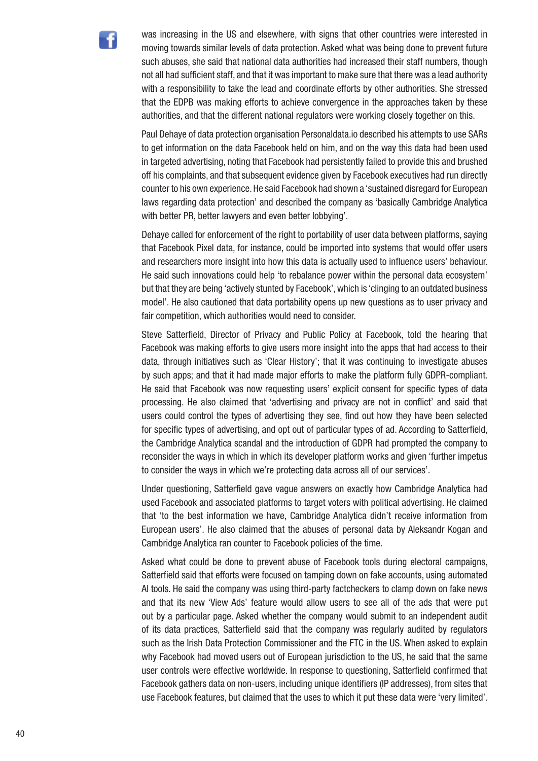was increasing in the US and elsewhere, with signs that other countries were interested in moving towards similar levels of data protection. Asked what was being done to prevent future such abuses, she said that national data authorities had increased their staff numbers, though not all had sufficient staff, and that it was important to make sure that there was a lead authority with a responsibility to take the lead and coordinate efforts by other authorities. She stressed that the EDPB was making efforts to achieve convergence in the approaches taken by these authorities, and that the different national regulators were working closely together on this.

Paul Dehaye of data protection organisation Personaldata.io described his attempts to use SARs to get information on the data Facebook held on him, and on the way this data had been used in targeted advertising, noting that Facebook had persistently failed to provide this and brushed off his complaints, and that subsequent evidence given by Facebook executives had run directly counter to his own experience. He said Facebook had shown a 'sustained disregard for European laws regarding data protection' and described the company as 'basically Cambridge Analytica with better PR, better lawyers and even better lobbying'.

Dehaye called for enforcement of the right to portability of user data between platforms, saying that Facebook Pixel data, for instance, could be imported into systems that would offer users and researchers more insight into how this data is actually used to influence users' behaviour. He said such innovations could help 'to rebalance power within the personal data ecosystem' but that they are being 'actively stunted by Facebook', which is 'clinging to an outdated business model'. He also cautioned that data portability opens up new questions as to user privacy and fair competition, which authorities would need to consider.

Steve Satterfield, Director of Privacy and Public Policy at Facebook, told the hearing that Facebook was making efforts to give users more insight into the apps that had access to their data, through initiatives such as 'Clear History'; that it was continuing to investigate abuses by such apps; and that it had made major efforts to make the platform fully GDPR-compliant. He said that Facebook was now requesting users' explicit consent for specific types of data processing. He also claimed that 'advertising and privacy are not in conflict' and said that users could control the types of advertising they see, find out how they have been selected for specific types of advertising, and opt out of particular types of ad. According to Satterfield, the Cambridge Analytica scandal and the introduction of GDPR had prompted the company to reconsider the ways in which in which its developer platform works and given 'further impetus to consider the ways in which we're protecting data across all of our services'.

Under questioning, Satterfield gave vague answers on exactly how Cambridge Analytica had used Facebook and associated platforms to target voters with political advertising. He claimed that 'to the best information we have, Cambridge Analytica didn't receive information from European users'. He also claimed that the abuses of personal data by Aleksandr Kogan and Cambridge Analytica ran counter to Facebook policies of the time.

Asked what could be done to prevent abuse of Facebook tools during electoral campaigns, Satterfield said that efforts were focused on tamping down on fake accounts, using automated AI tools. He said the company was using third-party factcheckers to clamp down on fake news and that its new 'View Ads' feature would allow users to see all of the ads that were put out by a particular page. Asked whether the company would submit to an independent audit of its data practices, Satterfield said that the company was regularly audited by regulators such as the Irish Data Protection Commissioner and the FTC in the US. When asked to explain why Facebook had moved users out of European jurisdiction to the US, he said that the same user controls were effective worldwide. In response to questioning, Satterfield confirmed that Facebook gathers data on non-users, including unique identifiers (IP addresses), from sites that use Facebook features, but claimed that the uses to which it put these data were 'very limited'.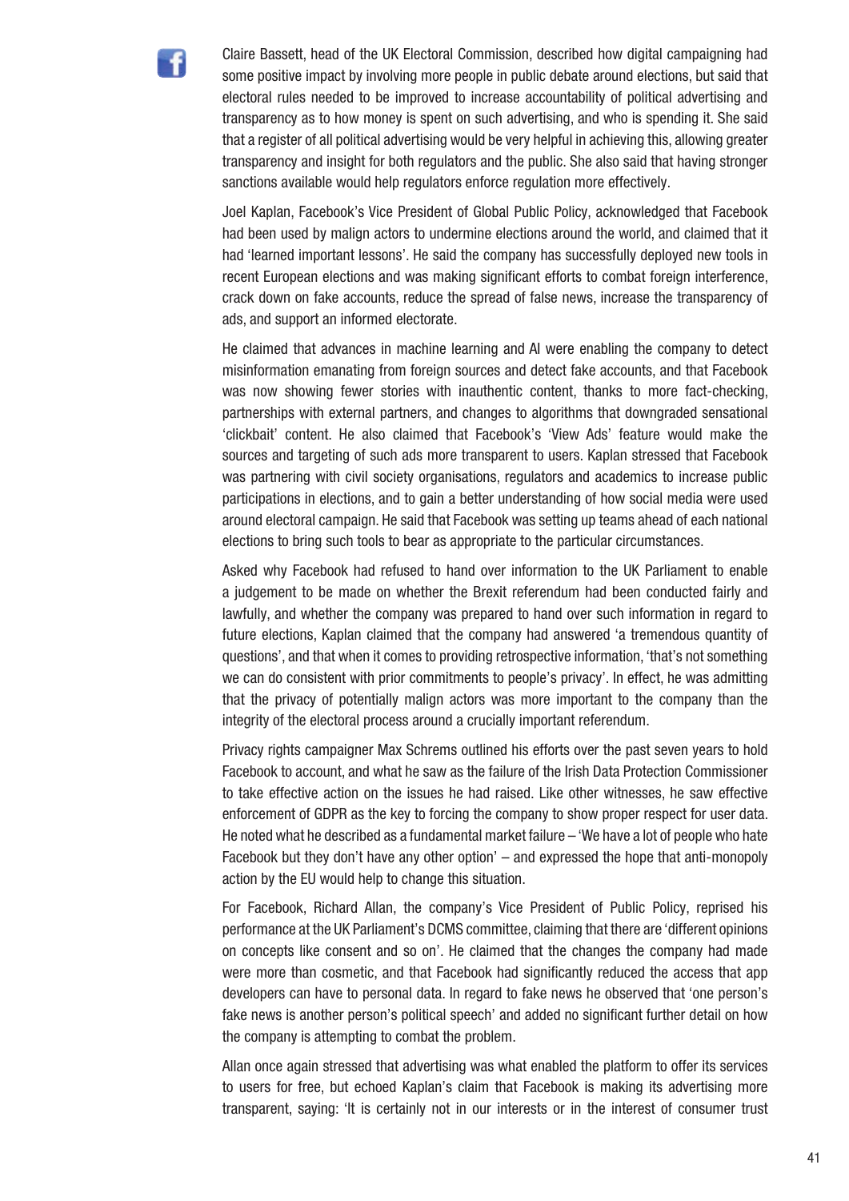Claire Bassett, head of the UK Electoral Commission, described how digital campaigning had some positive impact by involving more people in public debate around elections, but said that electoral rules needed to be improved to increase accountability of political advertising and transparency as to how money is spent on such advertising, and who is spending it. She said that a register of all political advertising would be very helpful in achieving this, allowing greater transparency and insight for both regulators and the public. She also said that having stronger sanctions available would help regulators enforce regulation more effectively.

Joel Kaplan, Facebook's Vice President of Global Public Policy, acknowledged that Facebook had been used by malign actors to undermine elections around the world, and claimed that it had 'learned important lessons'. He said the company has successfully deployed new tools in recent European elections and was making significant efforts to combat foreign interference, crack down on fake accounts, reduce the spread of false news, increase the transparency of ads, and support an informed electorate.

He claimed that advances in machine learning and AI were enabling the company to detect misinformation emanating from foreign sources and detect fake accounts, and that Facebook was now showing fewer stories with inauthentic content, thanks to more fact-checking, partnerships with external partners, and changes to algorithms that downgraded sensational 'clickbait' content. He also claimed that Facebook's 'View Ads' feature would make the sources and targeting of such ads more transparent to users. Kaplan stressed that Facebook was partnering with civil society organisations, regulators and academics to increase public participations in elections, and to gain a better understanding of how social media were used around electoral campaign. He said that Facebook was setting up teams ahead of each national elections to bring such tools to bear as appropriate to the particular circumstances.

Asked why Facebook had refused to hand over information to the UK Parliament to enable a judgement to be made on whether the Brexit referendum had been conducted fairly and lawfully, and whether the company was prepared to hand over such information in regard to future elections, Kaplan claimed that the company had answered 'a tremendous quantity of questions', and that when it comes to providing retrospective information, 'that's not something we can do consistent with prior commitments to people's privacy'. In effect, he was admitting that the privacy of potentially malign actors was more important to the company than the integrity of the electoral process around a crucially important referendum.

Privacy rights campaigner Max Schrems outlined his efforts over the past seven years to hold Facebook to account, and what he saw as the failure of the Irish Data Protection Commissioner to take effective action on the issues he had raised. Like other witnesses, he saw effective enforcement of GDPR as the key to forcing the company to show proper respect for user data. He noted what he described as a fundamental market failure – 'We have a lot of people who hate Facebook but they don't have any other option' – and expressed the hope that anti-monopoly action by the EU would help to change this situation.

For Facebook, Richard Allan, the company's Vice President of Public Policy, reprised his performance at the UK Parliament's DCMS committee, claiming that there are 'different opinions on concepts like consent and so on'. He claimed that the changes the company had made were more than cosmetic, and that Facebook had significantly reduced the access that app developers can have to personal data. In regard to fake news he observed that 'one person's fake news is another person's political speech' and added no significant further detail on how the company is attempting to combat the problem.

Allan once again stressed that advertising was what enabled the platform to offer its services to users for free, but echoed Kaplan's claim that Facebook is making its advertising more transparent, saying: 'It is certainly not in our interests or in the interest of consumer trust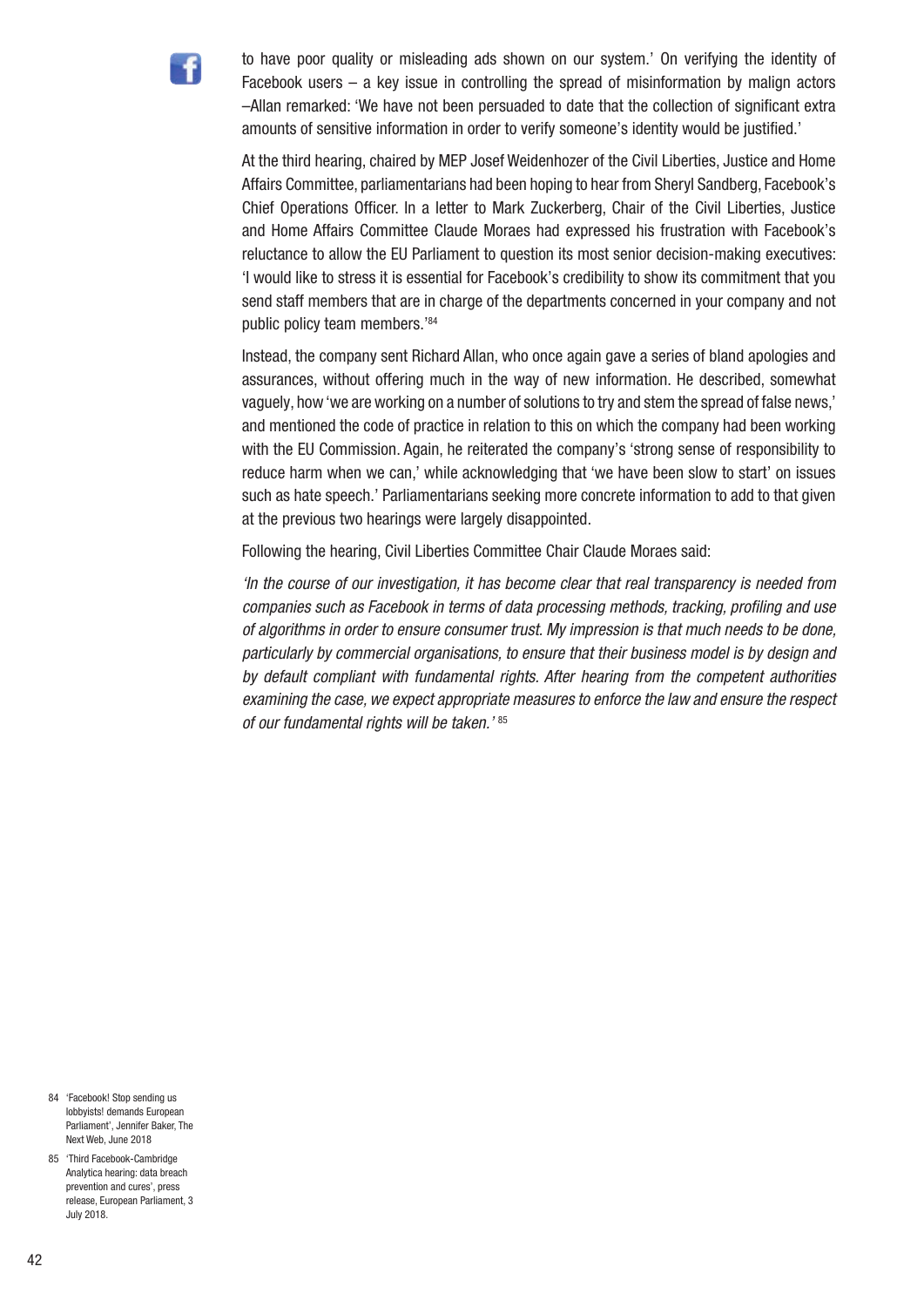to have poor quality or misleading ads shown on our system.' On verifying the identity of Facebook users – a key issue in controlling the spread of misinformation by malign actors –Allan remarked: 'We have not been persuaded to date that the collection of significant extra amounts of sensitive information in order to verify someone's identity would be justified.'

At the third hearing, chaired by MEP Josef Weidenhozer of the Civil Liberties, Justice and Home Affairs Committee, parliamentarians had been hoping to hear from Sheryl Sandberg, Facebook's Chief Operations Officer. In a letter to Mark Zuckerberg, Chair of the Civil Liberties, Justice and Home Affairs Committee Claude Moraes had expressed his frustration with Facebook's reluctance to allow the EU Parliament to question its most senior decision-making executives: 'I would like to stress it is essential for Facebook's credibility to show its commitment that you send staff members that are in charge of the departments concerned in your company and not public policy team members.'[84]

Instead, the company sent Richard Allan, who once again gave a series of bland apologies and assurances, without offering much in the way of new information. He described, somewhat vaguely, how 'we are working on a number of solutions to try and stem the spread of false news,' and mentioned the code of practice in relation to this on which the company had been working with the EU Commission. Again, he reiterated the company's 'strong sense of responsibility to reduce harm when we can,' while acknowledging that 'we have been slow to start' on issues such as hate speech.' Parliamentarians seeking more concrete information to add to that given at the previous two hearings were largely disappointed.

Following the hearing, Civil Liberties Committee Chair Claude Moraes said:

*'In the course of our investigation, it has become clear that real transparency is needed from companies such as Facebook in terms of data processing methods, tracking, profiling and use of algorithms in order to ensure consumer trust. My impression is that much needs to be done, particularly by commercial organisations, to ensure that their business model is by design and by default compliant with fundamental rights. After hearing from the competent authorities examining the case, we expect appropriate measures to enforce the law and ensure the respect of our fundamental rights will be taken.'* [85]

84 'Facebook! Stop sending us lobbyists! demands European Parliament', Jennifer Baker, The Next Web, June 2018

85 'Third Facebook-Cambridge Analytica hearing: data breach prevention and cures', press release, European Parliament, 3 July 2018.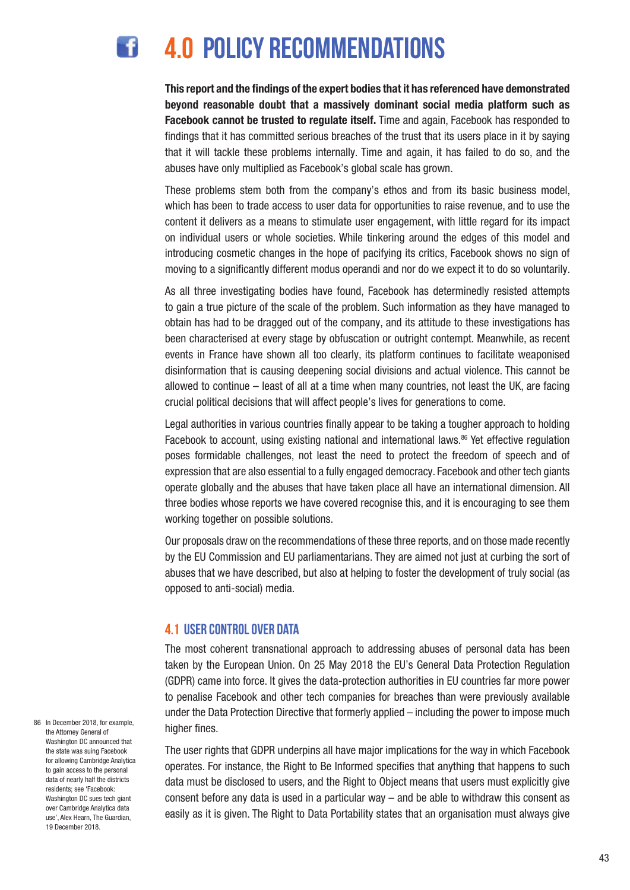# 4.0 POLICY RECOMMENDATIONS

**This report and the findings of the expert bodies that it has referenced have demonstrated beyond reasonable doubt that a massively dominant social media platform such as Facebook cannot be trusted to regulate itself.** Time and again, Facebook has responded to findings that it has committed serious breaches of the trust that its users place in it by saying that it will tackle these problems internally. Time and again, it has failed to do so, and the abuses have only multiplied as Facebook's global scale has grown.

These problems stem both from the company's ethos and from its basic business model, which has been to trade access to user data for opportunities to raise revenue, and to use the content it delivers as a means to stimulate user engagement, with little regard for its impact on individual users or whole societies. While tinkering around the edges of this model and introducing cosmetic changes in the hope of pacifying its critics, Facebook shows no sign of moving to a significantly different modus operandi and nor do we expect it to do so voluntarily.

As all three investigating bodies have found, Facebook has determinedly resisted attempts to gain a true picture of the scale of the problem. Such information as they have managed to obtain has had to be dragged out of the company, and its attitude to these investigations has been characterised at every stage by obfuscation or outright contempt. Meanwhile, as recent events in France have shown all too clearly, its platform continues to facilitate weaponised disinformation that is causing deepening social divisions and actual violence. This cannot be allowed to continue – least of all at a time when many countries, not least the UK, are facing crucial political decisions that will affect people's lives for generations to come.

Legal authorities in various countries finally appear to be taking a tougher approach to holding Facebook to account, using existing national and international laws.[86] Yet effective regulation poses formidable challenges, not least the need to protect the freedom of speech and of expression that are also essential to a fully engaged democracy. Facebook and other tech giants operate globally and the abuses that have taken place all have an international dimension. All three bodies whose reports we have covered recognise this, and it is encouraging to see them working together on possible solutions.

Our proposals draw on the recommendations of these three reports, and on those made recently by the EU Commission and EU parliamentarians. They are aimed not just at curbing the sort of abuses that we have described, but also at helping to foster the development of truly social (as opposed to anti-social) media.

## 4.1 USER CONTROL OVER DATA

The most coherent transnational approach to addressing abuses of personal data has been taken by the European Union. On 25 May 2018 the EU's General Data Protection Regulation (GDPR) came into force. It gives the data-protection authorities in EU countries far more power to penalise Facebook and other tech companies for breaches than were previously available under the Data Protection Directive that formerly applied – including the power to impose much higher fines.

The user rights that GDPR underpins all have major implications for the way in which Facebook operates. For instance, the Right to Be Informed specifies that anything that happens to such data must be disclosed to users, and the Right to Object means that users must explicitly give consent before any data is used in a particular way – and be able to withdraw this consent as easily as it is given. The Right to Data Portability states that an organisation must always give

86 In December 2018, for example, the Attorney General of Washington DC announced that the state was suing Facebook for allowing Cambridge Analytica to gain access to the personal data of nearly half the districts residents; see 'Facebook: Washington DC sues tech giant over Cambridge Analytica data use', Alex Hearn, The Guardian, 19 December 2018.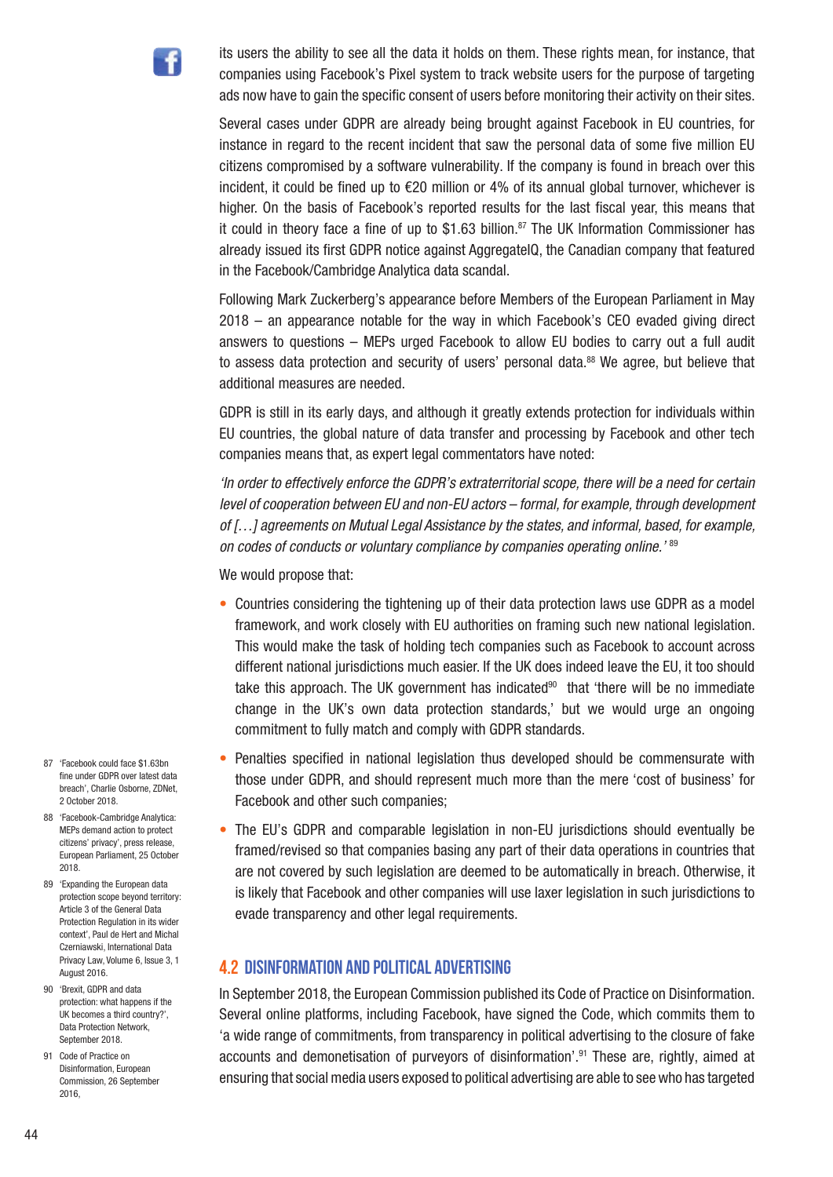its users the ability to see all the data it holds on them. These rights mean, for instance, that companies using Facebook's Pixel system to track website users for the purpose of targeting ads now have to gain the specific consent of users before monitoring their activity on their sites.

Several cases under GDPR are already being brought against Facebook in EU countries, for instance in regard to the recent incident that saw the personal data of some five million EU citizens compromised by a software vulnerability. If the company is found in breach over this incident, it could be fined up to €20 million or 4% of its annual global turnover, whichever is higher. On the basis of Facebook's reported results for the last fiscal year, this means that it could in theory face a fine of up to $1.63 billion.[87] The UK Information Commissioner has already issued its first GDPR notice against AggregateIQ, the Canadian company that featured in the Facebook/Cambridge Analytica data scandal.

Following Mark Zuckerberg's appearance before Members of the European Parliament in May 2018 – an appearance notable for the way in which Facebook's CEO evaded giving direct answers to questions – MEPs urged Facebook to allow EU bodies to carry out a full audit to assess data protection and security of users' personal data.[88] We agree, but believe that additional measures are needed.

GDPR is still in its early days, and although it greatly extends protection for individuals within EU countries, the global nature of data transfer and processing by Facebook and other tech companies means that, as expert legal commentators have noted:

*'In order to effectively enforce the GDPR's extraterritorial scope, there will be a need for certain level of cooperation between EU and non-EU actors – formal, for example, through development of […] agreements on Mutual Legal Assistance by the states, and informal, based, for example, on codes of conducts or voluntary compliance by companies operating online.'* [89]

We would propose that:

- Countries considering the tightening up of their data protection laws use GDPR as a model framework, and work closely with EU authorities on framing such new national legislation. This would make the task of holding tech companies such as Facebook to account across different national jurisdictions much easier. If the UK does indeed leave the EU, it too should take this approach. The UK government has indicated[90] that 'there will be no immediate change in the UK's own data protection standards,' but we would urge an ongoing commitment to fully match and comply with GDPR standards.
- Penalties specified in national legislation thus developed should be commensurate with those under GDPR, and should represent much more than the mere 'cost of business' for Facebook and other such companies;
- The EU's GDPR and comparable legislation in non-EU jurisdictions should eventually be framed/revised so that companies basing any part of their data operations in countries that are not covered by such legislation are deemed to be automatically in breach. Otherwise, it is likely that Facebook and other companies will use laxer legislation in such jurisdictions to evade transparency and other legal requirements.

## 4.2 DISINFORMATION AND POLITICAL ADVERTISING

In September 2018, the European Commission published its Code of Practice on Disinformation. Several online platforms, including Facebook, have signed the Code, which commits them to 'a wide range of commitments, from transparency in political advertising to the closure of fake accounts and demonetisation of purveyors of disinformation'.[91] These are, rightly, aimed at ensuring that social media users exposed to political advertising are able to see who has targeted

---

87 'Facebook could face $1.63bn fine under GDPR over latest data breach', Charlie Osborne, ZDNet, 2 October 2018.

88 'Facebook-Cambridge Analytica: MEPs demand action to protect citizens' privacy', press release, European Parliament, 25 October 2018.

89 'Expanding the European data protection scope beyond territory: Article 3 of the General Data Protection Regulation in its wider context', Paul de Hert and Michal Czerniawski, International Data Privacy Law, Volume 6, Issue 3, 1 August 2016.

90 'Brexit, GDPR and data protection: what happens if the UK becomes a third country?', Data Protection Network, September 2018.

91 Code of Practice on Disinformation, European Commission, 26 September 2016,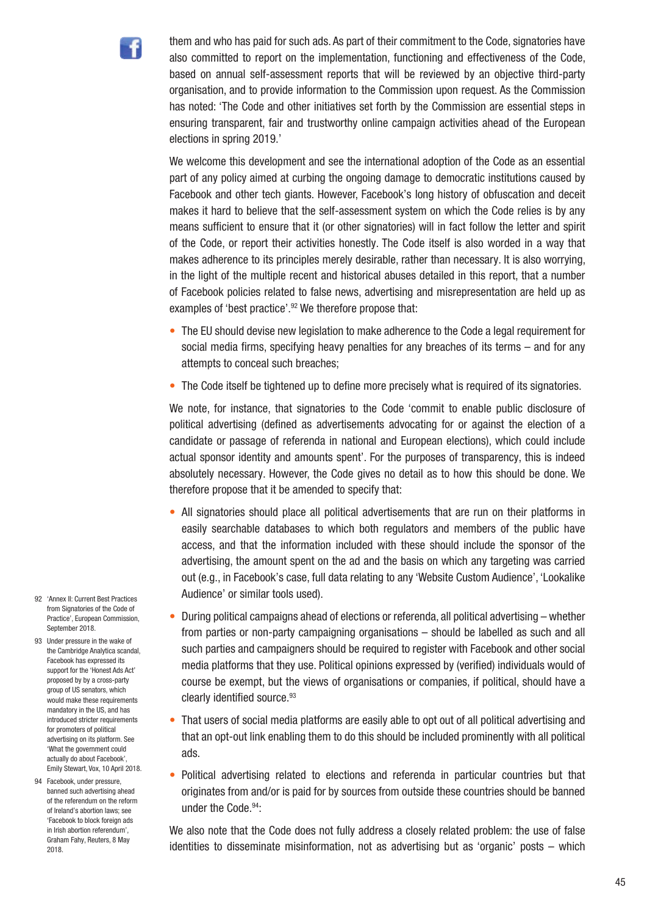them and who has paid for such ads. As part of their commitment to the Code, signatories have also committed to report on the implementation, functioning and effectiveness of the Code, based on annual self-assessment reports that will be reviewed by an objective third-party organisation, and to provide information to the Commission upon request. As the Commission has noted: 'The Code and other initiatives set forth by the Commission are essential steps in ensuring transparent, fair and trustworthy online campaign activities ahead of the European elections in spring 2019.'

We welcome this development and see the international adoption of the Code as an essential part of any policy aimed at curbing the ongoing damage to democratic institutions caused by Facebook and other tech giants. However, Facebook's long history of obfuscation and deceit makes it hard to believe that the self-assessment system on which the Code relies is by any means sufficient to ensure that it (or other signatories) will in fact follow the letter and spirit of the Code, or report their activities honestly. The Code itself is also worded in a way that makes adherence to its principles merely desirable, rather than necessary. It is also worrying, in the light of the multiple recent and historical abuses detailed in this report, that a number of Facebook policies related to false news, advertising and misrepresentation are held up as examples of 'best practice'.[92] We therefore propose that:

- The EU should devise new legislation to make adherence to the Code a legal requirement for social media firms, specifying heavy penalties for any breaches of its terms – and for any attempts to conceal such breaches;
- The Code itself be tightened up to define more precisely what is required of its signatories.

We note, for instance, that signatories to the Code 'commit to enable public disclosure of political advertising (defined as advertisements advocating for or against the election of a candidate or passage of referenda in national and European elections), which could include actual sponsor identity and amounts spent'. For the purposes of transparency, this is indeed absolutely necessary. However, the Code gives no detail as to how this should be done. We therefore propose that it be amended to specify that:

- All signatories should place all political advertisements that are run on their platforms in easily searchable databases to which both regulators and members of the public have access, and that the information included with these should include the sponsor of the advertising, the amount spent on the ad and the basis on which any targeting was carried out (e.g., in Facebook's case, full data relating to any 'Website Custom Audience', 'Lookalike Audience' or similar tools used).
- During political campaigns ahead of elections or referenda, all political advertising – whether from parties or non-party campaigning organisations – should be labelled as such and all such parties and campaigners should be required to register with Facebook and other social media platforms that they use. Political opinions expressed by (verified) individuals would of course be exempt, but the views of organisations or companies, if political, should have a clearly identified source.[93]
- That users of social media platforms are easily able to opt out of all political advertising and that an opt-out link enabling them to do this should be included prominently with all political ads.
- Political advertising related to elections and referenda in particular countries but that originates from and/or is paid for by sources from outside these countries should be banned under the Code.[94]:

We also note that the Code does not fully address a closely related problem: the use of false identities to disseminate misinformation, not as advertising but as 'organic' posts – which

---

92 'Annex II: Current Best Practices from Signatories of the Code of Practice', European Commission, September 2018.

93 Under pressure in the wake of the Cambridge Analytica scandal, Facebook has expressed its support for the 'Honest Ads Act' proposed by by a cross-party group of US senators, which would make these requirements mandatory in the US, and has introduced stricter requirements for promoters of political advertising on its platform. See 'What the government could actually do about Facebook', Emily Stewart, Vox, 10 April 2018.

94 Facebook, under pressure, banned such advertising ahead of the referendum on the reform of Ireland's abortion laws; see 'Facebook to block foreign ads in Irish abortion referendum', Graham Fahy, Reuters, 8 May 2018.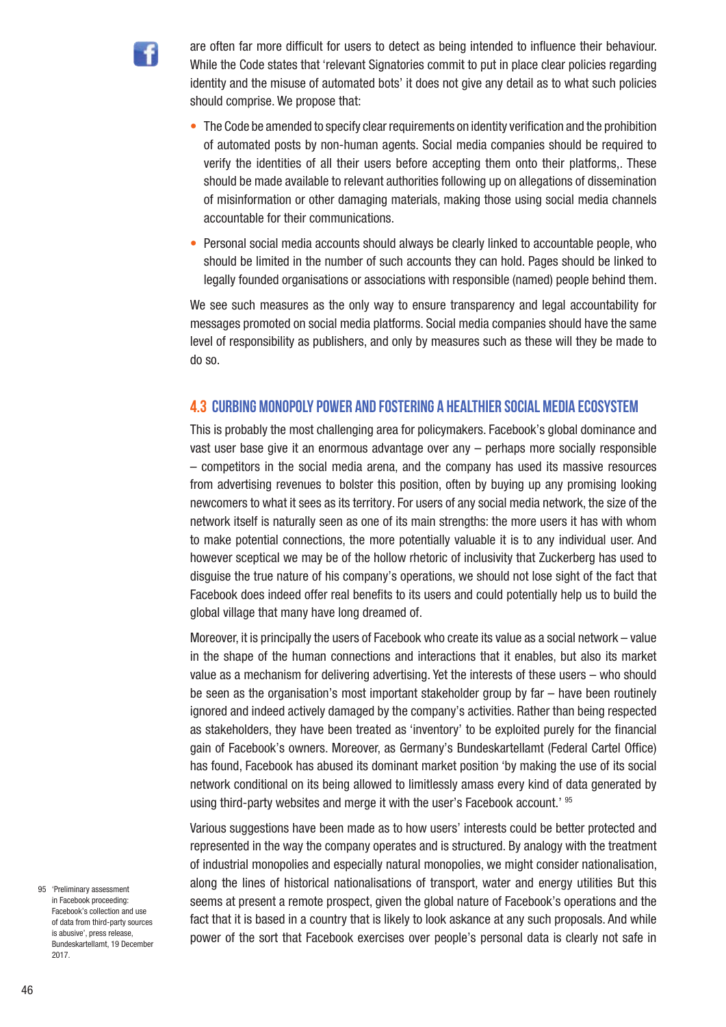are often far more difficult for users to detect as being intended to influence their behaviour. While the Code states that 'relevant Signatories commit to put in place clear policies regarding identity and the misuse of automated bots' it does not give any detail as to what such policies should comprise. We propose that:

- The Code be amended to specify clear requirements on identity verification and the prohibition of automated posts by non-human agents. Social media companies should be required to verify the identities of all their users before accepting them onto their platforms,. These should be made available to relevant authorities following up on allegations of dissemination of misinformation or other damaging materials, making those using social media channels accountable for their communications.
- Personal social media accounts should always be clearly linked to accountable people, who should be limited in the number of such accounts they can hold. Pages should be linked to legally founded organisations or associations with responsible (named) people behind them.

We see such measures as the only way to ensure transparency and legal accountability for messages promoted on social media platforms. Social media companies should have the same level of responsibility as publishers, and only by measures such as these will they be made to do so.

## 4.3 CURBING MONOPOLY POWER AND FOSTERING A HEALTHIER SOCIAL MEDIA ECOSYSTEM

This is probably the most challenging area for policymakers. Facebook's global dominance and vast user base give it an enormous advantage over any – perhaps more socially responsible – competitors in the social media arena, and the company has used its massive resources from advertising revenues to bolster this position, often by buying up any promising looking newcomers to what it sees as its territory. For users of any social media network, the size of the network itself is naturally seen as one of its main strengths: the more users it has with whom to make potential connections, the more potentially valuable it is to any individual user. And however sceptical we may be of the hollow rhetoric of inclusivity that Zuckerberg has used to disguise the true nature of his company's operations, we should not lose sight of the fact that Facebook does indeed offer real benefits to its users and could potentially help us to build the global village that many have long dreamed of.

Moreover, it is principally the users of Facebook who create its value as a social network – value in the shape of the human connections and interactions that it enables, but also its market value as a mechanism for delivering advertising. Yet the interests of these users – who should be seen as the organisation's most important stakeholder group by far – have been routinely ignored and indeed actively damaged by the company's activities. Rather than being respected as stakeholders, they have been treated as 'inventory' to be exploited purely for the financial gain of Facebook's owners. Moreover, as Germany's Bundeskartellamt (Federal Cartel Office) has found, Facebook has abused its dominant market position 'by making the use of its social network conditional on its being allowed to limitlessly amass every kind of data generated by using third-party websites and merge it with the user's Facebook account.' [95]

Various suggestions have been made as to how users' interests could be better protected and represented in the way the company operates and is structured. By analogy with the treatment of industrial monopolies and especially natural monopolies, we might consider nationalisation, along the lines of historical nationalisations of transport, water and energy utilities But this seems at present a remote prospect, given the global nature of Facebook's operations and the fact that it is based in a country that is likely to look askance at any such proposals. And while power of the sort that Facebook exercises over people's personal data is clearly not safe in

95 'Preliminary assessment in Facebook proceeding: Facebook's collection and use of data from third-party sources is abusive', press release, Bundeskartellamt, 19 December 2017.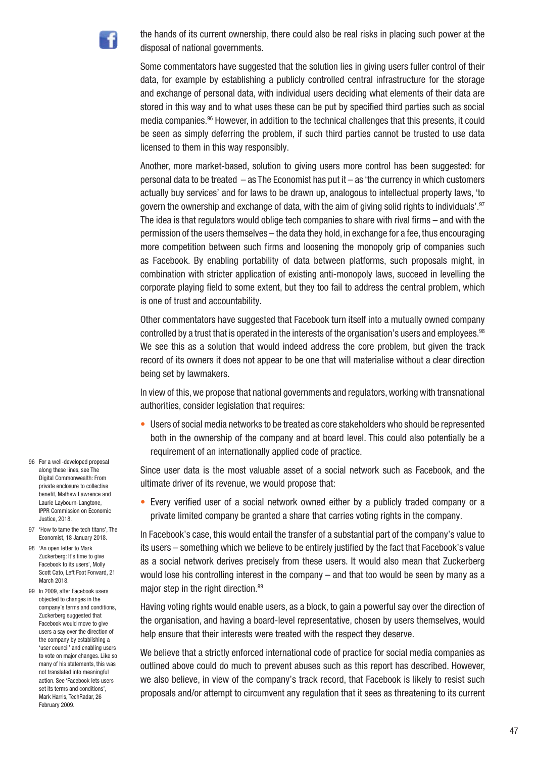the hands of its current ownership, there could also be real risks in placing such power at the disposal of national governments.

Some commentators have suggested that the solution lies in giving users fuller control of their data, for example by establishing a publicly controlled central infrastructure for the storage and exchange of personal data, with individual users deciding what elements of their data are stored in this way and to what uses these can be put by specified third parties such as social media companies.[96] However, in addition to the technical challenges that this presents, it could be seen as simply deferring the problem, if such third parties cannot be trusted to use data licensed to them in this way responsibly.

Another, more market-based, solution to giving users more control has been suggested: for personal data to be treated – as The Economist has put it – as 'the currency in which customers actually buy services' and for laws to be drawn up, analogous to intellectual property laws, 'to govern the ownership and exchange of data, with the aim of giving solid rights to individuals'.[97] The idea is that regulators would oblige tech companies to share with rival firms – and with the permission of the users themselves – the data they hold, in exchange for a fee, thus encouraging more competition between such firms and loosening the monopoly grip of companies such as Facebook. By enabling portability of data between platforms, such proposals might, in combination with stricter application of existing anti-monopoly laws, succeed in levelling the corporate playing field to some extent, but they too fail to address the central problem, which is one of trust and accountability.

Other commentators have suggested that Facebook turn itself into a mutually owned company controlled by a trust that is operated in the interests of the organisation's users and employees.[98] We see this as a solution that would indeed address the core problem, but given the track record of its owners it does not appear to be one that will materialise without a clear direction being set by lawmakers.

In view of this, we propose that national governments and regulators, working with transnational authorities, consider legislation that requires:

- Users of social media networks to be treated as core stakeholders who should be represented both in the ownership of the company and at board level. This could also potentially be a requirement of an internationally applied code of practice.

Since user data is the most valuable asset of a social network such as Facebook, and the ultimate driver of its revenue, we would propose that:

- Every verified user of a social network owned either by a publicly traded company or a private limited company be granted a share that carries voting rights in the company.

In Facebook's case, this would entail the transfer of a substantial part of the company's value to its users – something which we believe to be entirely justified by the fact that Facebook's value as a social network derives precisely from these users. It would also mean that Zuckerberg would lose his controlling interest in the company – and that too would be seen by many as a major step in the right direction.[99]

Having voting rights would enable users, as a block, to gain a powerful say over the direction of the organisation, and having a board-level representative, chosen by users themselves, would help ensure that their interests were treated with the respect they deserve.

We believe that a strictly enforced international code of practice for social media companies as outlined above could do much to prevent abuses such as this report has described. However, we also believe, in view of the company's track record, that Facebook is likely to resist such proposals and/or attempt to circumvent any regulation that it sees as threatening to its current

96 For a well-developed proposal along these lines, see The Digital Commonwealth: From private enclosure to collective benefit, Mathew Lawrence and Laurie Laybourn-Langtone, IPPR Commission on Economic Justice, 2018.

97 'How to tame the tech titans', The Economist, 18 January 2018.

98 'An open letter to Mark Zuckerberg: It's time to give Facebook to its users', Molly Scott Cato, Left Foot Forward, 21 March 2018.

99 In 2009, after Facebook users objected to changes in the company's terms and conditions, Zuckerberg suggested that Facebook would move to give users a say over the direction of the company by establishing a 'user council' and enabling users to vote on major changes. Like so many of his statements, this was not translated into meaningful action. See 'Facebook lets users set its terms and conditions', Mark Harris, TechRadar, 26 February 2009.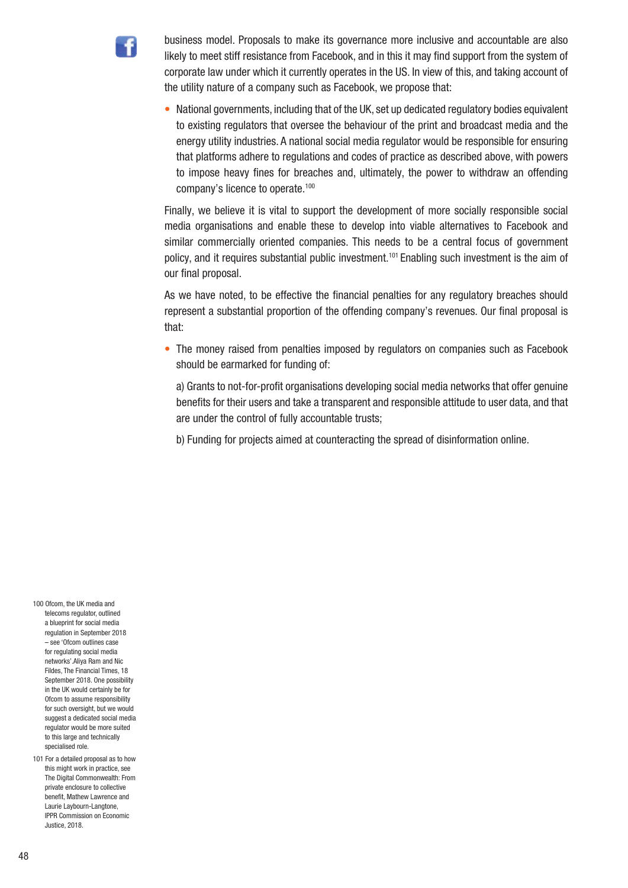business model. Proposals to make its governance more inclusive and accountable are also likely to meet stiff resistance from Facebook, and in this it may find support from the system of corporate law under which it currently operates in the US. In view of this, and taking account of the utility nature of a company such as Facebook, we propose that:

- National governments, including that of the UK, set up dedicated regulatory bodies equivalent to existing regulators that oversee the behaviour of the print and broadcast media and the energy utility industries. A national social media regulator would be responsible for ensuring that platforms adhere to regulations and codes of practice as described above, with powers to impose heavy fines for breaches and, ultimately, the power to withdraw an offending company's licence to operate.[100]

Finally, we believe it is vital to support the development of more socially responsible social media organisations and enable these to develop into viable alternatives to Facebook and similar commercially oriented companies. This needs to be a central focus of government policy, and it requires substantial public investment.[101] Enabling such investment is the aim of our final proposal.

As we have noted, to be effective the financial penalties for any regulatory breaches should represent a substantial proportion of the offending company's revenues. Our final proposal is that:

- The money raised from penalties imposed by regulators on companies such as Facebook should be earmarked for funding of:

  a) Grants to not-for-profit organisations developing social media networks that offer genuine benefits for their users and take a transparent and responsible attitude to user data, and that are under the control of fully accountable trusts;

  b) Funding for projects aimed at counteracting the spread of disinformation online.

100 Ofcom, the UK media and telecoms regulator, outlined a blueprint for social media regulation in September 2018 – see 'Ofcom outlines case for regulating social media networks'.Aliya Ram and Nic Fildes, The Financial Times, 18 September 2018. One possibility in the UK would certainly be for Ofcom to assume responsibility for such oversight, but we would suggest a dedicated social media regulator would be more suited to this large and technically specialised role.

101 For a detailed proposal as to how this might work in practice, see The Digital Commonwealth: From private enclosure to collective benefit, Mathew Lawrence and Laurie Laybourn-Langtone, IPPR Commission on Economic Justice, 2018.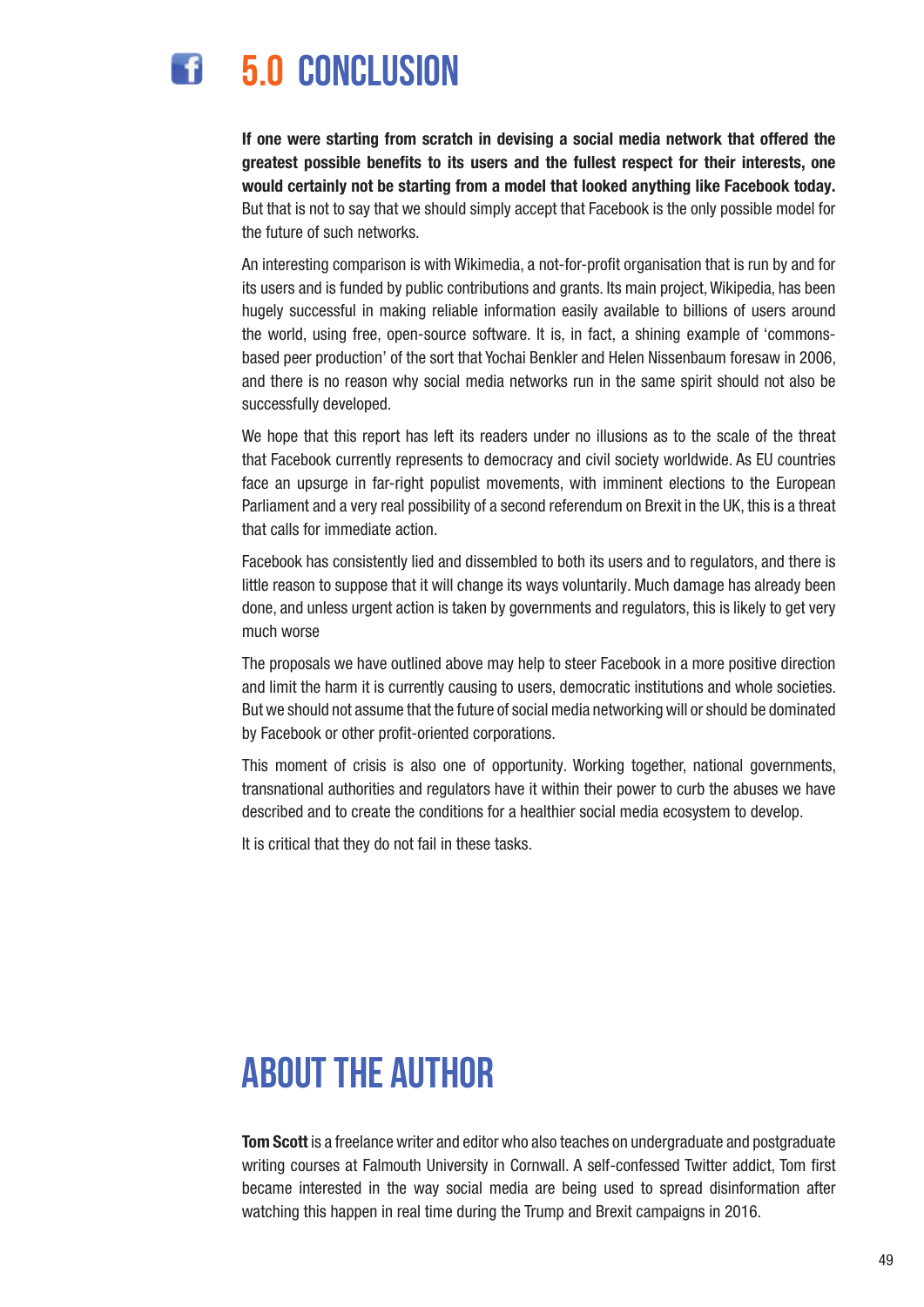# 5.0 CONCLUSION

**If one were starting from scratch in devising a social media network that offered the greatest possible benefits to its users and the fullest respect for their interests, one would certainly not be starting from a model that looked anything like Facebook today.** But that is not to say that we should simply accept that Facebook is the only possible model for the future of such networks.

An interesting comparison is with Wikimedia, a not-for-profit organisation that is run by and for its users and is funded by public contributions and grants. Its main project, Wikipedia, has been hugely successful in making reliable information easily available to billions of users around the world, using free, open-source software. It is, in fact, a shining example of 'commons-based peer production' of the sort that Yochai Benkler and Helen Nissenbaum foresaw in 2006, and there is no reason why social media networks run in the same spirit should not also be successfully developed.

We hope that this report has left its readers under no illusions as to the scale of the threat that Facebook currently represents to democracy and civil society worldwide. As EU countries face an upsurge in far-right populist movements, with imminent elections to the European Parliament and a very real possibility of a second referendum on Brexit in the UK, this is a threat that calls for immediate action.

Facebook has consistently lied and dissembled to both its users and to regulators, and there is little reason to suppose that it will change its ways voluntarily. Much damage has already been done, and unless urgent action is taken by governments and regulators, this is likely to get very much worse

The proposals we have outlined above may help to steer Facebook in a more positive direction and limit the harm it is currently causing to users, democratic institutions and whole societies. But we should not assume that the future of social media networking will or should be dominated by Facebook or other profit-oriented corporations.

This moment of crisis is also one of opportunity. Working together, national governments, transnational authorities and regulators have it within their power to curb the abuses we have described and to create the conditions for a healthier social media ecosystem to develop.

It is critical that they do not fail in these tasks.

# ABOUT THE AUTHOR

**Tom Scott** is a freelance writer and editor who also teaches on undergraduate and postgraduate writing courses at Falmouth University in Cornwall. A self-confessed Twitter addict, Tom first became interested in the way social media are being used to spread disinformation after watching this happen in real time during the Trump and Brexit campaigns in 2016.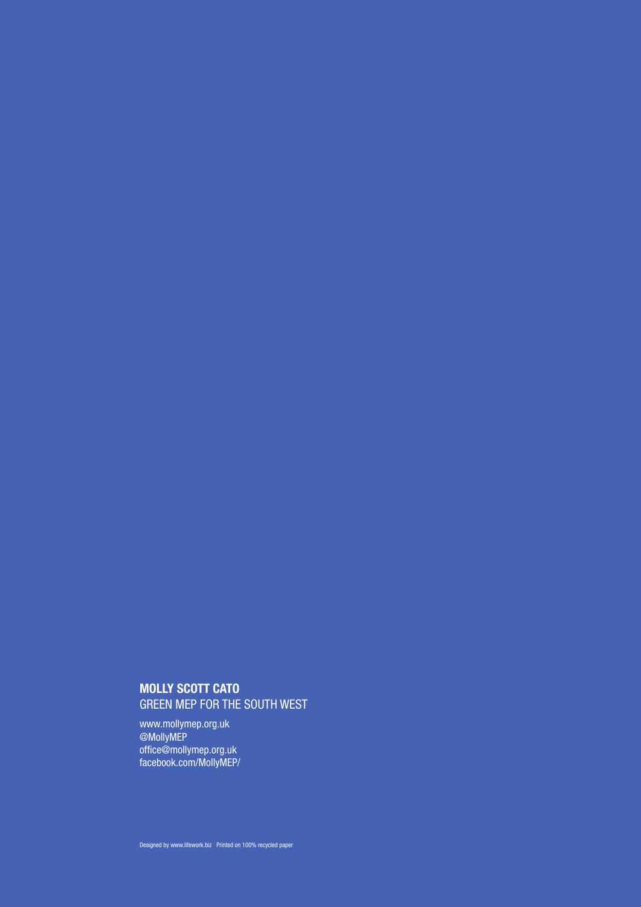**MOLLY SCOTT CATO**
GREEN MEP FOR THE SOUTH WEST

www.mollymep.org.uk
@MollyMEP
office@mollymep.org.uk
facebook.com/MollyMEP/

Designed by www.lifework.biz Printed on 100% recycled paper